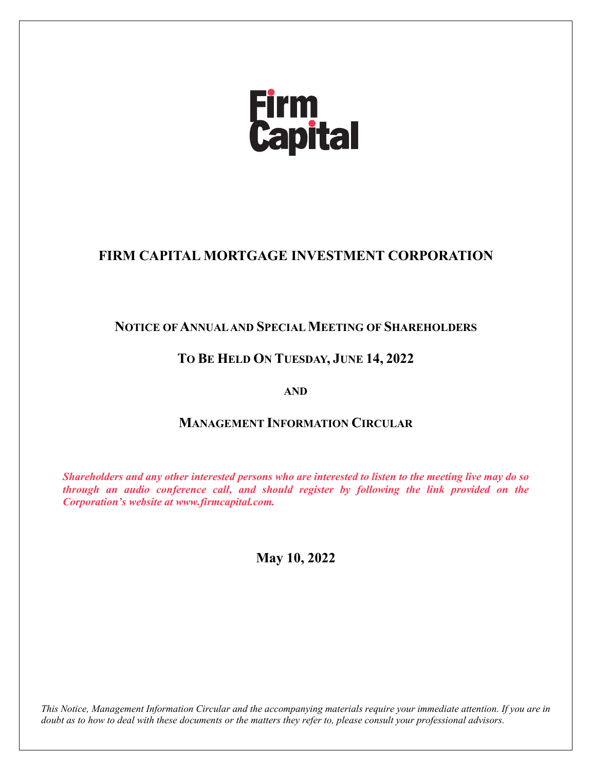Firm Capital

# FIRM CAPITAL MORTGAGE INVESTMENT CORPORATION

## NOTICE OF ANNUAL AND SPECIAL MEETING OF SHAREHOLDERS

## TO BE HELD ON TUESDAY, JUNE 14, 2022

**AND**

## MANAGEMENT INFORMATION CIRCULAR

***Shareholders and any other interested persons who are interested to listen to the meeting live may do so through an audio conference call, and should register by following the link provided on the Corporation's website at www.firmcapital.com.***

**May 10, 2022**

*This Notice, Management Information Circular and the accompanying materials require your immediate attention. If you are in doubt as to how to deal with these documents or the matters they refer to, please consult your professional advisors.*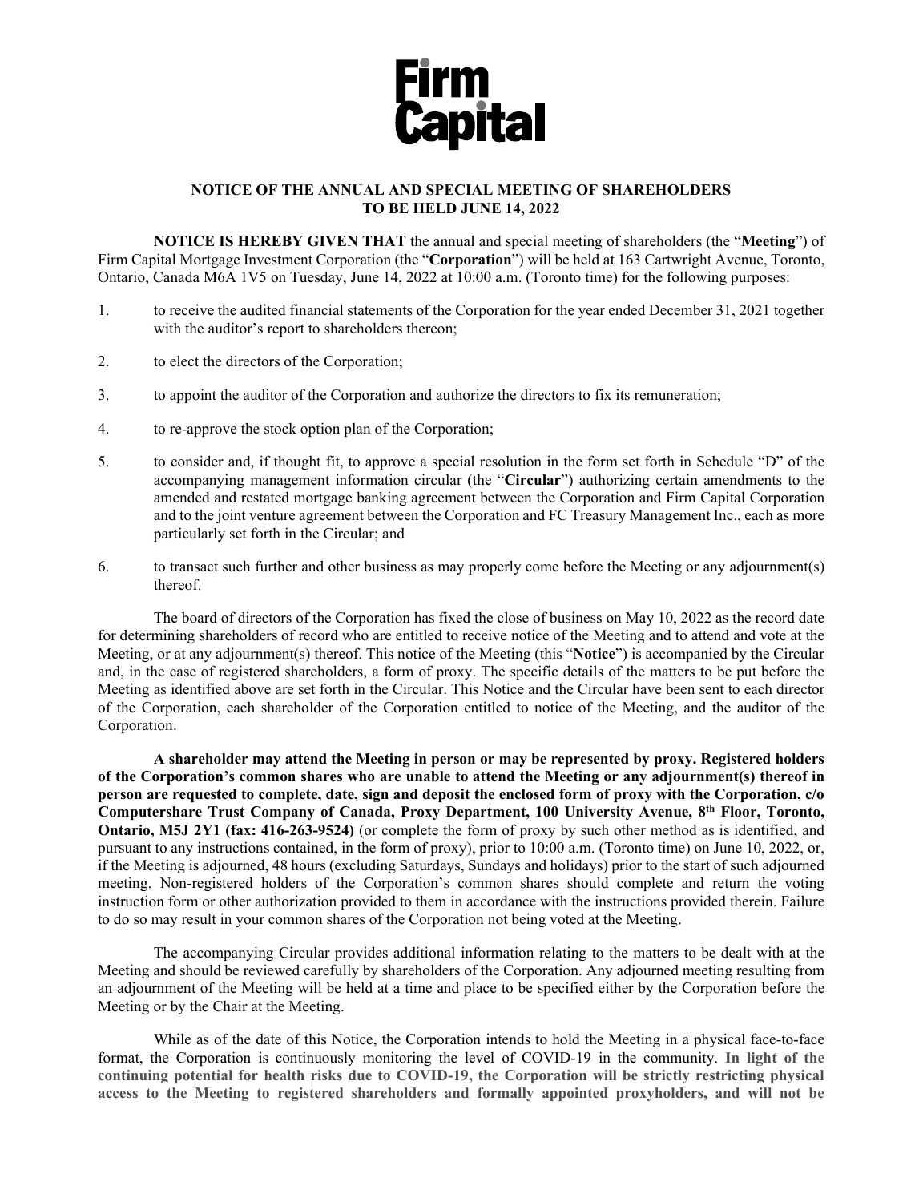Firm Capital

## NOTICE OF THE ANNUAL AND SPECIAL MEETING OF SHAREHOLDERS TO BE HELD JUNE 14, 2022

**NOTICE IS HEREBY GIVEN THAT** the annual and special meeting of shareholders (the "**Meeting**") of Firm Capital Mortgage Investment Corporation (the "**Corporation**") will be held at 163 Cartwright Avenue, Toronto, Ontario, Canada M6A 1V5 on Tuesday, June 14, 2022 at 10:00 a.m. (Toronto time) for the following purposes:

1. to receive the audited financial statements of the Corporation for the year ended December 31, 2021 together with the auditor's report to shareholders thereon;

2. to elect the directors of the Corporation;

3. to appoint the auditor of the Corporation and authorize the directors to fix its remuneration;

4. to re-approve the stock option plan of the Corporation;

5. to consider and, if thought fit, to approve a special resolution in the form set forth in Schedule "D" of the accompanying management information circular (the "**Circular**") authorizing certain amendments to the amended and restated mortgage banking agreement between the Corporation and Firm Capital Corporation and to the joint venture agreement between the Corporation and FC Treasury Management Inc., each as more particularly set forth in the Circular; and

6. to transact such further and other business as may properly come before the Meeting or any adjournment(s) thereof.

The board of directors of the Corporation has fixed the close of business on May 10, 2022 as the record date for determining shareholders of record who are entitled to receive notice of the Meeting and to attend and vote at the Meeting, or at any adjournment(s) thereof. This notice of the Meeting (this "**Notice**") is accompanied by the Circular and, in the case of registered shareholders, a form of proxy. The specific details of the matters to be put before the Meeting as identified above are set forth in the Circular. This Notice and the Circular have been sent to each director of the Corporation, each shareholder of the Corporation entitled to notice of the Meeting, and the auditor of the Corporation.

**A shareholder may attend the Meeting in person or may be represented by proxy. Registered holders of the Corporation's common shares who are unable to attend the Meeting or any adjournment(s) thereof in person are requested to complete, date, sign and deposit the enclosed form of proxy with the Corporation, c/o Computershare Trust Company of Canada, Proxy Department, 100 University Avenue, 8th Floor, Toronto, Ontario, M5J 2Y1 (fax: 416-263-9524)** (or complete the form of proxy by such other method as is identified, and pursuant to any instructions contained, in the form of proxy), prior to 10:00 a.m. (Toronto time) on June 10, 2022, or, if the Meeting is adjourned, 48 hours (excluding Saturdays, Sundays and holidays) prior to the start of such adjourned meeting. Non-registered holders of the Corporation's common shares should complete and return the voting instruction form or other authorization provided to them in accordance with the instructions provided therein. Failure to do so may result in your common shares of the Corporation not being voted at the Meeting.

The accompanying Circular provides additional information relating to the matters to be dealt with at the Meeting and should be reviewed carefully by shareholders of the Corporation. Any adjourned meeting resulting from an adjournment of the Meeting will be held at a time and place to be specified either by the Corporation before the Meeting or by the Chair at the Meeting.

While as of the date of this Notice, the Corporation intends to hold the Meeting in a physical face-to-face format, the Corporation is continuously monitoring the level of COVID-19 in the community. **In light of the continuing potential for health risks due to COVID-19, the Corporation will be strictly restricting physical access to the Meeting to registered shareholders and formally appointed proxyholders, and will not be**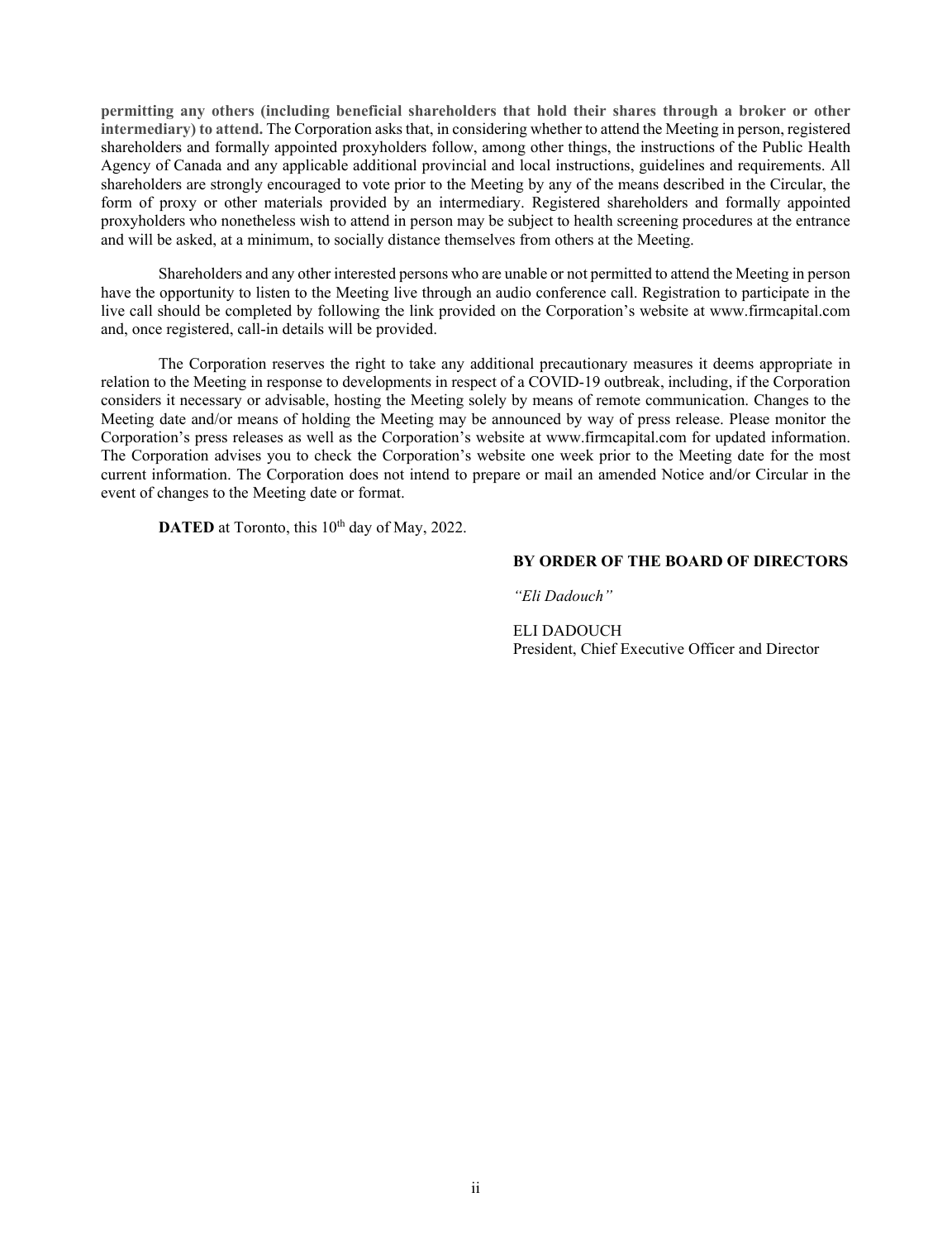**permitting any others (including beneficial shareholders that hold their shares through a broker or other intermediary) to attend.** The Corporation asks that, in considering whether to attend the Meeting in person, registered shareholders and formally appointed proxyholders follow, among other things, the instructions of the Public Health Agency of Canada and any applicable additional provincial and local instructions, guidelines and requirements. All shareholders are strongly encouraged to vote prior to the Meeting by any of the means described in the Circular, the form of proxy or other materials provided by an intermediary. Registered shareholders and formally appointed proxyholders who nonetheless wish to attend in person may be subject to health screening procedures at the entrance and will be asked, at a minimum, to socially distance themselves from others at the Meeting.

Shareholders and any other interested persons who are unable or not permitted to attend the Meeting in person have the opportunity to listen to the Meeting live through an audio conference call. Registration to participate in the live call should be completed by following the link provided on the Corporation's website at www.firmcapital.com and, once registered, call-in details will be provided.

The Corporation reserves the right to take any additional precautionary measures it deems appropriate in relation to the Meeting in response to developments in respect of a COVID-19 outbreak, including, if the Corporation considers it necessary or advisable, hosting the Meeting solely by means of remote communication. Changes to the Meeting date and/or means of holding the Meeting may be announced by way of press release. Please monitor the Corporation's press releases as well as the Corporation's website at www.firmcapital.com for updated information. The Corporation advises you to check the Corporation's website one week prior to the Meeting date for the most current information. The Corporation does not intend to prepare or mail an amended Notice and/or Circular in the event of changes to the Meeting date or format.

**DATED** at Toronto, this 10th day of May, 2022.

**BY ORDER OF THE BOARD OF DIRECTORS**

*"Eli Dadouch"*

ELI DADOUCH
President, Chief Executive Officer and Director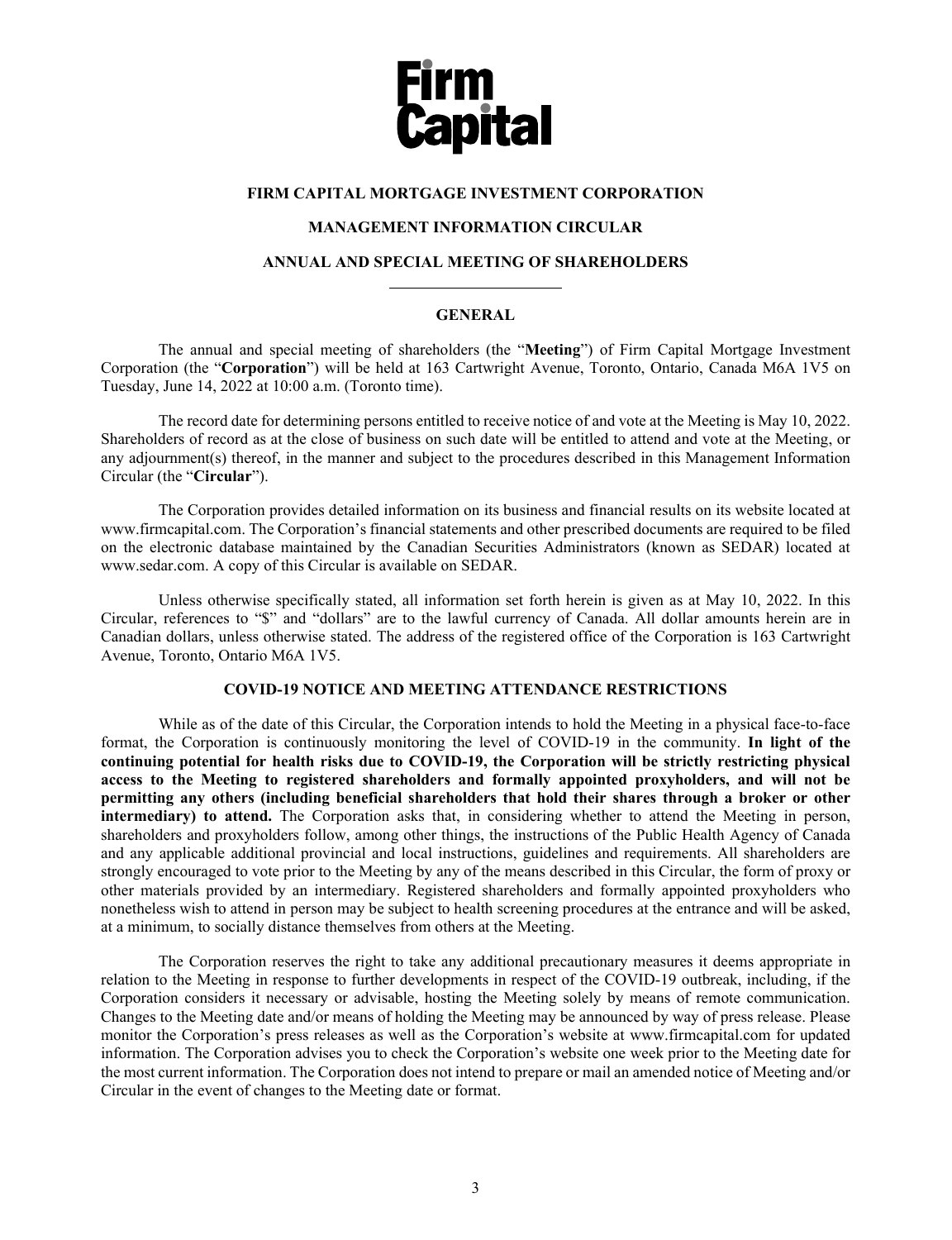**FIRM CAPITAL MORTGAGE INVESTMENT CORPORATION**

**MANAGEMENT INFORMATION CIRCULAR**

**ANNUAL AND SPECIAL MEETING OF SHAREHOLDERS**

## GENERAL

The annual and special meeting of shareholders (the "**Meeting**") of Firm Capital Mortgage Investment Corporation (the "**Corporation**") will be held at 163 Cartwright Avenue, Toronto, Ontario, Canada M6A 1V5 on Tuesday, June 14, 2022 at 10:00 a.m. (Toronto time).

The record date for determining persons entitled to receive notice of and vote at the Meeting is May 10, 2022. Shareholders of record as at the close of business on such date will be entitled to attend and vote at the Meeting, or any adjournment(s) thereof, in the manner and subject to the procedures described in this Management Information Circular (the "**Circular**").

The Corporation provides detailed information on its business and financial results on its website located at www.firmcapital.com. The Corporation's financial statements and other prescribed documents are required to be filed on the electronic database maintained by the Canadian Securities Administrators (known as SEDAR) located at www.sedar.com. A copy of this Circular is available on SEDAR.

Unless otherwise specifically stated, all information set forth herein is given as at May 10, 2022. In this Circular, references to "$" and "dollars" are to the lawful currency of Canada. All dollar amounts herein are in Canadian dollars, unless otherwise stated. The address of the registered office of the Corporation is 163 Cartwright Avenue, Toronto, Ontario M6A 1V5.

## COVID-19 NOTICE AND MEETING ATTENDANCE RESTRICTIONS

While as of the date of this Circular, the Corporation intends to hold the Meeting in a physical face-to-face format, the Corporation is continuously monitoring the level of COVID-19 in the community. **In light of the continuing potential for health risks due to COVID-19, the Corporation will be strictly restricting physical access to the Meeting to registered shareholders and formally appointed proxyholders, and will not be permitting any others (including beneficial shareholders that hold their shares through a broker or other intermediary) to attend.** The Corporation asks that, in considering whether to attend the Meeting in person, shareholders and proxyholders follow, among other things, the instructions of the Public Health Agency of Canada and any applicable additional provincial and local instructions, guidelines and requirements. All shareholders are strongly encouraged to vote prior to the Meeting by any of the means described in this Circular, the form of proxy or other materials provided by an intermediary. Registered shareholders and formally appointed proxyholders who nonetheless wish to attend in person may be subject to health screening procedures at the entrance and will be asked, at a minimum, to socially distance themselves from others at the Meeting.

The Corporation reserves the right to take any additional precautionary measures it deems appropriate in relation to the Meeting in response to further developments in respect of the COVID-19 outbreak, including, if the Corporation considers it necessary or advisable, hosting the Meeting solely by means of remote communication. Changes to the Meeting date and/or means of holding the Meeting may be announced by way of press release. Please monitor the Corporation's press releases as well as the Corporation's website at www.firmcapital.com for updated information. The Corporation advises you to check the Corporation's website one week prior to the Meeting date for the most current information. The Corporation does not intend to prepare or mail an amended notice of Meeting and/or Circular in the event of changes to the Meeting date or format.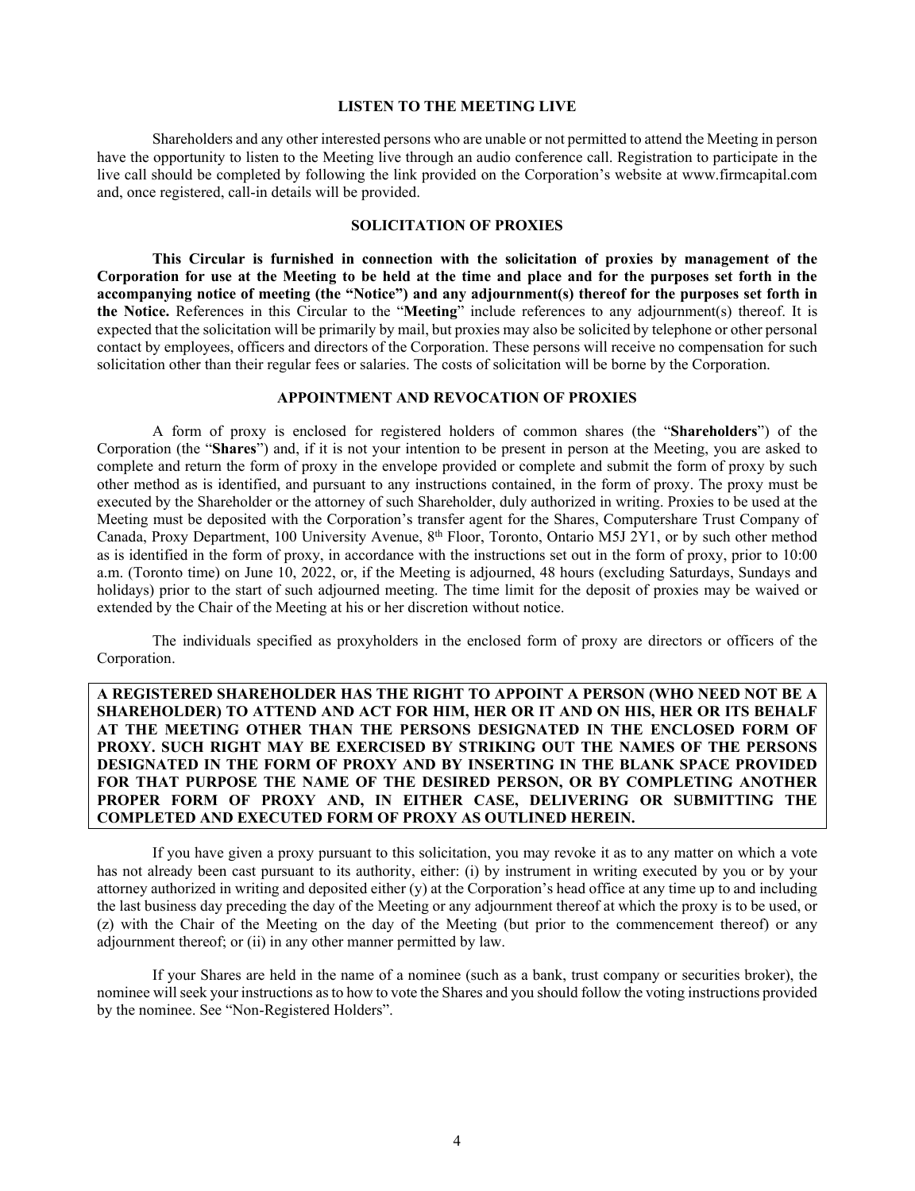## LISTEN TO THE MEETING LIVE

Shareholders and any other interested persons who are unable or not permitted to attend the Meeting in person have the opportunity to listen to the Meeting live through an audio conference call. Registration to participate in the live call should be completed by following the link provided on the Corporation's website at www.firmcapital.com and, once registered, call-in details will be provided.

## SOLICITATION OF PROXIES

**This Circular is furnished in connection with the solicitation of proxies by management of the Corporation for use at the Meeting to be held at the time and place and for the purposes set forth in the accompanying notice of meeting (the "Notice") and any adjournment(s) thereof for the purposes set forth in the Notice.** References in this Circular to the "**Meeting**" include references to any adjournment(s) thereof. It is expected that the solicitation will be primarily by mail, but proxies may also be solicited by telephone or other personal contact by employees, officers and directors of the Corporation. These persons will receive no compensation for such solicitation other than their regular fees or salaries. The costs of solicitation will be borne by the Corporation.

## APPOINTMENT AND REVOCATION OF PROXIES

A form of proxy is enclosed for registered holders of common shares (the "**Shareholders**") of the Corporation (the "**Shares**") and, if it is not your intention to be present in person at the Meeting, you are asked to complete and return the form of proxy in the envelope provided or complete and submit the form of proxy by such other method as is identified, and pursuant to any instructions contained, in the form of proxy. The proxy must be executed by the Shareholder or the attorney of such Shareholder, duly authorized in writing. Proxies to be used at the Meeting must be deposited with the Corporation's transfer agent for the Shares, Computershare Trust Company of Canada, Proxy Department, 100 University Avenue, 8th Floor, Toronto, Ontario M5J 2Y1, or by such other method as is identified in the form of proxy, in accordance with the instructions set out in the form of proxy, prior to 10:00 a.m. (Toronto time) on June 10, 2022, or, if the Meeting is adjourned, 48 hours (excluding Saturdays, Sundays and holidays) prior to the start of such adjourned meeting. The time limit for the deposit of proxies may be waived or extended by the Chair of the Meeting at his or her discretion without notice.

The individuals specified as proxyholders in the enclosed form of proxy are directors or officers of the Corporation.

**A REGISTERED SHAREHOLDER HAS THE RIGHT TO APPOINT A PERSON (WHO NEED NOT BE A SHAREHOLDER) TO ATTEND AND ACT FOR HIM, HER OR IT AND ON HIS, HER OR ITS BEHALF AT THE MEETING OTHER THAN THE PERSONS DESIGNATED IN THE ENCLOSED FORM OF PROXY. SUCH RIGHT MAY BE EXERCISED BY STRIKING OUT THE NAMES OF THE PERSONS DESIGNATED IN THE FORM OF PROXY AND BY INSERTING IN THE BLANK SPACE PROVIDED FOR THAT PURPOSE THE NAME OF THE DESIRED PERSON, OR BY COMPLETING ANOTHER PROPER FORM OF PROXY AND, IN EITHER CASE, DELIVERING OR SUBMITTING THE COMPLETED AND EXECUTED FORM OF PROXY AS OUTLINED HEREIN.**

If you have given a proxy pursuant to this solicitation, you may revoke it as to any matter on which a vote has not already been cast pursuant to its authority, either: (i) by instrument in writing executed by you or by your attorney authorized in writing and deposited either (y) at the Corporation's head office at any time up to and including the last business day preceding the day of the Meeting or any adjournment thereof at which the proxy is to be used, or (z) with the Chair of the Meeting on the day of the Meeting (but prior to the commencement thereof) or any adjournment thereof; or (ii) in any other manner permitted by law.

If your Shares are held in the name of a nominee (such as a bank, trust company or securities broker), the nominee will seek your instructions as to how to vote the Shares and you should follow the voting instructions provided by the nominee. See "Non-Registered Holders".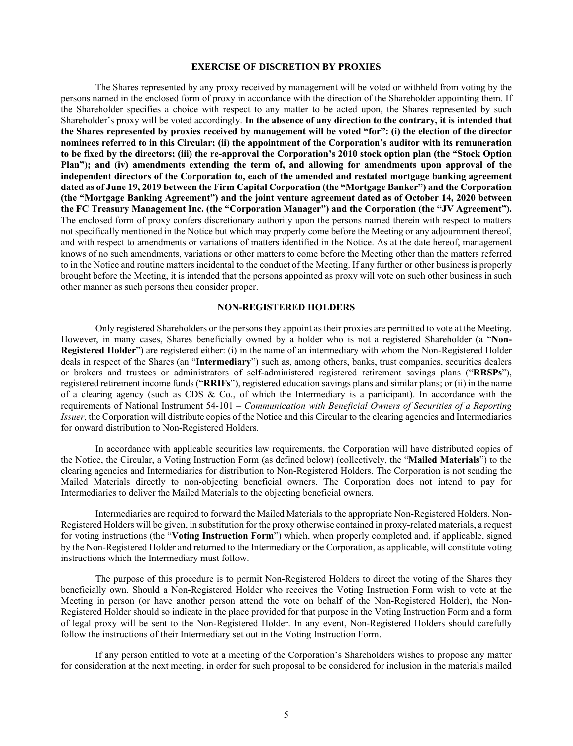## EXERCISE OF DISCRETION BY PROXIES

The Shares represented by any proxy received by management will be voted or withheld from voting by the persons named in the enclosed form of proxy in accordance with the direction of the Shareholder appointing them. If the Shareholder specifies a choice with respect to any matter to be acted upon, the Shares represented by such Shareholder's proxy will be voted accordingly. **In the absence of any direction to the contrary, it is intended that the Shares represented by proxies received by management will be voted "for": (i) the election of the director nominees referred to in this Circular; (ii) the appointment of the Corporation's auditor with its remuneration to be fixed by the directors; (iii) the re-approval the Corporation's 2010 stock option plan (the "Stock Option Plan"); and (iv) amendments extending the term of, and allowing for amendments upon approval of the independent directors of the Corporation to, each of the amended and restated mortgage banking agreement dated as of June 19, 2019 between the Firm Capital Corporation (the "Mortgage Banker") and the Corporation (the "Mortgage Banking Agreement") and the joint venture agreement dated as of October 14, 2020 between the FC Treasury Management Inc. (the "Corporation Manager") and the Corporation (the "JV Agreement").** The enclosed form of proxy confers discretionary authority upon the persons named therein with respect to matters not specifically mentioned in the Notice but which may properly come before the Meeting or any adjournment thereof, and with respect to amendments or variations of matters identified in the Notice. As at the date hereof, management knows of no such amendments, variations or other matters to come before the Meeting other than the matters referred to in the Notice and routine matters incidental to the conduct of the Meeting. If any further or other business is properly brought before the Meeting, it is intended that the persons appointed as proxy will vote on such other business in such other manner as such persons then consider proper.

## NON-REGISTERED HOLDERS

Only registered Shareholders or the persons they appoint as their proxies are permitted to vote at the Meeting. However, in many cases, Shares beneficially owned by a holder who is not a registered Shareholder (a "**Non-Registered Holder**") are registered either: (i) in the name of an intermediary with whom the Non-Registered Holder deals in respect of the Shares (an "**Intermediary**") such as, among others, banks, trust companies, securities dealers or brokers and trustees or administrators of self-administered registered retirement savings plans ("**RRSPs**"), registered retirement income funds ("**RRIFs**"), registered education savings plans and similar plans; or (ii) in the name of a clearing agency (such as CDS & Co., of which the Intermediary is a participant). In accordance with the requirements of National Instrument 54-101 – *Communication with Beneficial Owners of Securities of a Reporting Issuer*, the Corporation will distribute copies of the Notice and this Circular to the clearing agencies and Intermediaries for onward distribution to Non-Registered Holders.

In accordance with applicable securities law requirements, the Corporation will have distributed copies of the Notice, the Circular, a Voting Instruction Form (as defined below) (collectively, the "**Mailed Materials**") to the clearing agencies and Intermediaries for distribution to Non-Registered Holders. The Corporation is not sending the Mailed Materials directly to non-objecting beneficial owners. The Corporation does not intend to pay for Intermediaries to deliver the Mailed Materials to the objecting beneficial owners.

Intermediaries are required to forward the Mailed Materials to the appropriate Non-Registered Holders. Non-Registered Holders will be given, in substitution for the proxy otherwise contained in proxy-related materials, a request for voting instructions (the "**Voting Instruction Form**") which, when properly completed and, if applicable, signed by the Non-Registered Holder and returned to the Intermediary or the Corporation, as applicable, will constitute voting instructions which the Intermediary must follow.

The purpose of this procedure is to permit Non-Registered Holders to direct the voting of the Shares they beneficially own. Should a Non-Registered Holder who receives the Voting Instruction Form wish to vote at the Meeting in person (or have another person attend the vote on behalf of the Non-Registered Holder), the Non-Registered Holder should so indicate in the place provided for that purpose in the Voting Instruction Form and a form of legal proxy will be sent to the Non-Registered Holder. In any event, Non-Registered Holders should carefully follow the instructions of their Intermediary set out in the Voting Instruction Form.

If any person entitled to vote at a meeting of the Corporation's Shareholders wishes to propose any matter for consideration at the next meeting, in order for such proposal to be considered for inclusion in the materials mailed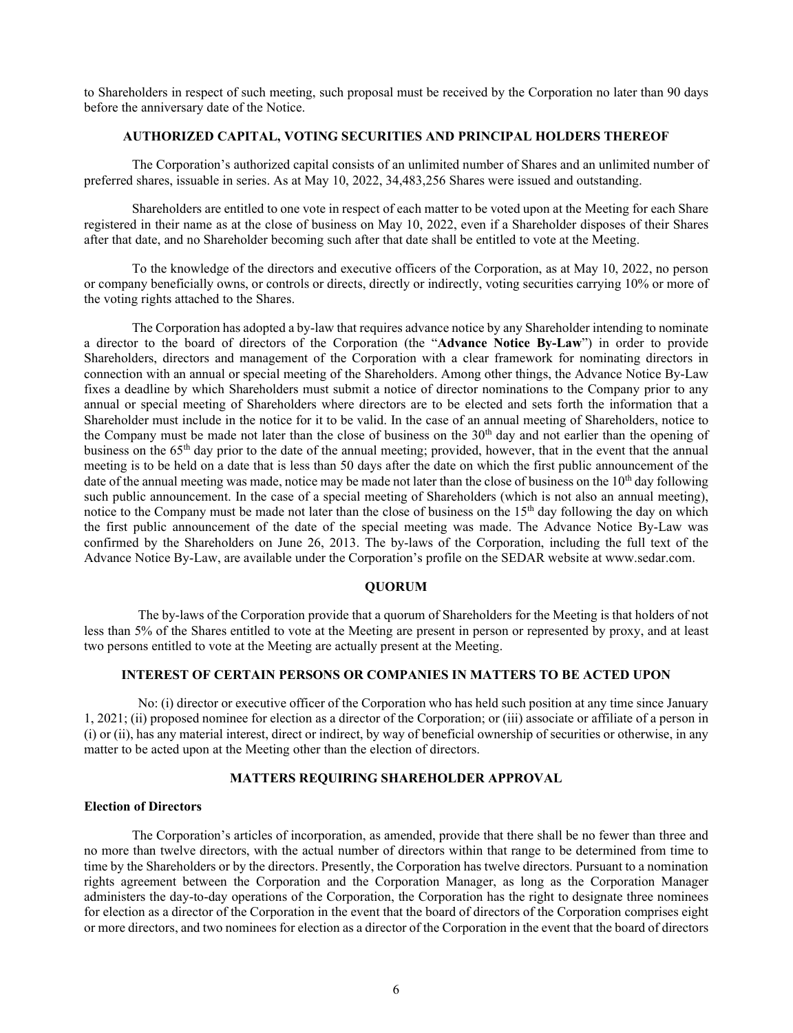to Shareholders in respect of such meeting, such proposal must be received by the Corporation no later than 90 days before the anniversary date of the Notice.

## AUTHORIZED CAPITAL, VOTING SECURITIES AND PRINCIPAL HOLDERS THEREOF

The Corporation's authorized capital consists of an unlimited number of Shares and an unlimited number of preferred shares, issuable in series. As at May 10, 2022, 34,483,256 Shares were issued and outstanding.

Shareholders are entitled to one vote in respect of each matter to be voted upon at the Meeting for each Share registered in their name as at the close of business on May 10, 2022, even if a Shareholder disposes of their Shares after that date, and no Shareholder becoming such after that date shall be entitled to vote at the Meeting.

To the knowledge of the directors and executive officers of the Corporation, as at May 10, 2022, no person or company beneficially owns, or controls or directs, directly or indirectly, voting securities carrying 10% or more of the voting rights attached to the Shares.

The Corporation has adopted a by-law that requires advance notice by any Shareholder intending to nominate a director to the board of directors of the Corporation (the "**Advance Notice By-Law**") in order to provide Shareholders, directors and management of the Corporation with a clear framework for nominating directors in connection with an annual or special meeting of the Shareholders. Among other things, the Advance Notice By-Law fixes a deadline by which Shareholders must submit a notice of director nominations to the Company prior to any annual or special meeting of Shareholders where directors are to be elected and sets forth the information that a Shareholder must include in the notice for it to be valid. In the case of an annual meeting of Shareholders, notice to the Company must be made not later than the close of business on the 30th day and not earlier than the opening of business on the 65th day prior to the date of the annual meeting; provided, however, that in the event that the annual meeting is to be held on a date that is less than 50 days after the date on which the first public announcement of the date of the annual meeting was made, notice may be made not later than the close of business on the 10th day following such public announcement. In the case of a special meeting of Shareholders (which is not also an annual meeting), notice to the Company must be made not later than the close of business on the 15th day following the day on which the first public announcement of the date of the special meeting was made. The Advance Notice By-Law was confirmed by the Shareholders on June 26, 2013. The by-laws of the Corporation, including the full text of the Advance Notice By-Law, are available under the Corporation's profile on the SEDAR website at www.sedar.com.

## QUORUM

The by-laws of the Corporation provide that a quorum of Shareholders for the Meeting is that holders of not less than 5% of the Shares entitled to vote at the Meeting are present in person or represented by proxy, and at least two persons entitled to vote at the Meeting are actually present at the Meeting.

## INTEREST OF CERTAIN PERSONS OR COMPANIES IN MATTERS TO BE ACTED UPON

No: (i) director or executive officer of the Corporation who has held such position at any time since January 1, 2021; (ii) proposed nominee for election as a director of the Corporation; or (iii) associate or affiliate of a person in (i) or (ii), has any material interest, direct or indirect, by way of beneficial ownership of securities or otherwise, in any matter to be acted upon at the Meeting other than the election of directors.

## MATTERS REQUIRING SHAREHOLDER APPROVAL

### Election of Directors

The Corporation's articles of incorporation, as amended, provide that there shall be no fewer than three and no more than twelve directors, with the actual number of directors within that range to be determined from time to time by the Shareholders or by the directors. Presently, the Corporation has twelve directors. Pursuant to a nomination rights agreement between the Corporation and the Corporation Manager, as long as the Corporation Manager administers the day-to-day operations of the Corporation, the Corporation has the right to designate three nominees for election as a director of the Corporation in the event that the board of directors of the Corporation comprises eight or more directors, and two nominees for election as a director of the Corporation in the event that the board of directors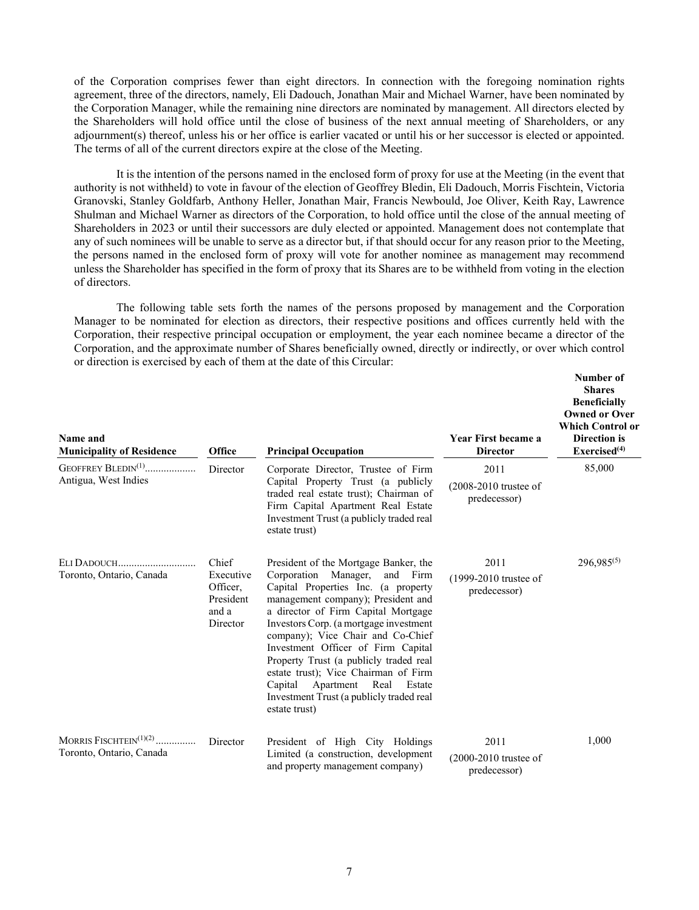of the Corporation comprises fewer than eight directors. In connection with the foregoing nomination rights agreement, three of the directors, namely, Eli Dadouch, Jonathan Mair and Michael Warner, have been nominated by the Corporation Manager, while the remaining nine directors are nominated by management. All directors elected by the Shareholders will hold office until the close of business of the next annual meeting of Shareholders, or any adjournment(s) thereof, unless his or her office is earlier vacated or until his or her successor is elected or appointed. The terms of all of the current directors expire at the close of the Meeting.

It is the intention of the persons named in the enclosed form of proxy for use at the Meeting (in the event that authority is not withheld) to vote in favour of the election of Geoffrey Bledin, Eli Dadouch, Morris Fischtein, Victoria Granovski, Stanley Goldfarb, Anthony Heller, Jonathan Mair, Francis Newbould, Joe Oliver, Keith Ray, Lawrence Shulman and Michael Warner as directors of the Corporation, to hold office until the close of the annual meeting of Shareholders in 2023 or until their successors are duly elected or appointed. Management does not contemplate that any of such nominees will be unable to serve as a director but, if that should occur for any reason prior to the Meeting, the persons named in the enclosed form of proxy will vote for another nominee as management may recommend unless the Shareholder has specified in the form of proxy that its Shares are to be withheld from voting in the election of directors.

The following table sets forth the names of the persons proposed by management and the Corporation Manager to be nominated for election as directors, their respective positions and offices currently held with the Corporation, their respective principal occupation or employment, the year each nominee became a director of the Corporation, and the approximate number of Shares beneficially owned, directly or indirectly, or over which control or direction is exercised by each of them at the date of this Circular:

| Name and Municipality of Residence | Office | Principal Occupation | Year First became a Director | Number of Shares Beneficially Owned or Over Which Control or Direction is Exercised[(4)] |
|---|---|---|---|---|
| GEOFFREY BLEDIN[(1)]<br>Antigua, West Indies | Director | Corporate Director, Trustee of Firm Capital Property Trust (a publicly traded real estate trust); Chairman of Firm Capital Apartment Real Estate Investment Trust (a publicly traded real estate trust) | 2011<br>(2008-2010 trustee of predecessor) | 85,000 |
| ELI DADOUCH<br>Toronto, Ontario, Canada | Chief Executive Officer, President and a Director | President of the Mortgage Banker, the Corporation Manager, and Firm Capital Properties Inc. (a property management company); President and a director of Firm Capital Mortgage Investors Corp. (a mortgage investment company); Vice Chair and Co-Chief Investment Officer of Firm Capital Property Trust (a publicly traded real estate trust); Vice Chairman of Firm Capital Apartment Real Estate Investment Trust (a publicly traded real estate trust) | 2011<br>(1999-2010 trustee of predecessor) | 296,985[(5)] |
| MORRIS FISCHTEIN[(1)(2)]<br>Toronto, Ontario, Canada | Director | President of High City Holdings Limited (a construction, development and property management company) | 2011<br>(2000-2010 trustee of predecessor) | 1,000 |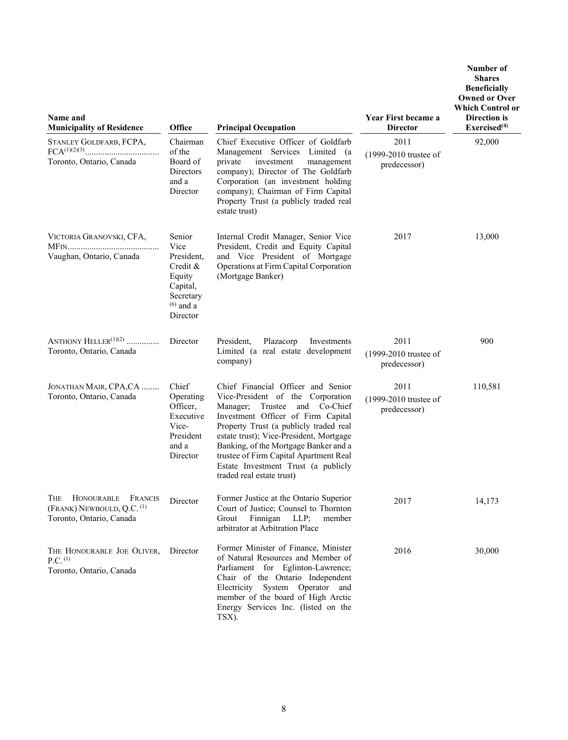| Name and Municipality of Residence | Office | Principal Occupation | Year First became a Director | Number of Shares Beneficially Owned or Over Which Control or Direction is Exercised[(4)] |
|---|---|---|---|---|
| STANLEY GOLDFARB, FCPA, FCA[(1)(2)(3)] ................................. Toronto, Ontario, Canada | Chairman of the Board of Directors and a Director | Chief Executive Officer of Goldfarb Management Services Limited (a private investment management company); Director of The Goldfarb Corporation (an investment holding company); Chairman of Firm Capital Property Trust (a publicly traded real estate trust) | 2011 (1999-2010 trustee of predecessor) | 92,000 |
| VICTORIA GRANOVSKI, CFA, MFIN......................................... Vaughan, Ontario, Canada | Senior Vice President, Credit & Equity Capital, Secretary [(6)] and a Director | Internal Credit Manager, Senior Vice President, Credit and Equity Capital and Vice President of Mortgage Operations at Firm Capital Corporation (Mortgage Banker) | 2017 | 13,000 |
| ANTHONY HELLER[(1)(2)] .............. Toronto, Ontario, Canada | Director | President, Plazacorp Investments Limited (a real estate development company) | 2011 (1999-2010 trustee of predecessor) | 900 |
| JONATHAN MAIR, CPA,CA ........ Toronto, Ontario, Canada | Chief Operating Officer, Executive Vice-President and a Director | Chief Financial Officer and Senior Vice-President of the Corporation Manager; Trustee and Co-Chief Investment Officer of Firm Capital Property Trust (a publicly traded real estate trust); Vice-President, Mortgage Banking, of the Mortgage Banker and a trustee of Firm Capital Apartment Real Estate Investment Trust (a publicly traded real estate trust) | 2011 (1999-2010 trustee of predecessor) | 110,581 |
| THE HONOURABLE FRANCIS (FRANK) NEWBOULD, Q.C.[(1)] Toronto, Ontario, Canada | Director | Former Justice at the Ontario Superior Court of Justice; Counsel to Thornton Grout Finnigan LLP; member arbitrator at Arbitration Place | 2017 | 14,173 |
| THE HONOURABLE JOE OLIVER, P.C.[(1)] Toronto, Ontario, Canada | Director | Former Minister of Finance, Minister of Natural Resources and Member of Parliament for Eglinton-Lawrence; Chair of the Ontario Independent Electricity System Operator and member of the board of High Arctic Energy Services Inc. (listed on the TSX). | 2016 | 30,000 |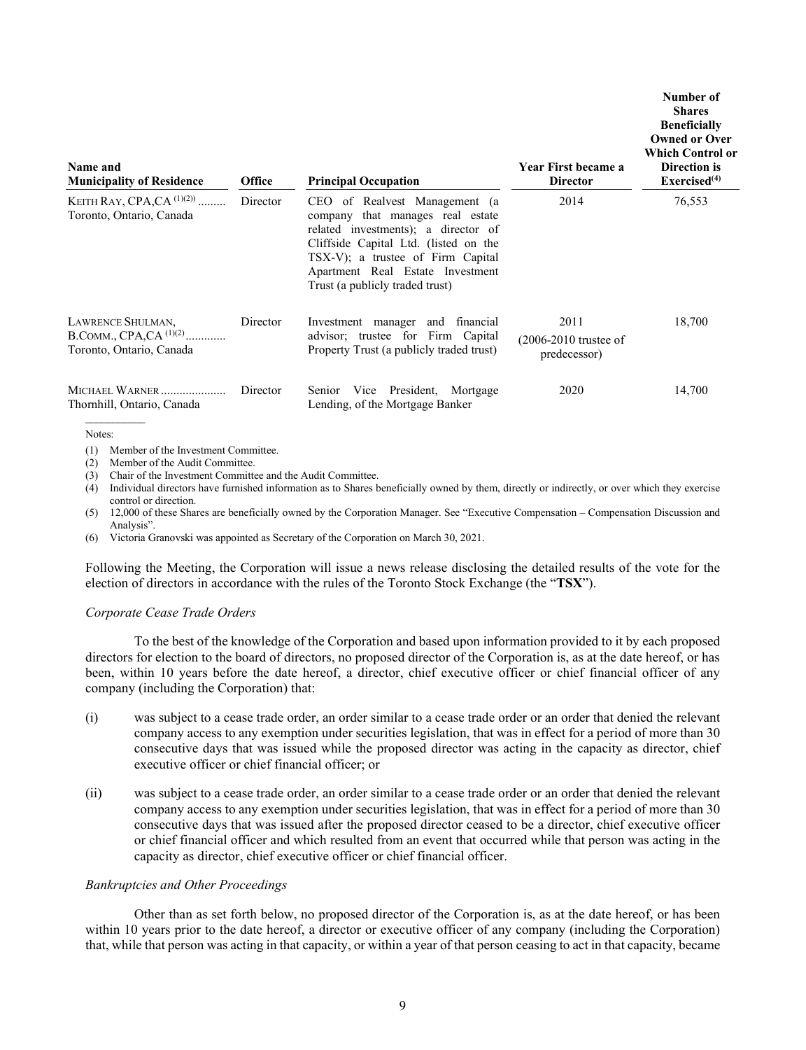| Name and Municipality of Residence | Office | Principal Occupation | Year First became a Director | Number of Shares Beneficially Owned or Over Which Control or Direction is Exercised[(4)] |
|---|---|---|---|---|
| KEITH RAY, CPA,CA [(1)(2)] ......... Toronto, Ontario, Canada | Director | CEO of Realvest Management (a company that manages real estate related investments); a director of Cliffside Capital Ltd. (listed on the TSX-V); a trustee of Firm Capital Apartment Real Estate Investment Trust (a publicly traded trust) | 2014 | 76,553 |
| LAWRENCE SHULMAN, B.COMM., CPA,CA [(1)(2)] ............ Toronto, Ontario, Canada | Director | Investment manager and financial advisor; trustee for Firm Capital Property Trust (a publicly traded trust) | 2011 (2006-2010 trustee of predecessor) | 18,700 |
| MICHAEL WARNER .................... Thornhill, Ontario, Canada | Director | Senior Vice President, Mortgage Lending, of the Mortgage Banker | 2020 | 14,700 |

Notes:

(1) Member of the Investment Committee.

(2) Member of the Audit Committee.

(3) Chair of the Investment Committee and the Audit Committee.

(4) Individual directors have furnished information as to Shares beneficially owned by them, directly or indirectly, or over which they exercise control or direction.

(5) 12,000 of these Shares are beneficially owned by the Corporation Manager. See "Executive Compensation – Compensation Discussion and Analysis".

(6) Victoria Granovski was appointed as Secretary of the Corporation on March 30, 2021.

Following the Meeting, the Corporation will issue a news release disclosing the detailed results of the vote for the election of directors in accordance with the rules of the Toronto Stock Exchange (the "**TSX**").

*Corporate Cease Trade Orders*

To the best of the knowledge of the Corporation and based upon information provided to it by each proposed directors for election to the board of directors, no proposed director of the Corporation is, as at the date hereof, or has been, within 10 years before the date hereof, a director, chief executive officer or chief financial officer of any company (including the Corporation) that:

(i) was subject to a cease trade order, an order similar to a cease trade order or an order that denied the relevant company access to any exemption under securities legislation, that was in effect for a period of more than 30 consecutive days that was issued while the proposed director was acting in the capacity as director, chief executive officer or chief financial officer; or

(ii) was subject to a cease trade order, an order similar to a cease trade order or an order that denied the relevant company access to any exemption under securities legislation, that was in effect for a period of more than 30 consecutive days that was issued after the proposed director ceased to be a director, chief executive officer or chief financial officer and which resulted from an event that occurred while that person was acting in the capacity as director, chief executive officer or chief financial officer.

*Bankruptcies and Other Proceedings*

Other than as set forth below, no proposed director of the Corporation is, as at the date hereof, or has been within 10 years prior to the date hereof, a director or executive officer of any company (including the Corporation) that, while that person was acting in that capacity, or within a year of that person ceasing to act in that capacity, became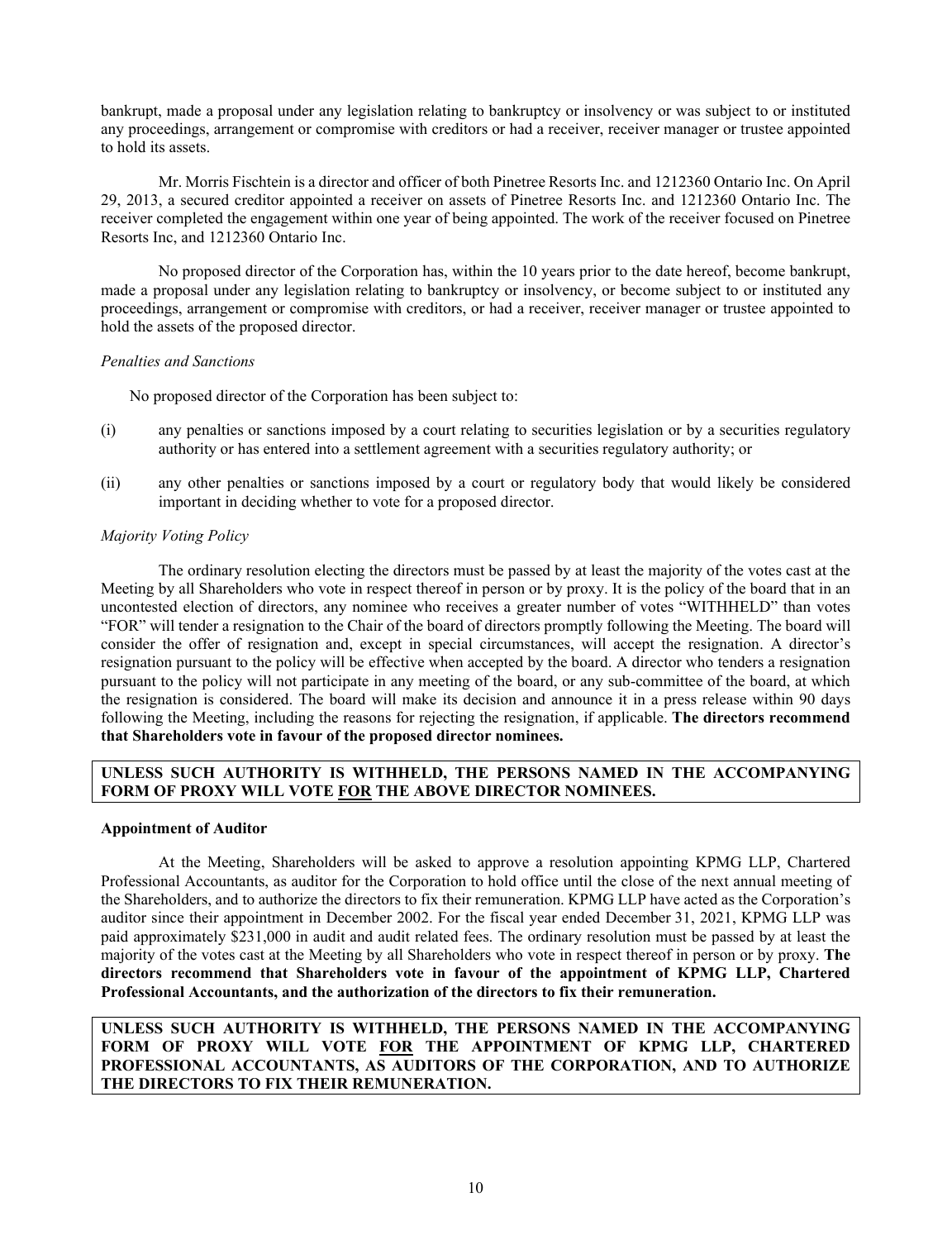bankrupt, made a proposal under any legislation relating to bankruptcy or insolvency or was subject to or instituted any proceedings, arrangement or compromise with creditors or had a receiver, receiver manager or trustee appointed to hold its assets.

Mr. Morris Fischtein is a director and officer of both Pinetree Resorts Inc. and 1212360 Ontario Inc. On April 29, 2013, a secured creditor appointed a receiver on assets of Pinetree Resorts Inc. and 1212360 Ontario Inc. The receiver completed the engagement within one year of being appointed. The work of the receiver focused on Pinetree Resorts Inc, and 1212360 Ontario Inc.

No proposed director of the Corporation has, within the 10 years prior to the date hereof, become bankrupt, made a proposal under any legislation relating to bankruptcy or insolvency, or become subject to or instituted any proceedings, arrangement or compromise with creditors, or had a receiver, receiver manager or trustee appointed to hold the assets of the proposed director.

*Penalties and Sanctions*

No proposed director of the Corporation has been subject to:

(i) any penalties or sanctions imposed by a court relating to securities legislation or by a securities regulatory authority or has entered into a settlement agreement with a securities regulatory authority; or

(ii) any other penalties or sanctions imposed by a court or regulatory body that would likely be considered important in deciding whether to vote for a proposed director.

*Majority Voting Policy*

The ordinary resolution electing the directors must be passed by at least the majority of the votes cast at the Meeting by all Shareholders who vote in respect thereof in person or by proxy. It is the policy of the board that in an uncontested election of directors, any nominee who receives a greater number of votes "WITHHELD" than votes "FOR" will tender a resignation to the Chair of the board of directors promptly following the Meeting. The board will consider the offer of resignation and, except in special circumstances, will accept the resignation. A director's resignation pursuant to the policy will be effective when accepted by the board. A director who tenders a resignation pursuant to the policy will not participate in any meeting of the board, or any sub-committee of the board, at which the resignation is considered. The board will make its decision and announce it in a press release within 90 days following the Meeting, including the reasons for rejecting the resignation, if applicable. **The directors recommend that Shareholders vote in favour of the proposed director nominees.**

**UNLESS SUCH AUTHORITY IS WITHHELD, THE PERSONS NAMED IN THE ACCOMPANYING FORM OF PROXY WILL VOTE FOR THE ABOVE DIRECTOR NOMINEES.**

**Appointment of Auditor**

At the Meeting, Shareholders will be asked to approve a resolution appointing KPMG LLP, Chartered Professional Accountants, as auditor for the Corporation to hold office until the close of the next annual meeting of the Shareholders, and to authorize the directors to fix their remuneration. KPMG LLP have acted as the Corporation's auditor since their appointment in December 2002. For the fiscal year ended December 31, 2021, KPMG LLP was paid approximately $231,000 in audit and audit related fees. The ordinary resolution must be passed by at least the majority of the votes cast at the Meeting by all Shareholders who vote in respect thereof in person or by proxy. **The directors recommend that Shareholders vote in favour of the appointment of KPMG LLP, Chartered Professional Accountants, and the authorization of the directors to fix their remuneration.**

**UNLESS SUCH AUTHORITY IS WITHHELD, THE PERSONS NAMED IN THE ACCOMPANYING FORM OF PROXY WILL VOTE FOR THE APPOINTMENT OF KPMG LLP, CHARTERED PROFESSIONAL ACCOUNTANTS, AS AUDITORS OF THE CORPORATION, AND TO AUTHORIZE THE DIRECTORS TO FIX THEIR REMUNERATION.**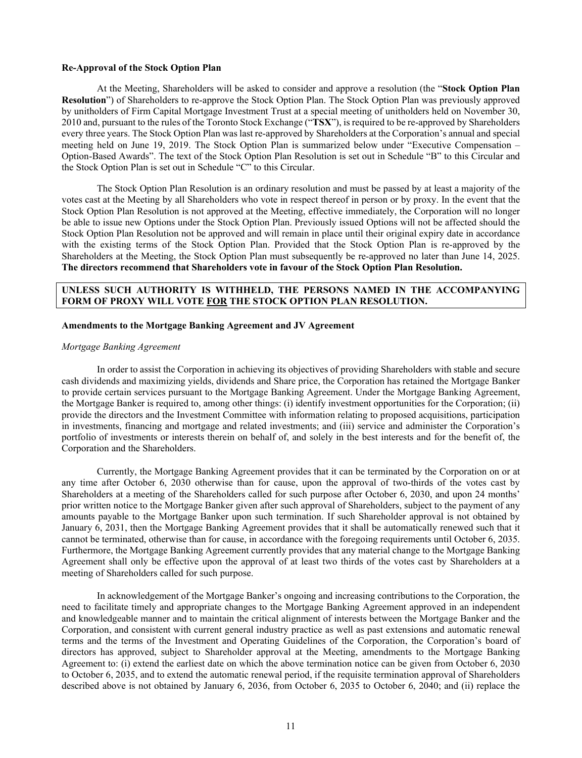**Re-Approval of the Stock Option Plan**

At the Meeting, Shareholders will be asked to consider and approve a resolution (the "**Stock Option Plan Resolution**") of Shareholders to re-approve the Stock Option Plan. The Stock Option Plan was previously approved by unitholders of Firm Capital Mortgage Investment Trust at a special meeting of unitholders held on November 30, 2010 and, pursuant to the rules of the Toronto Stock Exchange ("**TSX**"), is required to be re-approved by Shareholders every three years. The Stock Option Plan was last re-approved by Shareholders at the Corporation's annual and special meeting held on June 19, 2019. The Stock Option Plan is summarized below under "Executive Compensation – Option-Based Awards". The text of the Stock Option Plan Resolution is set out in Schedule "B" to this Circular and the Stock Option Plan is set out in Schedule "C" to this Circular.

The Stock Option Plan Resolution is an ordinary resolution and must be passed by at least a majority of the votes cast at the Meeting by all Shareholders who vote in respect thereof in person or by proxy. In the event that the Stock Option Plan Resolution is not approved at the Meeting, effective immediately, the Corporation will no longer be able to issue new Options under the Stock Option Plan. Previously issued Options will not be affected should the Stock Option Plan Resolution not be approved and will remain in place until their original expiry date in accordance with the existing terms of the Stock Option Plan. Provided that the Stock Option Plan is re-approved by the Shareholders at the Meeting, the Stock Option Plan must subsequently be re-approved no later than June 14, 2025. **The directors recommend that Shareholders vote in favour of the Stock Option Plan Resolution.**

**UNLESS SUCH AUTHORITY IS WITHHELD, THE PERSONS NAMED IN THE ACCOMPANYING FORM OF PROXY WILL VOTE FOR THE STOCK OPTION PLAN RESOLUTION.**

**Amendments to the Mortgage Banking Agreement and JV Agreement**

*Mortgage Banking Agreement*

In order to assist the Corporation in achieving its objectives of providing Shareholders with stable and secure cash dividends and maximizing yields, dividends and Share price, the Corporation has retained the Mortgage Banker to provide certain services pursuant to the Mortgage Banking Agreement. Under the Mortgage Banking Agreement, the Mortgage Banker is required to, among other things: (i) identify investment opportunities for the Corporation; (ii) provide the directors and the Investment Committee with information relating to proposed acquisitions, participation in investments, financing and mortgage and related investments; and (iii) service and administer the Corporation's portfolio of investments or interests therein on behalf of, and solely in the best interests and for the benefit of, the Corporation and the Shareholders.

Currently, the Mortgage Banking Agreement provides that it can be terminated by the Corporation on or at any time after October 6, 2030 otherwise than for cause, upon the approval of two-thirds of the votes cast by Shareholders at a meeting of the Shareholders called for such purpose after October 6, 2030, and upon 24 months' prior written notice to the Mortgage Banker given after such approval of Shareholders, subject to the payment of any amounts payable to the Mortgage Banker upon such termination. If such Shareholder approval is not obtained by January 6, 2031, then the Mortgage Banking Agreement provides that it shall be automatically renewed such that it cannot be terminated, otherwise than for cause, in accordance with the foregoing requirements until October 6, 2035. Furthermore, the Mortgage Banking Agreement currently provides that any material change to the Mortgage Banking Agreement shall only be effective upon the approval of at least two thirds of the votes cast by Shareholders at a meeting of Shareholders called for such purpose.

In acknowledgement of the Mortgage Banker's ongoing and increasing contributions to the Corporation, the need to facilitate timely and appropriate changes to the Mortgage Banking Agreement approved in an independent and knowledgeable manner and to maintain the critical alignment of interests between the Mortgage Banker and the Corporation, and consistent with current general industry practice as well as past extensions and automatic renewal terms and the terms of the Investment and Operating Guidelines of the Corporation, the Corporation's board of directors has approved, subject to Shareholder approval at the Meeting, amendments to the Mortgage Banking Agreement to: (i) extend the earliest date on which the above termination notice can be given from October 6, 2030 to October 6, 2035, and to extend the automatic renewal period, if the requisite termination approval of Shareholders described above is not obtained by January 6, 2036, from October 6, 2035 to October 6, 2040; and (ii) replace the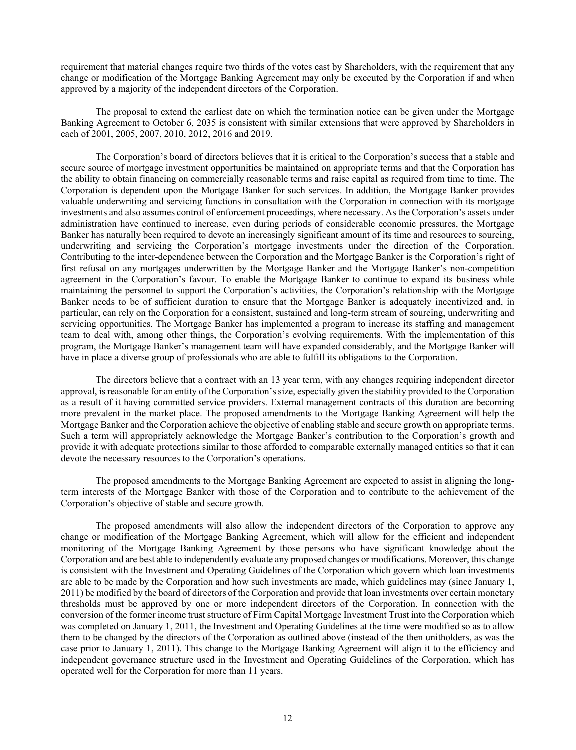requirement that material changes require two thirds of the votes cast by Shareholders, with the requirement that any change or modification of the Mortgage Banking Agreement may only be executed by the Corporation if and when approved by a majority of the independent directors of the Corporation.

The proposal to extend the earliest date on which the termination notice can be given under the Mortgage Banking Agreement to October 6, 2035 is consistent with similar extensions that were approved by Shareholders in each of 2001, 2005, 2007, 2010, 2012, 2016 and 2019.

The Corporation's board of directors believes that it is critical to the Corporation's success that a stable and secure source of mortgage investment opportunities be maintained on appropriate terms and that the Corporation has the ability to obtain financing on commercially reasonable terms and raise capital as required from time to time. The Corporation is dependent upon the Mortgage Banker for such services. In addition, the Mortgage Banker provides valuable underwriting and servicing functions in consultation with the Corporation in connection with its mortgage investments and also assumes control of enforcement proceedings, where necessary. As the Corporation's assets under administration have continued to increase, even during periods of considerable economic pressures, the Mortgage Banker has naturally been required to devote an increasingly significant amount of its time and resources to sourcing, underwriting and servicing the Corporation's mortgage investments under the direction of the Corporation. Contributing to the inter-dependence between the Corporation and the Mortgage Banker is the Corporation's right of first refusal on any mortgages underwritten by the Mortgage Banker and the Mortgage Banker's non-competition agreement in the Corporation's favour. To enable the Mortgage Banker to continue to expand its business while maintaining the personnel to support the Corporation's activities, the Corporation's relationship with the Mortgage Banker needs to be of sufficient duration to ensure that the Mortgage Banker is adequately incentivized and, in particular, can rely on the Corporation for a consistent, sustained and long-term stream of sourcing, underwriting and servicing opportunities. The Mortgage Banker has implemented a program to increase its staffing and management team to deal with, among other things, the Corporation's evolving requirements. With the implementation of this program, the Mortgage Banker's management team will have expanded considerably, and the Mortgage Banker will have in place a diverse group of professionals who are able to fulfill its obligations to the Corporation.

The directors believe that a contract with an 13 year term, with any changes requiring independent director approval, is reasonable for an entity of the Corporation's size, especially given the stability provided to the Corporation as a result of it having committed service providers. External management contracts of this duration are becoming more prevalent in the market place. The proposed amendments to the Mortgage Banking Agreement will help the Mortgage Banker and the Corporation achieve the objective of enabling stable and secure growth on appropriate terms. Such a term will appropriately acknowledge the Mortgage Banker's contribution to the Corporation's growth and provide it with adequate protections similar to those afforded to comparable externally managed entities so that it can devote the necessary resources to the Corporation's operations.

The proposed amendments to the Mortgage Banking Agreement are expected to assist in aligning the long-term interests of the Mortgage Banker with those of the Corporation and to contribute to the achievement of the Corporation's objective of stable and secure growth.

The proposed amendments will also allow the independent directors of the Corporation to approve any change or modification of the Mortgage Banking Agreement, which will allow for the efficient and independent monitoring of the Mortgage Banking Agreement by those persons who have significant knowledge about the Corporation and are best able to independently evaluate any proposed changes or modifications. Moreover, this change is consistent with the Investment and Operating Guidelines of the Corporation which govern which loan investments are able to be made by the Corporation and how such investments are made, which guidelines may (since January 1, 2011) be modified by the board of directors of the Corporation and provide that loan investments over certain monetary thresholds must be approved by one or more independent directors of the Corporation. In connection with the conversion of the former income trust structure of Firm Capital Mortgage Investment Trust into the Corporation which was completed on January 1, 2011, the Investment and Operating Guidelines at the time were modified so as to allow them to be changed by the directors of the Corporation as outlined above (instead of the then unitholders, as was the case prior to January 1, 2011). This change to the Mortgage Banking Agreement will align it to the efficiency and independent governance structure used in the Investment and Operating Guidelines of the Corporation, which has operated well for the Corporation for more than 11 years.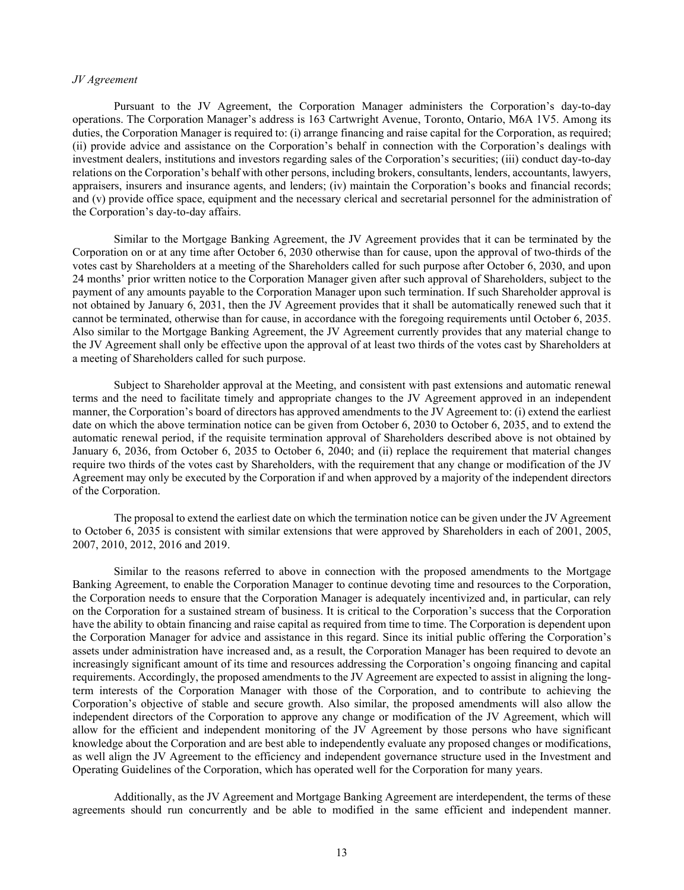*JV Agreement*

Pursuant to the JV Agreement, the Corporation Manager administers the Corporation's day-to-day operations. The Corporation Manager's address is 163 Cartwright Avenue, Toronto, Ontario, M6A 1V5. Among its duties, the Corporation Manager is required to: (i) arrange financing and raise capital for the Corporation, as required; (ii) provide advice and assistance on the Corporation's behalf in connection with the Corporation's dealings with investment dealers, institutions and investors regarding sales of the Corporation's securities; (iii) conduct day-to-day relations on the Corporation's behalf with other persons, including brokers, consultants, lenders, accountants, lawyers, appraisers, insurers and insurance agents, and lenders; (iv) maintain the Corporation's books and financial records; and (v) provide office space, equipment and the necessary clerical and secretarial personnel for the administration of the Corporation's day-to-day affairs.

Similar to the Mortgage Banking Agreement, the JV Agreement provides that it can be terminated by the Corporation on or at any time after October 6, 2030 otherwise than for cause, upon the approval of two-thirds of the votes cast by Shareholders at a meeting of the Shareholders called for such purpose after October 6, 2030, and upon 24 months' prior written notice to the Corporation Manager given after such approval of Shareholders, subject to the payment of any amounts payable to the Corporation Manager upon such termination. If such Shareholder approval is not obtained by January 6, 2031, then the JV Agreement provides that it shall be automatically renewed such that it cannot be terminated, otherwise than for cause, in accordance with the foregoing requirements until October 6, 2035. Also similar to the Mortgage Banking Agreement, the JV Agreement currently provides that any material change to the JV Agreement shall only be effective upon the approval of at least two thirds of the votes cast by Shareholders at a meeting of Shareholders called for such purpose.

Subject to Shareholder approval at the Meeting, and consistent with past extensions and automatic renewal terms and the need to facilitate timely and appropriate changes to the JV Agreement approved in an independent manner, the Corporation's board of directors has approved amendments to the JV Agreement to: (i) extend the earliest date on which the above termination notice can be given from October 6, 2030 to October 6, 2035, and to extend the automatic renewal period, if the requisite termination approval of Shareholders described above is not obtained by January 6, 2036, from October 6, 2035 to October 6, 2040; and (ii) replace the requirement that material changes require two thirds of the votes cast by Shareholders, with the requirement that any change or modification of the JV Agreement may only be executed by the Corporation if and when approved by a majority of the independent directors of the Corporation.

The proposal to extend the earliest date on which the termination notice can be given under the JV Agreement to October 6, 2035 is consistent with similar extensions that were approved by Shareholders in each of 2001, 2005, 2007, 2010, 2012, 2016 and 2019.

Similar to the reasons referred to above in connection with the proposed amendments to the Mortgage Banking Agreement, to enable the Corporation Manager to continue devoting time and resources to the Corporation, the Corporation needs to ensure that the Corporation Manager is adequately incentivized and, in particular, can rely on the Corporation for a sustained stream of business. It is critical to the Corporation's success that the Corporation have the ability to obtain financing and raise capital as required from time to time. The Corporation is dependent upon the Corporation Manager for advice and assistance in this regard. Since its initial public offering the Corporation's assets under administration have increased and, as a result, the Corporation Manager has been required to devote an increasingly significant amount of its time and resources addressing the Corporation's ongoing financing and capital requirements. Accordingly, the proposed amendments to the JV Agreement are expected to assist in aligning the long-term interests of the Corporation Manager with those of the Corporation, and to contribute to achieving the Corporation's objective of stable and secure growth. Also similar, the proposed amendments will also allow the independent directors of the Corporation to approve any change or modification of the JV Agreement, which will allow for the efficient and independent monitoring of the JV Agreement by those persons who have significant knowledge about the Corporation and are best able to independently evaluate any proposed changes or modifications, as well align the JV Agreement to the efficiency and independent governance structure used in the Investment and Operating Guidelines of the Corporation, which has operated well for the Corporation for many years.

Additionally, as the JV Agreement and Mortgage Banking Agreement are interdependent, the terms of these agreements should run concurrently and be able to modified in the same efficient and independent manner.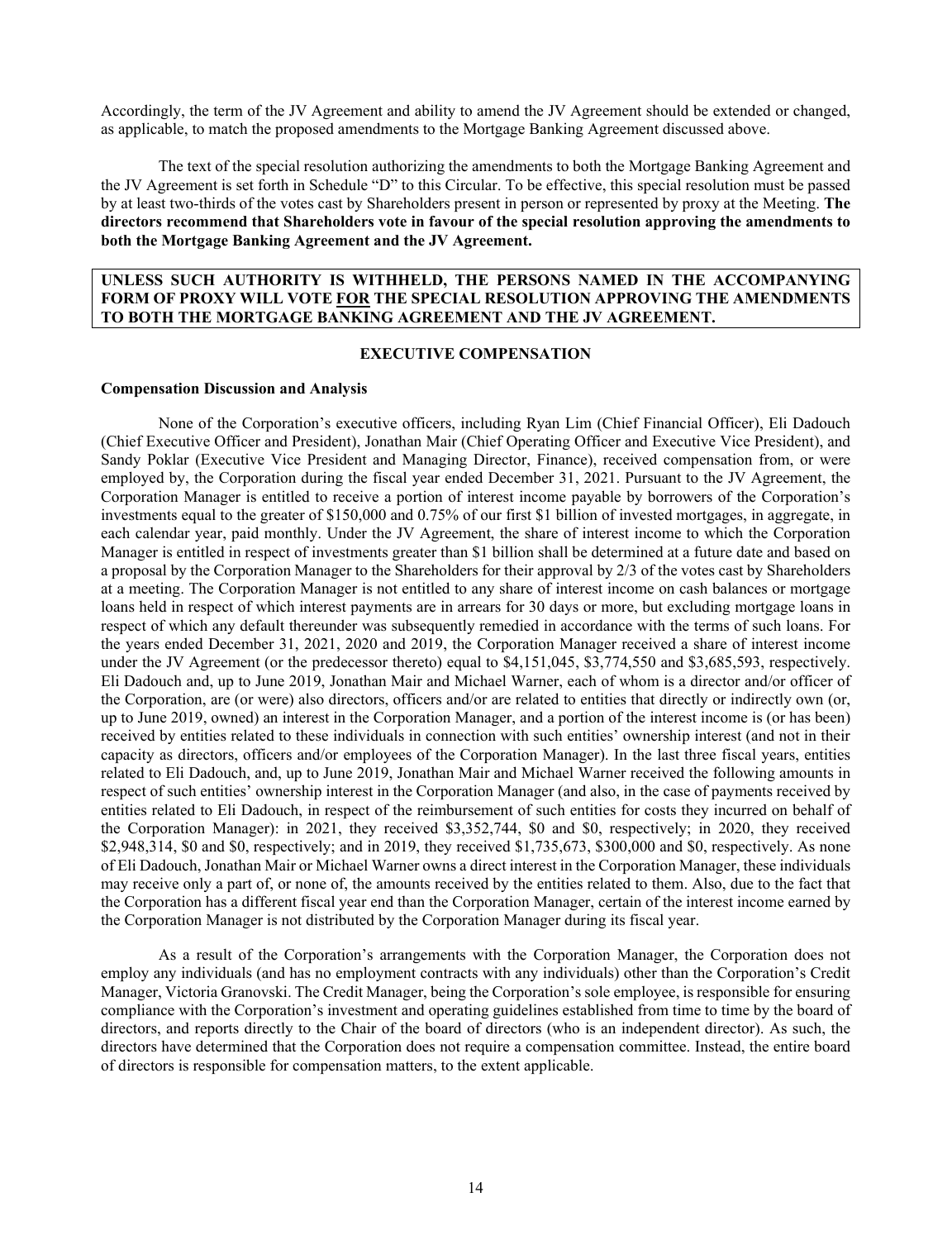Accordingly, the term of the JV Agreement and ability to amend the JV Agreement should be extended or changed, as applicable, to match the proposed amendments to the Mortgage Banking Agreement discussed above.

The text of the special resolution authorizing the amendments to both the Mortgage Banking Agreement and the JV Agreement is set forth in Schedule "D" to this Circular. To be effective, this special resolution must be passed by at least two-thirds of the votes cast by Shareholders present in person or represented by proxy at the Meeting. **The directors recommend that Shareholders vote in favour of the special resolution approving the amendments to both the Mortgage Banking Agreement and the JV Agreement.**

**UNLESS SUCH AUTHORITY IS WITHHELD, THE PERSONS NAMED IN THE ACCOMPANYING FORM OF PROXY WILL VOTE <u>FOR</u> THE SPECIAL RESOLUTION APPROVING THE AMENDMENTS TO BOTH THE MORTGAGE BANKING AGREEMENT AND THE JV AGREEMENT.**

## EXECUTIVE COMPENSATION

### Compensation Discussion and Analysis

None of the Corporation's executive officers, including Ryan Lim (Chief Financial Officer), Eli Dadouch (Chief Executive Officer and President), Jonathan Mair (Chief Operating Officer and Executive Vice President), and Sandy Poklar (Executive Vice President and Managing Director, Finance), received compensation from, or were employed by, the Corporation during the fiscal year ended December 31, 2021. Pursuant to the JV Agreement, the Corporation Manager is entitled to receive a portion of interest income payable by borrowers of the Corporation's investments equal to the greater of $150,000 and 0.75% of our first $1 billion of invested mortgages, in aggregate, in each calendar year, paid monthly. Under the JV Agreement, the share of interest income to which the Corporation Manager is entitled in respect of investments greater than $1 billion shall be determined at a future date and based on a proposal by the Corporation Manager to the Shareholders for their approval by 2/3 of the votes cast by Shareholders at a meeting. The Corporation Manager is not entitled to any share of interest income on cash balances or mortgage loans held in respect of which interest payments are in arrears for 30 days or more, but excluding mortgage loans in respect of which any default thereunder was subsequently remedied in accordance with the terms of such loans. For the years ended December 31, 2021, 2020 and 2019, the Corporation Manager received a share of interest income under the JV Agreement (or the predecessor thereto) equal to $4,151,045, $3,774,550 and $3,685,593, respectively. Eli Dadouch and, up to June 2019, Jonathan Mair and Michael Warner, each of whom is a director and/or officer of the Corporation, are (or were) also directors, officers and/or are related to entities that directly or indirectly own (or, up to June 2019, owned) an interest in the Corporation Manager, and a portion of the interest income is (or has been) received by entities related to these individuals in connection with such entities' ownership interest (and not in their capacity as directors, officers and/or employees of the Corporation Manager). In the last three fiscal years, entities related to Eli Dadouch, and, up to June 2019, Jonathan Mair and Michael Warner received the following amounts in respect of such entities' ownership interest in the Corporation Manager (and also, in the case of payments received by entities related to Eli Dadouch, in respect of the reimbursement of such entities for costs they incurred on behalf of the Corporation Manager): in 2021, they received $3,352,744, $0 and $0, respectively; in 2020, they received $2,948,314, $0 and $0, respectively; and in 2019, they received $1,735,673, $300,000 and $0, respectively. As none of Eli Dadouch, Jonathan Mair or Michael Warner owns a direct interest in the Corporation Manager, these individuals may receive only a part of, or none of, the amounts received by the entities related to them. Also, due to the fact that the Corporation has a different fiscal year end than the Corporation Manager, certain of the interest income earned by the Corporation Manager is not distributed by the Corporation Manager during its fiscal year.

As a result of the Corporation's arrangements with the Corporation Manager, the Corporation does not employ any individuals (and has no employment contracts with any individuals) other than the Corporation's Credit Manager, Victoria Granovski. The Credit Manager, being the Corporation's sole employee, is responsible for ensuring compliance with the Corporation's investment and operating guidelines established from time to time by the board of directors, and reports directly to the Chair of the board of directors (who is an independent director). As such, the directors have determined that the Corporation does not require a compensation committee. Instead, the entire board of directors is responsible for compensation matters, to the extent applicable.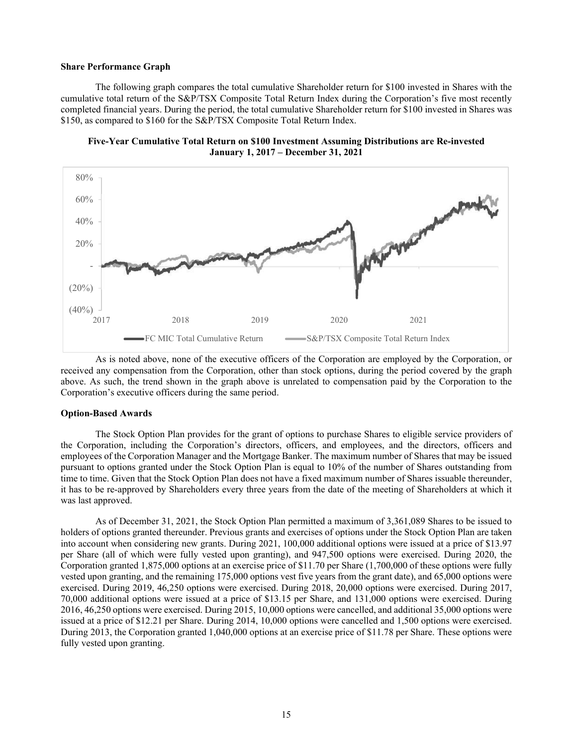**Share Performance Graph**

The following graph compares the total cumulative Shareholder return for $100 invested in Shares with the cumulative total return of the S&P/TSX Composite Total Return Index during the Corporation's five most recently completed financial years. During the period, the total cumulative Shareholder return for $100 invested in Shares was $150, as compared to $160 for the S&P/TSX Composite Total Return Index.

**Five-Year Cumulative Total Return on $100 Investment Assuming Distributions are Re-invested**
**January 1, 2017 – December 31, 2021**

As is noted above, none of the executive officers of the Corporation are employed by the Corporation, or received any compensation from the Corporation, other than stock options, during the period covered by the graph above. As such, the trend shown in the graph above is unrelated to compensation paid by the Corporation to the Corporation's executive officers during the same period.

**Option-Based Awards**

The Stock Option Plan provides for the grant of options to purchase Shares to eligible service providers of the Corporation, including the Corporation's directors, officers, and employees, and the directors, officers and employees of the Corporation Manager and the Mortgage Banker. The maximum number of Shares that may be issued pursuant to options granted under the Stock Option Plan is equal to 10% of the number of Shares outstanding from time to time. Given that the Stock Option Plan does not have a fixed maximum number of Shares issuable thereunder, it has to be re-approved by Shareholders every three years from the date of the meeting of Shareholders at which it was last approved.

As of December 31, 2021, the Stock Option Plan permitted a maximum of 3,361,089 Shares to be issued to holders of options granted thereunder. Previous grants and exercises of options under the Stock Option Plan are taken into account when considering new grants. During 2021, 100,000 additional options were issued at a price of $13.97 per Share (all of which were fully vested upon granting), and 947,500 options were exercised. During 2020, the Corporation granted 1,875,000 options at an exercise price of $11.70 per Share (1,700,000 of these options were fully vested upon granting, and the remaining 175,000 options vest five years from the grant date), and 65,000 options were exercised. During 2019, 46,250 options were exercised. During 2018, 20,000 options were exercised. During 2017, 70,000 additional options were issued at a price of $13.15 per Share, and 131,000 options were exercised. During 2016, 46,250 options were exercised. During 2015, 10,000 options were cancelled, and additional 35,000 options were issued at a price of $12.21 per Share. During 2014, 10,000 options were cancelled and 1,500 options were exercised. During 2013, the Corporation granted 1,040,000 options at an exercise price of $11.78 per Share. These options were fully vested upon granting.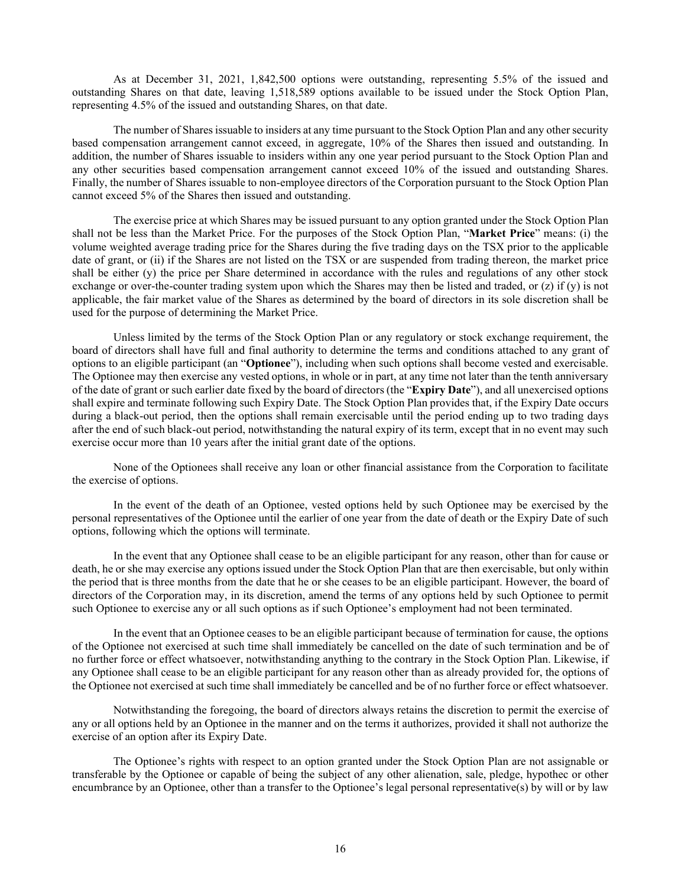As at December 31, 2021, 1,842,500 options were outstanding, representing 5.5% of the issued and outstanding Shares on that date, leaving 1,518,589 options available to be issued under the Stock Option Plan, representing 4.5% of the issued and outstanding Shares, on that date.

The number of Shares issuable to insiders at any time pursuant to the Stock Option Plan and any other security based compensation arrangement cannot exceed, in aggregate, 10% of the Shares then issued and outstanding. In addition, the number of Shares issuable to insiders within any one year period pursuant to the Stock Option Plan and any other securities based compensation arrangement cannot exceed 10% of the issued and outstanding Shares. Finally, the number of Shares issuable to non-employee directors of the Corporation pursuant to the Stock Option Plan cannot exceed 5% of the Shares then issued and outstanding.

The exercise price at which Shares may be issued pursuant to any option granted under the Stock Option Plan shall not be less than the Market Price. For the purposes of the Stock Option Plan, "**Market Price**" means: (i) the volume weighted average trading price for the Shares during the five trading days on the TSX prior to the applicable date of grant, or (ii) if the Shares are not listed on the TSX or are suspended from trading thereon, the market price shall be either (y) the price per Share determined in accordance with the rules and regulations of any other stock exchange or over-the-counter trading system upon which the Shares may then be listed and traded, or (z) if (y) is not applicable, the fair market value of the Shares as determined by the board of directors in its sole discretion shall be used for the purpose of determining the Market Price.

Unless limited by the terms of the Stock Option Plan or any regulatory or stock exchange requirement, the board of directors shall have full and final authority to determine the terms and conditions attached to any grant of options to an eligible participant (an "**Optionee**"), including when such options shall become vested and exercisable. The Optionee may then exercise any vested options, in whole or in part, at any time not later than the tenth anniversary of the date of grant or such earlier date fixed by the board of directors (the "**Expiry Date**"), and all unexercised options shall expire and terminate following such Expiry Date. The Stock Option Plan provides that, if the Expiry Date occurs during a black-out period, then the options shall remain exercisable until the period ending up to two trading days after the end of such black-out period, notwithstanding the natural expiry of its term, except that in no event may such exercise occur more than 10 years after the initial grant date of the options.

None of the Optionees shall receive any loan or other financial assistance from the Corporation to facilitate the exercise of options.

In the event of the death of an Optionee, vested options held by such Optionee may be exercised by the personal representatives of the Optionee until the earlier of one year from the date of death or the Expiry Date of such options, following which the options will terminate.

In the event that any Optionee shall cease to be an eligible participant for any reason, other than for cause or death, he or she may exercise any options issued under the Stock Option Plan that are then exercisable, but only within the period that is three months from the date that he or she ceases to be an eligible participant. However, the board of directors of the Corporation may, in its discretion, amend the terms of any options held by such Optionee to permit such Optionee to exercise any or all such options as if such Optionee's employment had not been terminated.

In the event that an Optionee ceases to be an eligible participant because of termination for cause, the options of the Optionee not exercised at such time shall immediately be cancelled on the date of such termination and be of no further force or effect whatsoever, notwithstanding anything to the contrary in the Stock Option Plan. Likewise, if any Optionee shall cease to be an eligible participant for any reason other than as already provided for, the options of the Optionee not exercised at such time shall immediately be cancelled and be of no further force or effect whatsoever.

Notwithstanding the foregoing, the board of directors always retains the discretion to permit the exercise of any or all options held by an Optionee in the manner and on the terms it authorizes, provided it shall not authorize the exercise of an option after its Expiry Date.

The Optionee's rights with respect to an option granted under the Stock Option Plan are not assignable or transferable by the Optionee or capable of being the subject of any other alienation, sale, pledge, hypothec or other encumbrance by an Optionee, other than a transfer to the Optionee's legal personal representative(s) by will or by law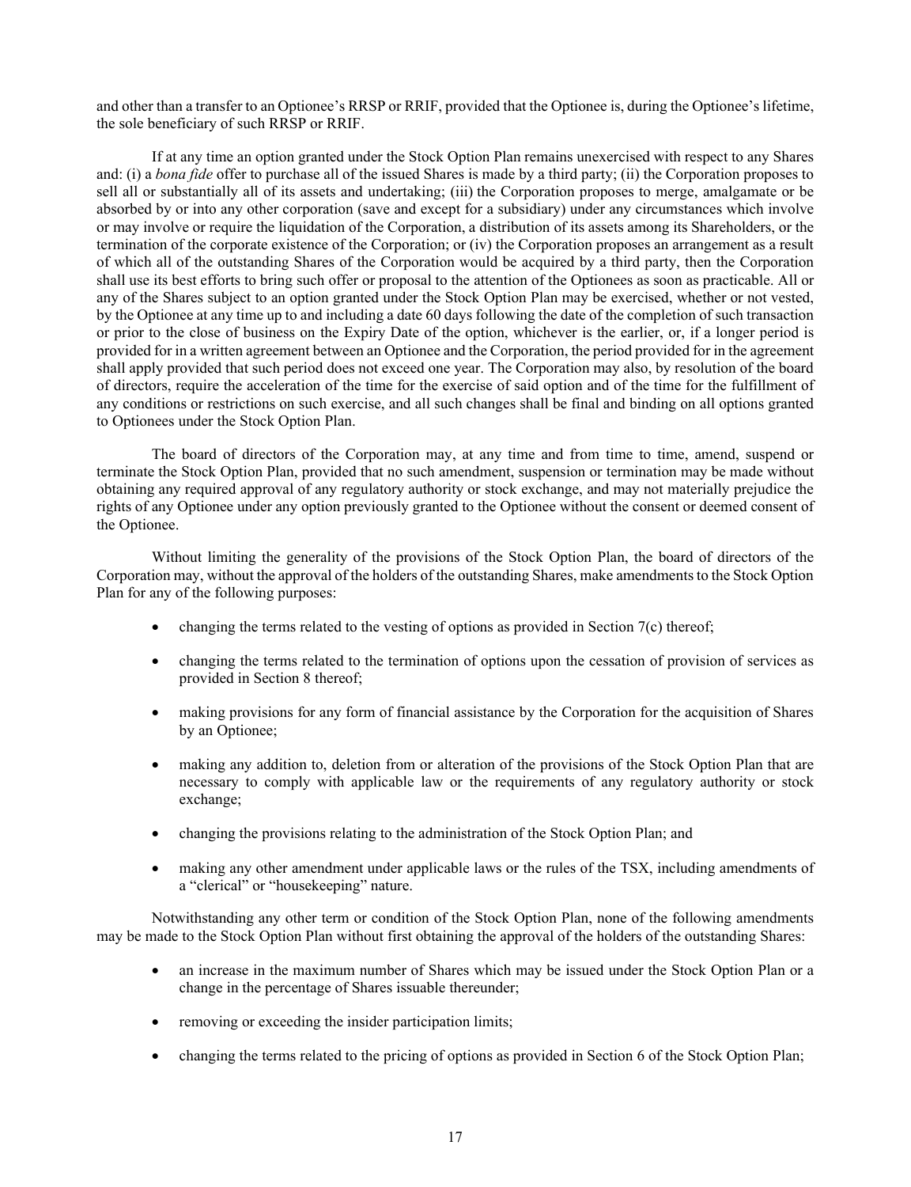and other than a transfer to an Optionee's RRSP or RRIF, provided that the Optionee is, during the Optionee's lifetime, the sole beneficiary of such RRSP or RRIF.

If at any time an option granted under the Stock Option Plan remains unexercised with respect to any Shares and: (i) a *bona fide* offer to purchase all of the issued Shares is made by a third party; (ii) the Corporation proposes to sell all or substantially all of its assets and undertaking; (iii) the Corporation proposes to merge, amalgamate or be absorbed by or into any other corporation (save and except for a subsidiary) under any circumstances which involve or may involve or require the liquidation of the Corporation, a distribution of its assets among its Shareholders, or the termination of the corporate existence of the Corporation; or (iv) the Corporation proposes an arrangement as a result of which all of the outstanding Shares of the Corporation would be acquired by a third party, then the Corporation shall use its best efforts to bring such offer or proposal to the attention of the Optionees as soon as practicable. All or any of the Shares subject to an option granted under the Stock Option Plan may be exercised, whether or not vested, by the Optionee at any time up to and including a date 60 days following the date of the completion of such transaction or prior to the close of business on the Expiry Date of the option, whichever is the earlier, or, if a longer period is provided for in a written agreement between an Optionee and the Corporation, the period provided for in the agreement shall apply provided that such period does not exceed one year. The Corporation may also, by resolution of the board of directors, require the acceleration of the time for the exercise of said option and of the time for the fulfillment of any conditions or restrictions on such exercise, and all such changes shall be final and binding on all options granted to Optionees under the Stock Option Plan.

The board of directors of the Corporation may, at any time and from time to time, amend, suspend or terminate the Stock Option Plan, provided that no such amendment, suspension or termination may be made without obtaining any required approval of any regulatory authority or stock exchange, and may not materially prejudice the rights of any Optionee under any option previously granted to the Optionee without the consent or deemed consent of the Optionee.

Without limiting the generality of the provisions of the Stock Option Plan, the board of directors of the Corporation may, without the approval of the holders of the outstanding Shares, make amendments to the Stock Option Plan for any of the following purposes:

- changing the terms related to the vesting of options as provided in Section 7(c) thereof;
- changing the terms related to the termination of options upon the cessation of provision of services as provided in Section 8 thereof;
- making provisions for any form of financial assistance by the Corporation for the acquisition of Shares by an Optionee;
- making any addition to, deletion from or alteration of the provisions of the Stock Option Plan that are necessary to comply with applicable law or the requirements of any regulatory authority or stock exchange;
- changing the provisions relating to the administration of the Stock Option Plan; and
- making any other amendment under applicable laws or the rules of the TSX, including amendments of a "clerical" or "housekeeping" nature.

Notwithstanding any other term or condition of the Stock Option Plan, none of the following amendments may be made to the Stock Option Plan without first obtaining the approval of the holders of the outstanding Shares:

- an increase in the maximum number of Shares which may be issued under the Stock Option Plan or a change in the percentage of Shares issuable thereunder;
- removing or exceeding the insider participation limits;
- changing the terms related to the pricing of options as provided in Section 6 of the Stock Option Plan;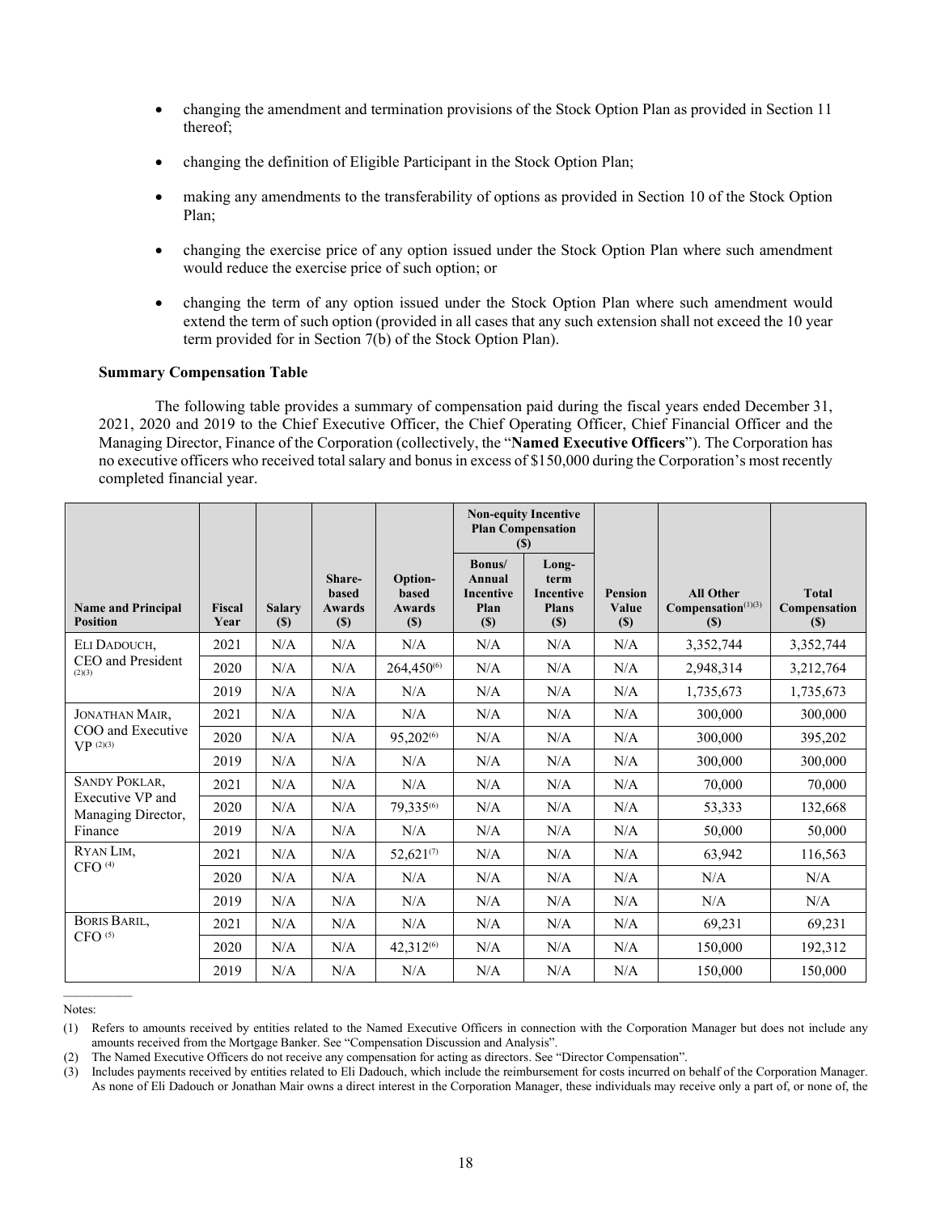- changing the amendment and termination provisions of the Stock Option Plan as provided in Section 11 thereof;
- changing the definition of Eligible Participant in the Stock Option Plan;
- making any amendments to the transferability of options as provided in Section 10 of the Stock Option Plan;
- changing the exercise price of any option issued under the Stock Option Plan where such amendment would reduce the exercise price of such option; or
- changing the term of any option issued under the Stock Option Plan where such amendment would extend the term of such option (provided in all cases that any such extension shall not exceed the 10 year term provided for in Section 7(b) of the Stock Option Plan).

**Summary Compensation Table**

The following table provides a summary of compensation paid during the fiscal years ended December 31, 2021, 2020 and 2019 to the Chief Executive Officer, the Chief Operating Officer, Chief Financial Officer and the Managing Director, Finance of the Corporation (collectively, the "**Named Executive Officers**"). The Corporation has no executive officers who received total salary and bonus in excess of $150,000 during the Corporation's most recently completed financial year.

| | | | | | Non-equity Incentive Plan Compensation ($) | | | | |
|---|---|---|---|---|---|---|---|---|---|
| Name and Principal Position | Fiscal Year | Salary ($) | Share-based Awards ($) | Option-based Awards ($) | Bonus/ Annual Incentive Plan ($) | Long-term Incentive Plans ($) | Pension Value ($) | All Other Compensation[(1)(3)] ($) | Total Compensation ($) |
| ELI DADOUCH, CEO and President [(2)(3)] | 2021 | N/A | N/A | N/A | N/A | N/A | N/A | 3,352,744 | 3,352,744 |
| | 2020 | N/A | N/A | 264,450[(6)] | N/A | N/A | N/A | 2,948,314 | 3,212,764 |
| | 2019 | N/A | N/A | N/A | N/A | N/A | N/A | 1,735,673 | 1,735,673 |
| JONATHAN MAIR, COO and Executive VP [(2)(3)] | 2021 | N/A | N/A | N/A | N/A | N/A | N/A | 300,000 | 300,000 |
| | 2020 | N/A | N/A | 95,202[(6)] | N/A | N/A | N/A | 300,000 | 395,202 |
| | 2019 | N/A | N/A | N/A | N/A | N/A | N/A | 300,000 | 300,000 |
| SANDY POKLAR, Executive VP and Managing Director, Finance | 2021 | N/A | N/A | N/A | N/A | N/A | N/A | 70,000 | 70,000 |
| | 2020 | N/A | N/A | 79,335[(6)] | N/A | N/A | N/A | 53,333 | 132,668 |
| | 2019 | N/A | N/A | N/A | N/A | N/A | N/A | 50,000 | 50,000 |
| RYAN LIM, CFO [(4)] | 2021 | N/A | N/A | 52,621[(7)] | N/A | N/A | N/A | 63,942 | 116,563 |
| | 2020 | N/A | N/A | N/A | N/A | N/A | N/A | N/A | N/A |
| | 2019 | N/A | N/A | N/A | N/A | N/A | N/A | N/A | N/A |
| BORIS BARIL, CFO [(5)] | 2021 | N/A | N/A | N/A | N/A | N/A | N/A | 69,231 | 69,231 |
| | 2020 | N/A | N/A | 42,312[(6)] | N/A | N/A | N/A | 150,000 | 192,312 |
| | 2019 | N/A | N/A | N/A | N/A | N/A | N/A | 150,000 | 150,000 |

Notes:

(1) Refers to amounts received by entities related to the Named Executive Officers in connection with the Corporation Manager but does not include any amounts received from the Mortgage Banker. See "Compensation Discussion and Analysis".

(2) The Named Executive Officers do not receive any compensation for acting as directors. See "Director Compensation".

(3) Includes payments received by entities related to Eli Dadouch, which include the reimbursement for costs incurred on behalf of the Corporation Manager. As none of Eli Dadouch or Jonathan Mair owns a direct interest in the Corporation Manager, these individuals may receive only a part of, or none of, the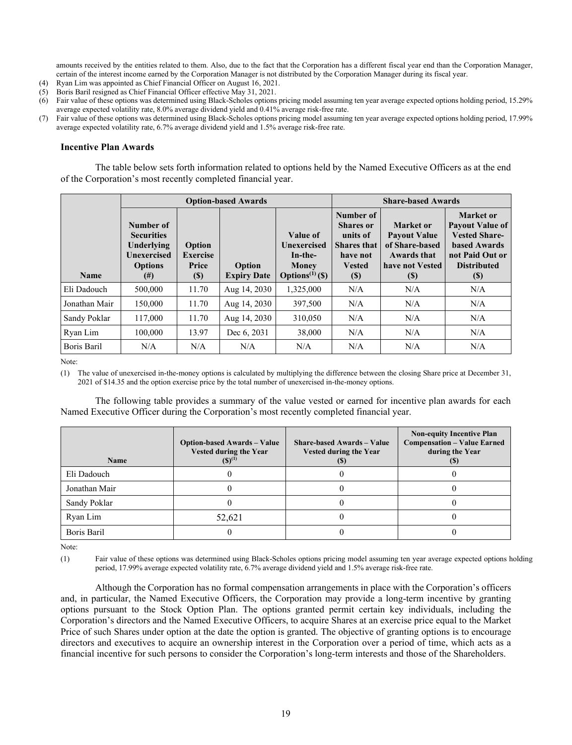amounts received by the entities related to them. Also, due to the fact that the Corporation has a different fiscal year end than the Corporation Manager, certain of the interest income earned by the Corporation Manager is not distributed by the Corporation Manager during its fiscal year.

(4) Ryan Lim was appointed as Chief Financial Officer on August 16, 2021.
(5) Boris Baril resigned as Chief Financial Officer effective May 31, 2021.
(6) Fair value of these options was determined using Black-Scholes options pricing model assuming ten year average expected options holding period, 15.29% average expected volatility rate, 8.0% average dividend yield and 0.41% average risk-free rate.
(7) Fair value of these options was determined using Black-Scholes options pricing model assuming ten year average expected options holding period, 17.99% average expected volatility rate, 6.7% average dividend yield and 1.5% average risk-free rate.

### Incentive Plan Awards

The table below sets forth information related to options held by the Named Executive Officers as at the end of the Corporation's most recently completed financial year.

| | Option-based Awards | | | | Share-based Awards | | |
|---|---|---|---|---|---|---|---|
| Name | Number of Securities Underlying Unexercised Options (#) | Option Exercise Price ($) | Option Expiry Date | Value of Unexercised In-the-Money Options[(1)] ($) | Number of Shares or units of Shares that have not Vested ($) | Market or Payout Value of Share-based Awards that have not Vested ($) | Market or Payout Value of Vested Share-based Awards not Paid Out or Distributed ($) |
| Eli Dadouch | 500,000 | 11.70 | Aug 14, 2030 | 1,325,000 | N/A | N/A | N/A |
| Jonathan Mair | 150,000 | 11.70 | Aug 14, 2030 | 397,500 | N/A | N/A | N/A |
| Sandy Poklar | 117,000 | 11.70 | Aug 14, 2030 | 310,050 | N/A | N/A | N/A |
| Ryan Lim | 100,000 | 13.97 | Dec 6, 2031 | 38,000 | N/A | N/A | N/A |
| Boris Baril | N/A | N/A | N/A | N/A | N/A | N/A | N/A |

Note:

(1) The value of unexercised in-the-money options is calculated by multiplying the difference between the closing Share price at December 31, 2021 of $14.35 and the option exercise price by the total number of unexercised in-the-money options.

The following table provides a summary of the value vested or earned for incentive plan awards for each Named Executive Officer during the Corporation's most recently completed financial year.

| Name | Option-based Awards – Value Vested during the Year ($)[(1)] | Share-based Awards – Value Vested during the Year ($) | Non-equity Incentive Plan Compensation – Value Earned during the Year ($) |
|---|---|---|---|
| Eli Dadouch | 0 | 0 | 0 |
| Jonathan Mair | 0 | 0 | 0 |
| Sandy Poklar | 0 | 0 | 0 |
| Ryan Lim | 52,621 | 0 | 0 |
| Boris Baril | 0 | 0 | 0 |

Note:

(1) Fair value of these options was determined using Black-Scholes options pricing model assuming ten year average expected options holding period, 17.99% average expected volatility rate, 6.7% average dividend yield and 1.5% average risk-free rate.

Although the Corporation has no formal compensation arrangements in place with the Corporation's officers and, in particular, the Named Executive Officers, the Corporation may provide a long-term incentive by granting options pursuant to the Stock Option Plan. The options granted permit certain key individuals, including the Corporation's directors and the Named Executive Officers, to acquire Shares at an exercise price equal to the Market Price of such Shares under option at the date the option is granted. The objective of granting options is to encourage directors and executives to acquire an ownership interest in the Corporation over a period of time, which acts as a financial incentive for such persons to consider the Corporation's long-term interests and those of the Shareholders.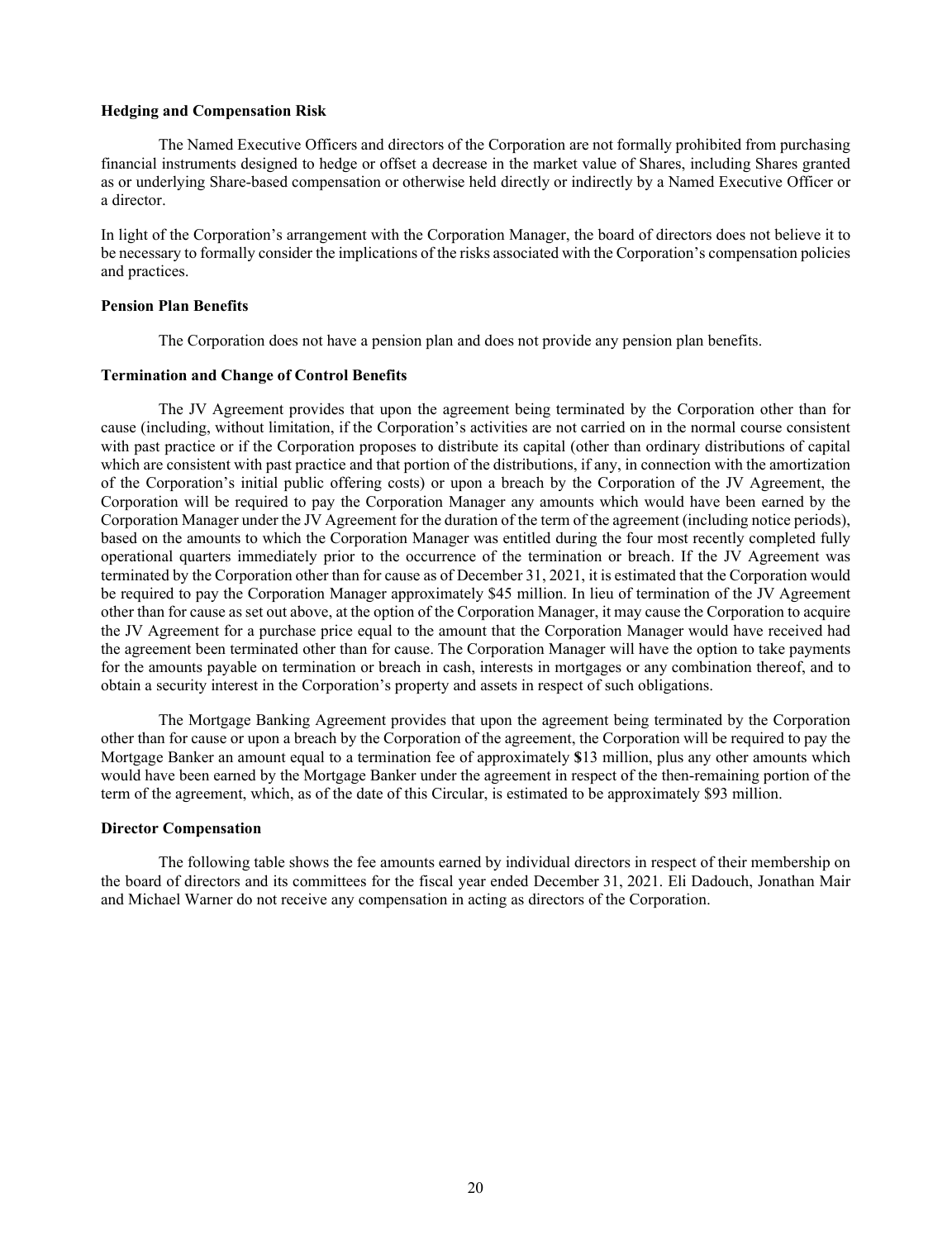**Hedging and Compensation Risk**

The Named Executive Officers and directors of the Corporation are not formally prohibited from purchasing financial instruments designed to hedge or offset a decrease in the market value of Shares, including Shares granted as or underlying Share-based compensation or otherwise held directly or indirectly by a Named Executive Officer or a director.

In light of the Corporation's arrangement with the Corporation Manager, the board of directors does not believe it to be necessary to formally consider the implications of the risks associated with the Corporation's compensation policies and practices.

**Pension Plan Benefits**

The Corporation does not have a pension plan and does not provide any pension plan benefits.

**Termination and Change of Control Benefits**

The JV Agreement provides that upon the agreement being terminated by the Corporation other than for cause (including, without limitation, if the Corporation's activities are not carried on in the normal course consistent with past practice or if the Corporation proposes to distribute its capital (other than ordinary distributions of capital which are consistent with past practice and that portion of the distributions, if any, in connection with the amortization of the Corporation's initial public offering costs) or upon a breach by the Corporation of the JV Agreement, the Corporation will be required to pay the Corporation Manager any amounts which would have been earned by the Corporation Manager under the JV Agreement for the duration of the term of the agreement (including notice periods), based on the amounts to which the Corporation Manager was entitled during the four most recently completed fully operational quarters immediately prior to the occurrence of the termination or breach. If the JV Agreement was terminated by the Corporation other than for cause as of December 31, 2021, it is estimated that the Corporation would be required to pay the Corporation Manager approximately $45 million. In lieu of termination of the JV Agreement other than for cause as set out above, at the option of the Corporation Manager, it may cause the Corporation to acquire the JV Agreement for a purchase price equal to the amount that the Corporation Manager would have received had the agreement been terminated other than for cause. The Corporation Manager will have the option to take payments for the amounts payable on termination or breach in cash, interests in mortgages or any combination thereof, and to obtain a security interest in the Corporation's property and assets in respect of such obligations.

The Mortgage Banking Agreement provides that upon the agreement being terminated by the Corporation other than for cause or upon a breach by the Corporation of the agreement, the Corporation will be required to pay the Mortgage Banker an amount equal to a termination fee of approximately **$**13 million, plus any other amounts which would have been earned by the Mortgage Banker under the agreement in respect of the then-remaining portion of the term of the agreement, which, as of the date of this Circular, is estimated to be approximately $93 million.

**Director Compensation**

The following table shows the fee amounts earned by individual directors in respect of their membership on the board of directors and its committees for the fiscal year ended December 31, 2021. Eli Dadouch, Jonathan Mair and Michael Warner do not receive any compensation in acting as directors of the Corporation.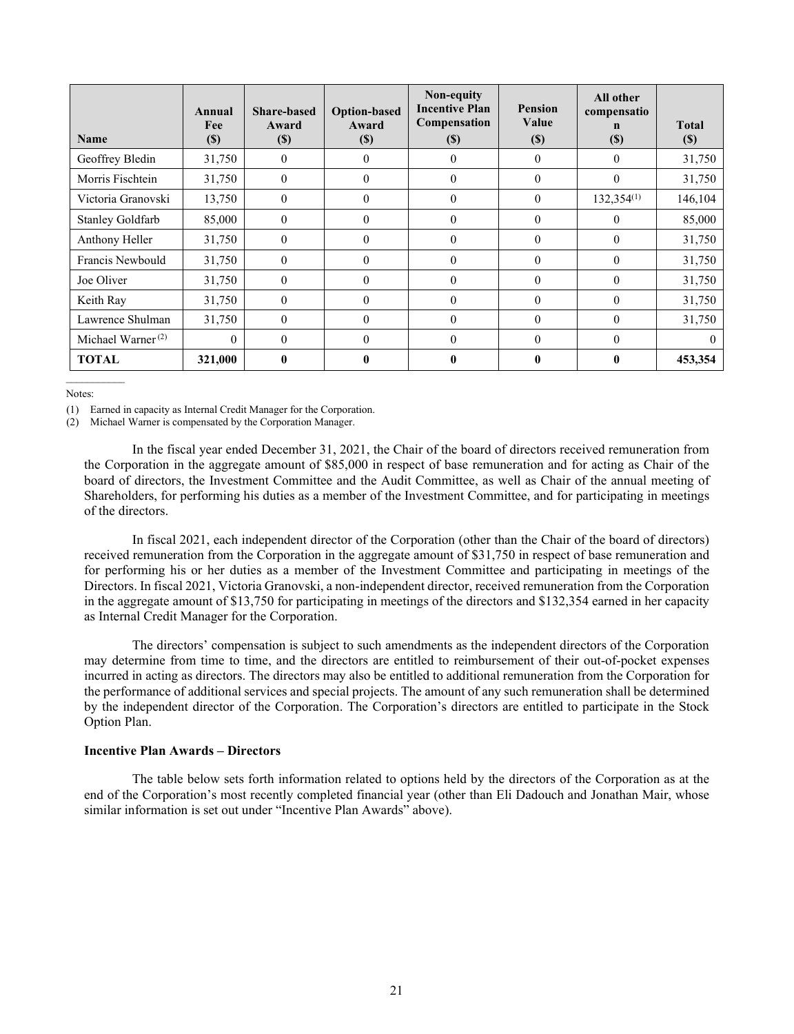| Name | Annual Fee ($) | Share-based Award ($) | Option-based Award ($) | Non-equity Incentive Plan Compensation ($) | Pension Value ($) | All other compensation ($) | Total ($) |
|---|---|---|---|---|---|---|---|
| Geoffrey Bledin | 31,750 | 0 | 0 | 0 | 0 | 0 | 31,750 |
| Morris Fischtein | 31,750 | 0 | 0 | 0 | 0 | 0 | 31,750 |
| Victoria Granovski | 13,750 | 0 | 0 | 0 | 0 | 132,354(1) | 146,104 |
| Stanley Goldfarb | 85,000 | 0 | 0 | 0 | 0 | 0 | 85,000 |
| Anthony Heller | 31,750 | 0 | 0 | 0 | 0 | 0 | 31,750 |
| Francis Newbould | 31,750 | 0 | 0 | 0 | 0 | 0 | 31,750 |
| Joe Oliver | 31,750 | 0 | 0 | 0 | 0 | 0 | 31,750 |
| Keith Ray | 31,750 | 0 | 0 | 0 | 0 | 0 | 31,750 |
| Lawrence Shulman | 31,750 | 0 | 0 | 0 | 0 | 0 | 31,750 |
| Michael Warner (2) | 0 | 0 | 0 | 0 | 0 | 0 | 0 |
| **TOTAL** | **321,000** | **0** | **0** | **0** | **0** | **0** | **453,354** |

Notes:

(1) Earned in capacity as Internal Credit Manager for the Corporation.

(2) Michael Warner is compensated by the Corporation Manager.

In the fiscal year ended December 31, 2021, the Chair of the board of directors received remuneration from the Corporation in the aggregate amount of $85,000 in respect of base remuneration and for acting as Chair of the board of directors, the Investment Committee and the Audit Committee, as well as Chair of the annual meeting of Shareholders, for performing his duties as a member of the Investment Committee, and for participating in meetings of the directors.

In fiscal 2021, each independent director of the Corporation (other than the Chair of the board of directors) received remuneration from the Corporation in the aggregate amount of $31,750 in respect of base remuneration and for performing his or her duties as a member of the Investment Committee and participating in meetings of the Directors. In fiscal 2021, Victoria Granovski, a non-independent director, received remuneration from the Corporation in the aggregate amount of $13,750 for participating in meetings of the directors and $132,354 earned in her capacity as Internal Credit Manager for the Corporation.

The directors' compensation is subject to such amendments as the independent directors of the Corporation may determine from time to time, and the directors are entitled to reimbursement of their out-of-pocket expenses incurred in acting as directors. The directors may also be entitled to additional remuneration from the Corporation for the performance of additional services and special projects. The amount of any such remuneration shall be determined by the independent director of the Corporation. The Corporation's directors are entitled to participate in the Stock Option Plan.

**Incentive Plan Awards – Directors**

The table below sets forth information related to options held by the directors of the Corporation as at the end of the Corporation's most recently completed financial year (other than Eli Dadouch and Jonathan Mair, whose similar information is set out under "Incentive Plan Awards" above).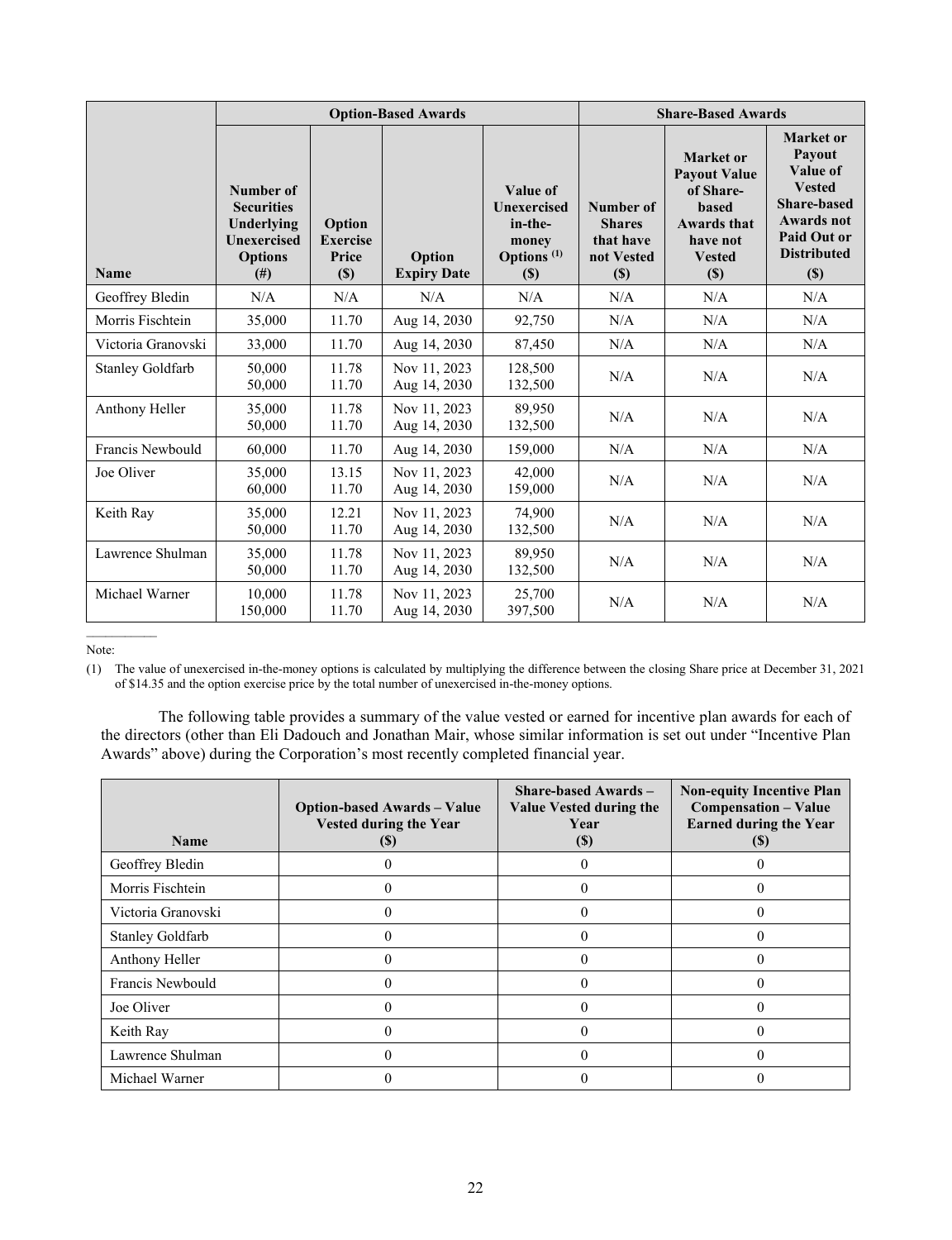| Name | Option-Based Awards | | | | Share-Based Awards | | |
|---|---|---|---|---|---|---|---|
| | Number of Securities Underlying Unexercised Options (#) | Option Exercise Price ($) | Option Expiry Date | Value of Unexercised in-the-money Options [(1)] ($) | Number of Shares that have not Vested ($) | Market or Payout Value of Share-based Awards that have not Vested ($) | Market or Payout Value of Vested Share-based Awards not Paid Out or Distributed ($) |
| Geoffrey Bledin | N/A | N/A | N/A | N/A | N/A | N/A | N/A |
| Morris Fischtein | 35,000 | 11.70 | Aug 14, 2030 | 92,750 | N/A | N/A | N/A |
| Victoria Granovski | 33,000 | 11.70 | Aug 14, 2030 | 87,450 | N/A | N/A | N/A |
| Stanley Goldfarb | 50,000<br>50,000 | 11.78<br>11.70 | Nov 11, 2023<br>Aug 14, 2030 | 128,500<br>132,500 | N/A | N/A | N/A |
| Anthony Heller | 35,000<br>50,000 | 11.78<br>11.70 | Nov 11, 2023<br>Aug 14, 2030 | 89,950<br>132,500 | N/A | N/A | N/A |
| Francis Newbould | 60,000 | 11.70 | Aug 14, 2030 | 159,000 | N/A | N/A | N/A |
| Joe Oliver | 35,000<br>60,000 | 13.15<br>11.70 | Nov 11, 2023<br>Aug 14, 2030 | 42,000<br>159,000 | N/A | N/A | N/A |
| Keith Ray | 35,000<br>50,000 | 12.21<br>11.70 | Nov 11, 2023<br>Aug 14, 2030 | 74,900<br>132,500 | N/A | N/A | N/A |
| Lawrence Shulman | 35,000<br>50,000 | 11.78<br>11.70 | Nov 11, 2023<br>Aug 14, 2030 | 89,950<br>132,500 | N/A | N/A | N/A |
| Michael Warner | 10,000<br>150,000 | 11.78<br>11.70 | Nov 11, 2023<br>Aug 14, 2030 | 25,700<br>397,500 | N/A | N/A | N/A |

Note:

(1) The value of unexercised in-the-money options is calculated by multiplying the difference between the closing Share price at December 31, 2021 of $14.35 and the option exercise price by the total number of unexercised in-the-money options.

The following table provides a summary of the value vested or earned for incentive plan awards for each of the directors (other than Eli Dadouch and Jonathan Mair, whose similar information is set out under "Incentive Plan Awards" above) during the Corporation's most recently completed financial year.

| Name | Option-based Awards – Value Vested during the Year ($) | Share-based Awards – Value Vested during the Year ($) | Non-equity Incentive Plan Compensation – Value Earned during the Year ($) |
|---|---|---|---|
| Geoffrey Bledin | 0 | 0 | 0 |
| Morris Fischtein | 0 | 0 | 0 |
| Victoria Granovski | 0 | 0 | 0 |
| Stanley Goldfarb | 0 | 0 | 0 |
| Anthony Heller | 0 | 0 | 0 |
| Francis Newbould | 0 | 0 | 0 |
| Joe Oliver | 0 | 0 | 0 |
| Keith Ray | 0 | 0 | 0 |
| Lawrence Shulman | 0 | 0 | 0 |
| Michael Warner | 0 | 0 | 0 |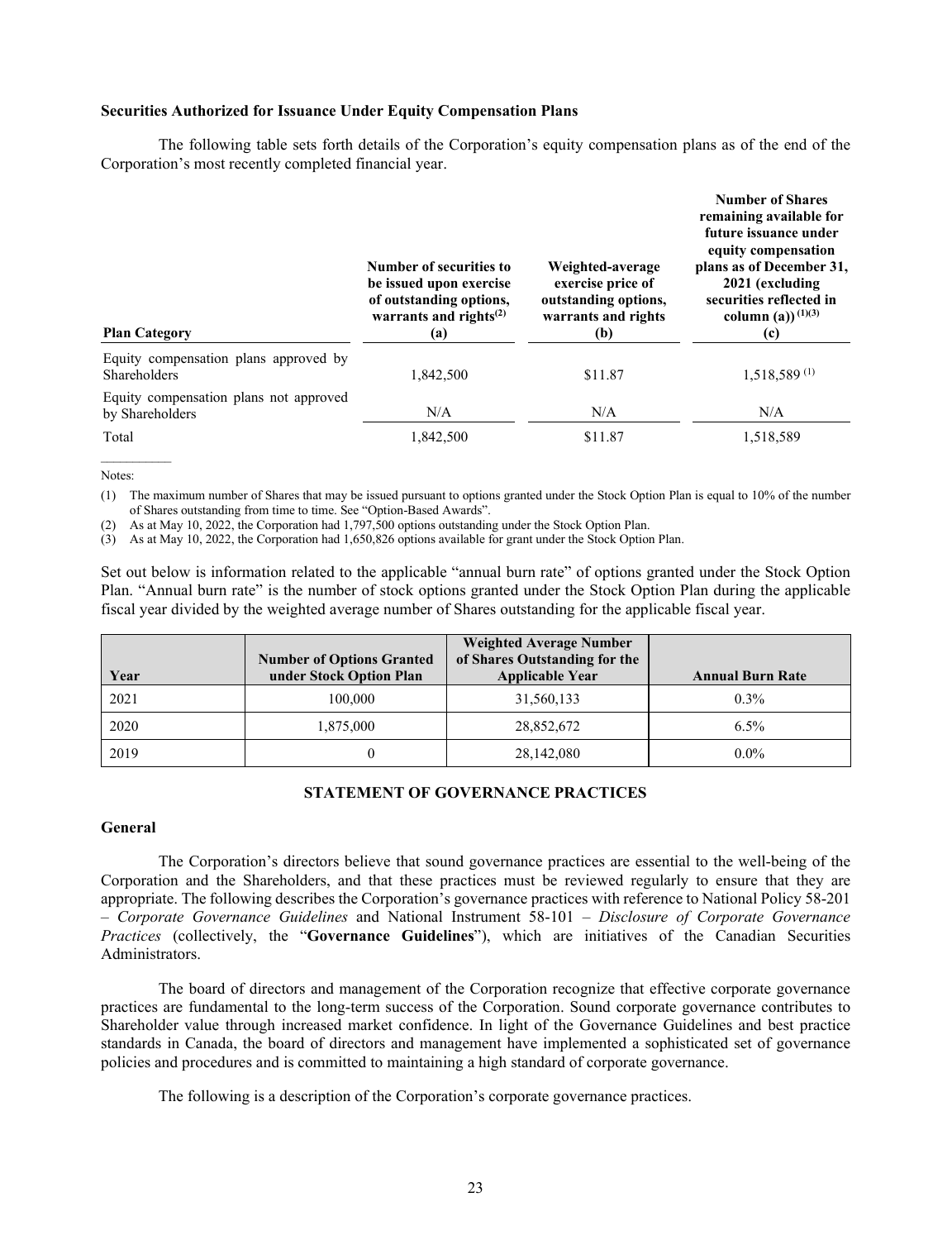### Securities Authorized for Issuance Under Equity Compensation Plans

The following table sets forth details of the Corporation's equity compensation plans as of the end of the Corporation's most recently completed financial year.

| Plan Category | Number of securities to be issued upon exercise of outstanding options, warrants and rights[(2)] (a) | Weighted-average exercise price of outstanding options, warrants and rights (b) | Number of Shares remaining available for future issuance under equity compensation plans as of December 31, 2021 (excluding securities reflected in column (a)) [(1)(3)] (c) |
|---|---|---|---|
| Equity compensation plans approved by Shareholders | 1,842,500 | $11.87 | 1,518,589 [(1)] |
| Equity compensation plans not approved by Shareholders | N/A | N/A | N/A |
| Total | 1,842,500 | $11.87 | 1,518,589 |

Notes:

(1) The maximum number of Shares that may be issued pursuant to options granted under the Stock Option Plan is equal to 10% of the number of Shares outstanding from time to time. See "Option-Based Awards".

(2) As at May 10, 2022, the Corporation had 1,797,500 options outstanding under the Stock Option Plan.

(3) As at May 10, 2022, the Corporation had 1,650,826 options available for grant under the Stock Option Plan.

Set out below is information related to the applicable "annual burn rate" of options granted under the Stock Option Plan. "Annual burn rate" is the number of stock options granted under the Stock Option Plan during the applicable fiscal year divided by the weighted average number of Shares outstanding for the applicable fiscal year.

| Year | Number of Options Granted under Stock Option Plan | Weighted Average Number of Shares Outstanding for the Applicable Year | Annual Burn Rate |
|---|---|---|---|
| 2021 | 100,000 | 31,560,133 | 0.3% |
| 2020 | 1,875,000 | 28,852,672 | 6.5% |
| 2019 | 0 | 28,142,080 | 0.0% |

## STATEMENT OF GOVERNANCE PRACTICES

### General

The Corporation's directors believe that sound governance practices are essential to the well-being of the Corporation and the Shareholders, and that these practices must be reviewed regularly to ensure that they are appropriate. The following describes the Corporation's governance practices with reference to National Policy 58-201 – *Corporate Governance Guidelines* and National Instrument 58-101 – *Disclosure of Corporate Governance Practices* (collectively, the "**Governance Guidelines**"), which are initiatives of the Canadian Securities Administrators.

The board of directors and management of the Corporation recognize that effective corporate governance practices are fundamental to the long-term success of the Corporation. Sound corporate governance contributes to Shareholder value through increased market confidence. In light of the Governance Guidelines and best practice standards in Canada, the board of directors and management have implemented a sophisticated set of governance policies and procedures and is committed to maintaining a high standard of corporate governance.

The following is a description of the Corporation's corporate governance practices.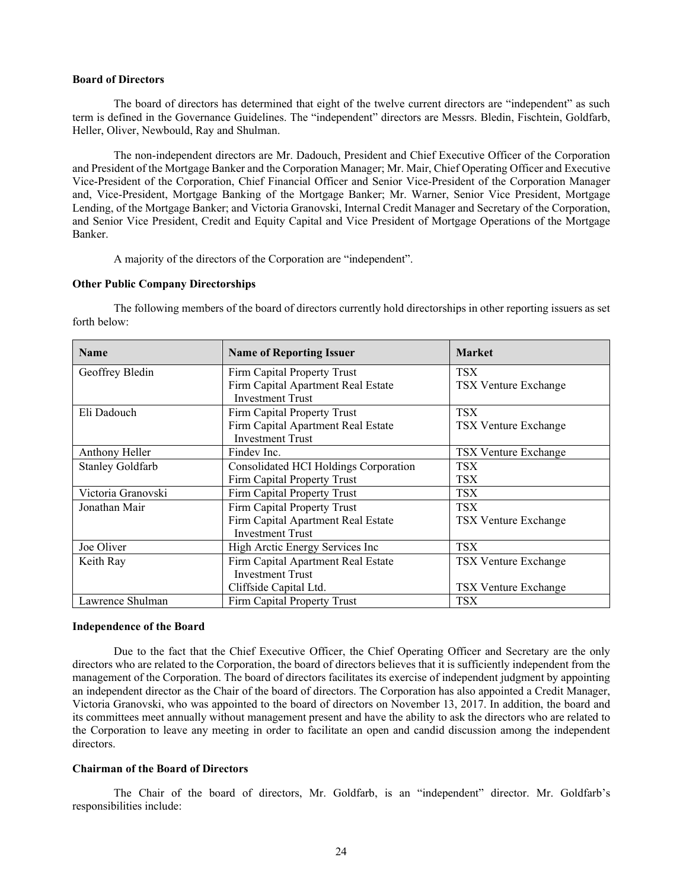**Board of Directors**

The board of directors has determined that eight of the twelve current directors are "independent" as such term is defined in the Governance Guidelines. The "independent" directors are Messrs. Bledin, Fischtein, Goldfarb, Heller, Oliver, Newbould, Ray and Shulman.

The non-independent directors are Mr. Dadouch, President and Chief Executive Officer of the Corporation and President of the Mortgage Banker and the Corporation Manager; Mr. Mair, Chief Operating Officer and Executive Vice-President of the Corporation, Chief Financial Officer and Senior Vice-President of the Corporation Manager and, Vice-President, Mortgage Banking of the Mortgage Banker; Mr. Warner, Senior Vice President, Mortgage Lending, of the Mortgage Banker; and Victoria Granovski, Internal Credit Manager and Secretary of the Corporation, and Senior Vice President, Credit and Equity Capital and Vice President of Mortgage Operations of the Mortgage Banker.

A majority of the directors of the Corporation are "independent".

**Other Public Company Directorships**

The following members of the board of directors currently hold directorships in other reporting issuers as set forth below:

| Name | Name of Reporting Issuer | Market |
|---|---|---|
| Geoffrey Bledin | Firm Capital Property Trust<br>Firm Capital Apartment Real Estate Investment Trust | TSX<br>TSX Venture Exchange |
| Eli Dadouch | Firm Capital Property Trust<br>Firm Capital Apartment Real Estate Investment Trust | TSX<br>TSX Venture Exchange |
| Anthony Heller | Findev Inc. | TSX Venture Exchange |
| Stanley Goldfarb | Consolidated HCI Holdings Corporation<br>Firm Capital Property Trust | TSX<br>TSX |
| Victoria Granovski | Firm Capital Property Trust | TSX |
| Jonathan Mair | Firm Capital Property Trust<br>Firm Capital Apartment Real Estate Investment Trust | TSX<br>TSX Venture Exchange |
| Joe Oliver | High Arctic Energy Services Inc | TSX |
| Keith Ray | Firm Capital Apartment Real Estate Investment Trust<br>Cliffside Capital Ltd. | TSX Venture Exchange<br>TSX Venture Exchange |
| Lawrence Shulman | Firm Capital Property Trust | TSX |

**Independence of the Board**

Due to the fact that the Chief Executive Officer, the Chief Operating Officer and Secretary are the only directors who are related to the Corporation, the board of directors believes that it is sufficiently independent from the management of the Corporation. The board of directors facilitates its exercise of independent judgment by appointing an independent director as the Chair of the board of directors. The Corporation has also appointed a Credit Manager, Victoria Granovski, who was appointed to the board of directors on November 13, 2017. In addition, the board and its committees meet annually without management present and have the ability to ask the directors who are related to the Corporation to leave any meeting in order to facilitate an open and candid discussion among the independent directors.

**Chairman of the Board of Directors**

The Chair of the board of directors, Mr. Goldfarb, is an "independent" director. Mr. Goldfarb's responsibilities include: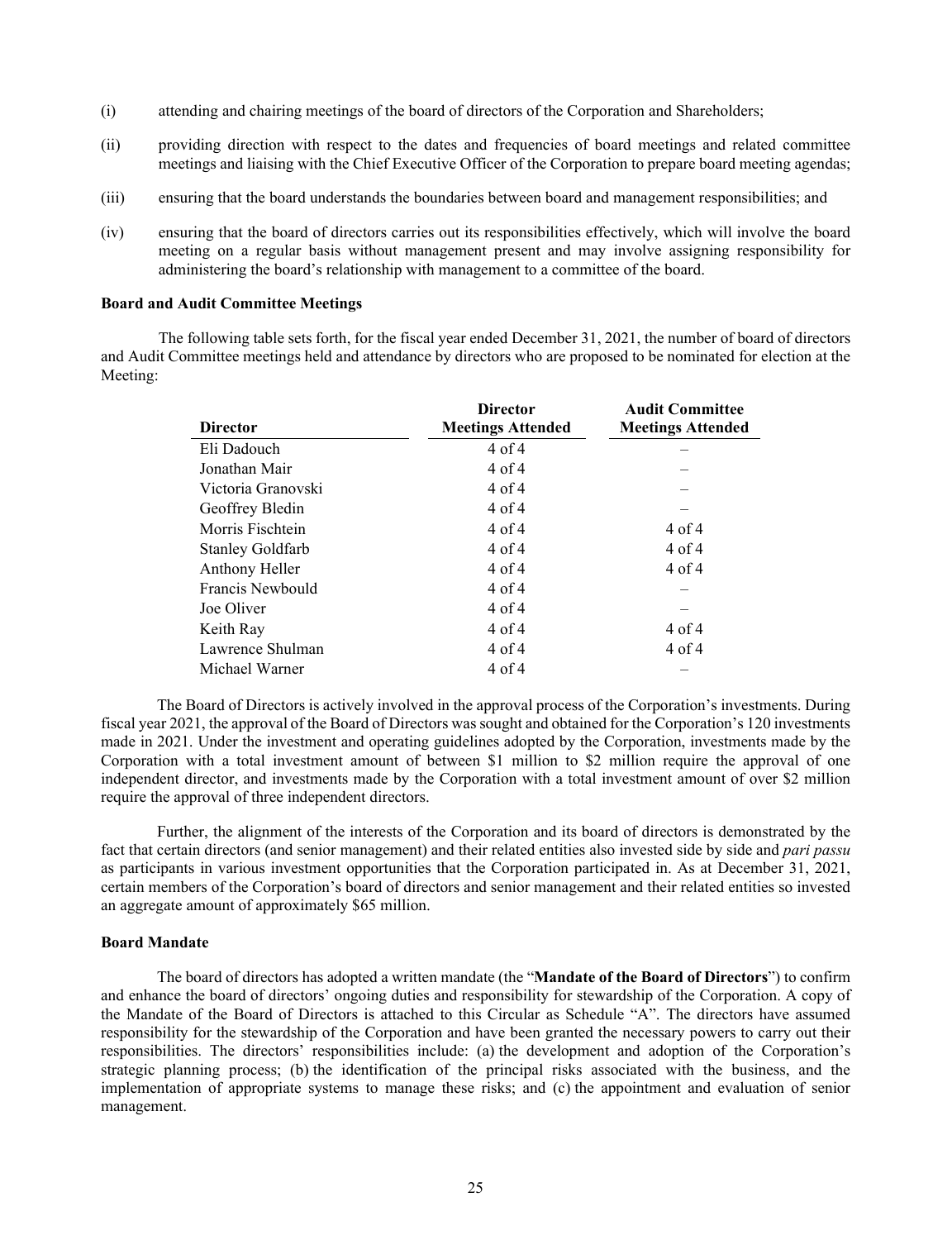(i) attending and chairing meetings of the board of directors of the Corporation and Shareholders;

(ii) providing direction with respect to the dates and frequencies of board meetings and related committee meetings and liaising with the Chief Executive Officer of the Corporation to prepare board meeting agendas;

(iii) ensuring that the board understands the boundaries between board and management responsibilities; and

(iv) ensuring that the board of directors carries out its responsibilities effectively, which will involve the board meeting on a regular basis without management present and may involve assigning responsibility for administering the board's relationship with management to a committee of the board.

**Board and Audit Committee Meetings**

The following table sets forth, for the fiscal year ended December 31, 2021, the number of board of directors and Audit Committee meetings held and attendance by directors who are proposed to be nominated for election at the Meeting:

| Director | Director Meetings Attended | Audit Committee Meetings Attended |
|---|---|---|
| Eli Dadouch | 4 of 4 | – |
| Jonathan Mair | 4 of 4 | – |
| Victoria Granovski | 4 of 4 | – |
| Geoffrey Bledin | 4 of 4 | – |
| Morris Fischtein | 4 of 4 | 4 of 4 |
| Stanley Goldfarb | 4 of 4 | 4 of 4 |
| Anthony Heller | 4 of 4 | 4 of 4 |
| Francis Newbould | 4 of 4 | – |
| Joe Oliver | 4 of 4 | – |
| Keith Ray | 4 of 4 | 4 of 4 |
| Lawrence Shulman | 4 of 4 | 4 of 4 |
| Michael Warner | 4 of 4 | – |

The Board of Directors is actively involved in the approval process of the Corporation's investments. During fiscal year 2021, the approval of the Board of Directors was sought and obtained for the Corporation's 120 investments made in 2021. Under the investment and operating guidelines adopted by the Corporation, investments made by the Corporation with a total investment amount of between $1 million to $2 million require the approval of one independent director, and investments made by the Corporation with a total investment amount of over $2 million require the approval of three independent directors.

Further, the alignment of the interests of the Corporation and its board of directors is demonstrated by the fact that certain directors (and senior management) and their related entities also invested side by side and *pari passu* as participants in various investment opportunities that the Corporation participated in. As at December 31, 2021, certain members of the Corporation's board of directors and senior management and their related entities so invested an aggregate amount of approximately $65 million.

**Board Mandate**

The board of directors has adopted a written mandate (the "**Mandate of the Board of Directors**") to confirm and enhance the board of directors' ongoing duties and responsibility for stewardship of the Corporation. A copy of the Mandate of the Board of Directors is attached to this Circular as Schedule "A". The directors have assumed responsibility for the stewardship of the Corporation and have been granted the necessary powers to carry out their responsibilities. The directors' responsibilities include: (a) the development and adoption of the Corporation's strategic planning process; (b) the identification of the principal risks associated with the business, and the implementation of appropriate systems to manage these risks; and (c) the appointment and evaluation of senior management.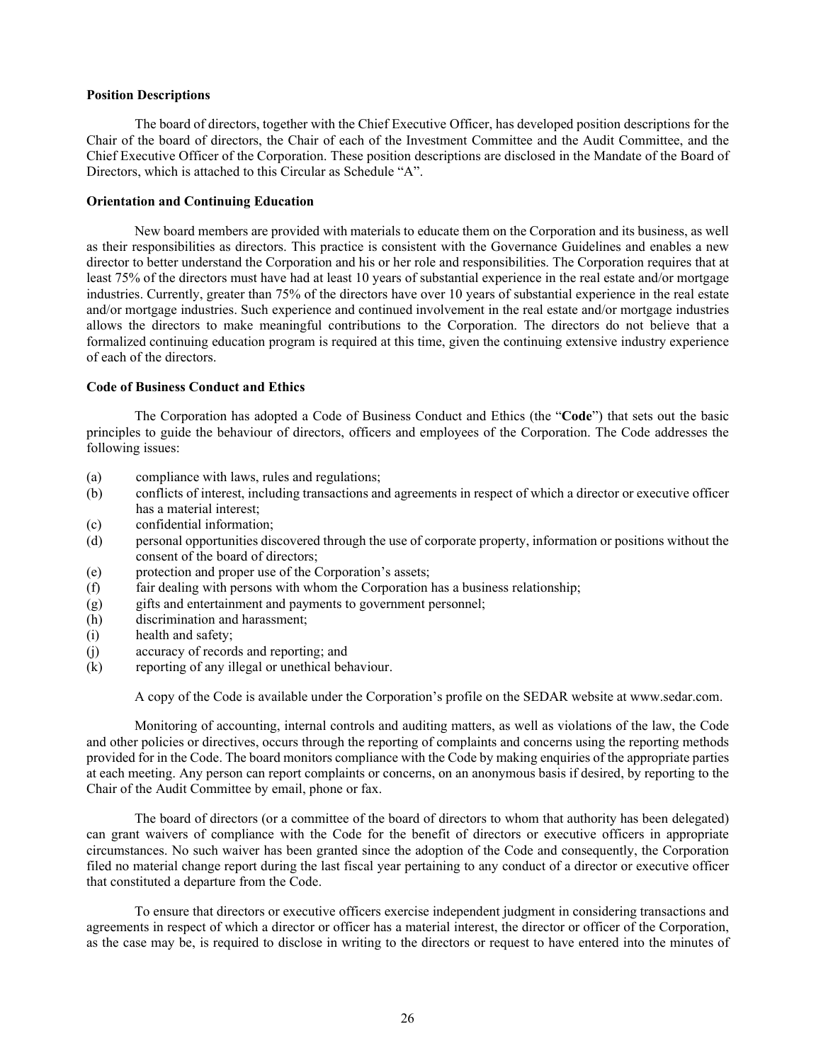**Position Descriptions**

The board of directors, together with the Chief Executive Officer, has developed position descriptions for the Chair of the board of directors, the Chair of each of the Investment Committee and the Audit Committee, and the Chief Executive Officer of the Corporation. These position descriptions are disclosed in the Mandate of the Board of Directors, which is attached to this Circular as Schedule "A".

**Orientation and Continuing Education**

New board members are provided with materials to educate them on the Corporation and its business, as well as their responsibilities as directors. This practice is consistent with the Governance Guidelines and enables a new director to better understand the Corporation and his or her role and responsibilities. The Corporation requires that at least 75% of the directors must have had at least 10 years of substantial experience in the real estate and/or mortgage industries. Currently, greater than 75% of the directors have over 10 years of substantial experience in the real estate and/or mortgage industries. Such experience and continued involvement in the real estate and/or mortgage industries allows the directors to make meaningful contributions to the Corporation. The directors do not believe that a formalized continuing education program is required at this time, given the continuing extensive industry experience of each of the directors.

**Code of Business Conduct and Ethics**

The Corporation has adopted a Code of Business Conduct and Ethics (the "**Code**") that sets out the basic principles to guide the behaviour of directors, officers and employees of the Corporation. The Code addresses the following issues:

(a) compliance with laws, rules and regulations;
(b) conflicts of interest, including transactions and agreements in respect of which a director or executive officer has a material interest;
(c) confidential information;
(d) personal opportunities discovered through the use of corporate property, information or positions without the consent of the board of directors;
(e) protection and proper use of the Corporation's assets;
(f) fair dealing with persons with whom the Corporation has a business relationship;
(g) gifts and entertainment and payments to government personnel;
(h) discrimination and harassment;
(i) health and safety;
(j) accuracy of records and reporting; and
(k) reporting of any illegal or unethical behaviour.

A copy of the Code is available under the Corporation's profile on the SEDAR website at www.sedar.com.

Monitoring of accounting, internal controls and auditing matters, as well as violations of the law, the Code and other policies or directives, occurs through the reporting of complaints and concerns using the reporting methods provided for in the Code. The board monitors compliance with the Code by making enquiries of the appropriate parties at each meeting. Any person can report complaints or concerns, on an anonymous basis if desired, by reporting to the Chair of the Audit Committee by email, phone or fax.

The board of directors (or a committee of the board of directors to whom that authority has been delegated) can grant waivers of compliance with the Code for the benefit of directors or executive officers in appropriate circumstances. No such waiver has been granted since the adoption of the Code and consequently, the Corporation filed no material change report during the last fiscal year pertaining to any conduct of a director or executive officer that constituted a departure from the Code.

To ensure that directors or executive officers exercise independent judgment in considering transactions and agreements in respect of which a director or officer has a material interest, the director or officer of the Corporation, as the case may be, is required to disclose in writing to the directors or request to have entered into the minutes of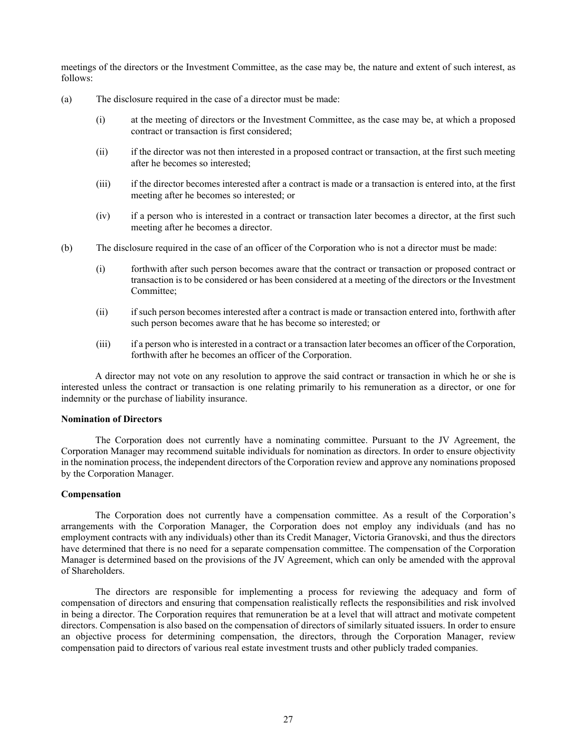meetings of the directors or the Investment Committee, as the case may be, the nature and extent of such interest, as follows:

(a) The disclosure required in the case of a director must be made:

  (i) at the meeting of directors or the Investment Committee, as the case may be, at which a proposed contract or transaction is first considered;

  (ii) if the director was not then interested in a proposed contract or transaction, at the first such meeting after he becomes so interested;

  (iii) if the director becomes interested after a contract is made or a transaction is entered into, at the first meeting after he becomes so interested; or

  (iv) if a person who is interested in a contract or transaction later becomes a director, at the first such meeting after he becomes a director.

(b) The disclosure required in the case of an officer of the Corporation who is not a director must be made:

  (i) forthwith after such person becomes aware that the contract or transaction or proposed contract or transaction is to be considered or has been considered at a meeting of the directors or the Investment Committee;

  (ii) if such person becomes interested after a contract is made or transaction entered into, forthwith after such person becomes aware that he has become so interested; or

  (iii) if a person who is interested in a contract or a transaction later becomes an officer of the Corporation, forthwith after he becomes an officer of the Corporation.

A director may not vote on any resolution to approve the said contract or transaction in which he or she is interested unless the contract or transaction is one relating primarily to his remuneration as a director, or one for indemnity or the purchase of liability insurance.

**Nomination of Directors**

The Corporation does not currently have a nominating committee. Pursuant to the JV Agreement, the Corporation Manager may recommend suitable individuals for nomination as directors. In order to ensure objectivity in the nomination process, the independent directors of the Corporation review and approve any nominations proposed by the Corporation Manager.

**Compensation**

The Corporation does not currently have a compensation committee. As a result of the Corporation's arrangements with the Corporation Manager, the Corporation does not employ any individuals (and has no employment contracts with any individuals) other than its Credit Manager, Victoria Granovski, and thus the directors have determined that there is no need for a separate compensation committee. The compensation of the Corporation Manager is determined based on the provisions of the JV Agreement, which can only be amended with the approval of Shareholders.

The directors are responsible for implementing a process for reviewing the adequacy and form of compensation of directors and ensuring that compensation realistically reflects the responsibilities and risk involved in being a director. The Corporation requires that remuneration be at a level that will attract and motivate competent directors. Compensation is also based on the compensation of directors of similarly situated issuers. In order to ensure an objective process for determining compensation, the directors, through the Corporation Manager, review compensation paid to directors of various real estate investment trusts and other publicly traded companies.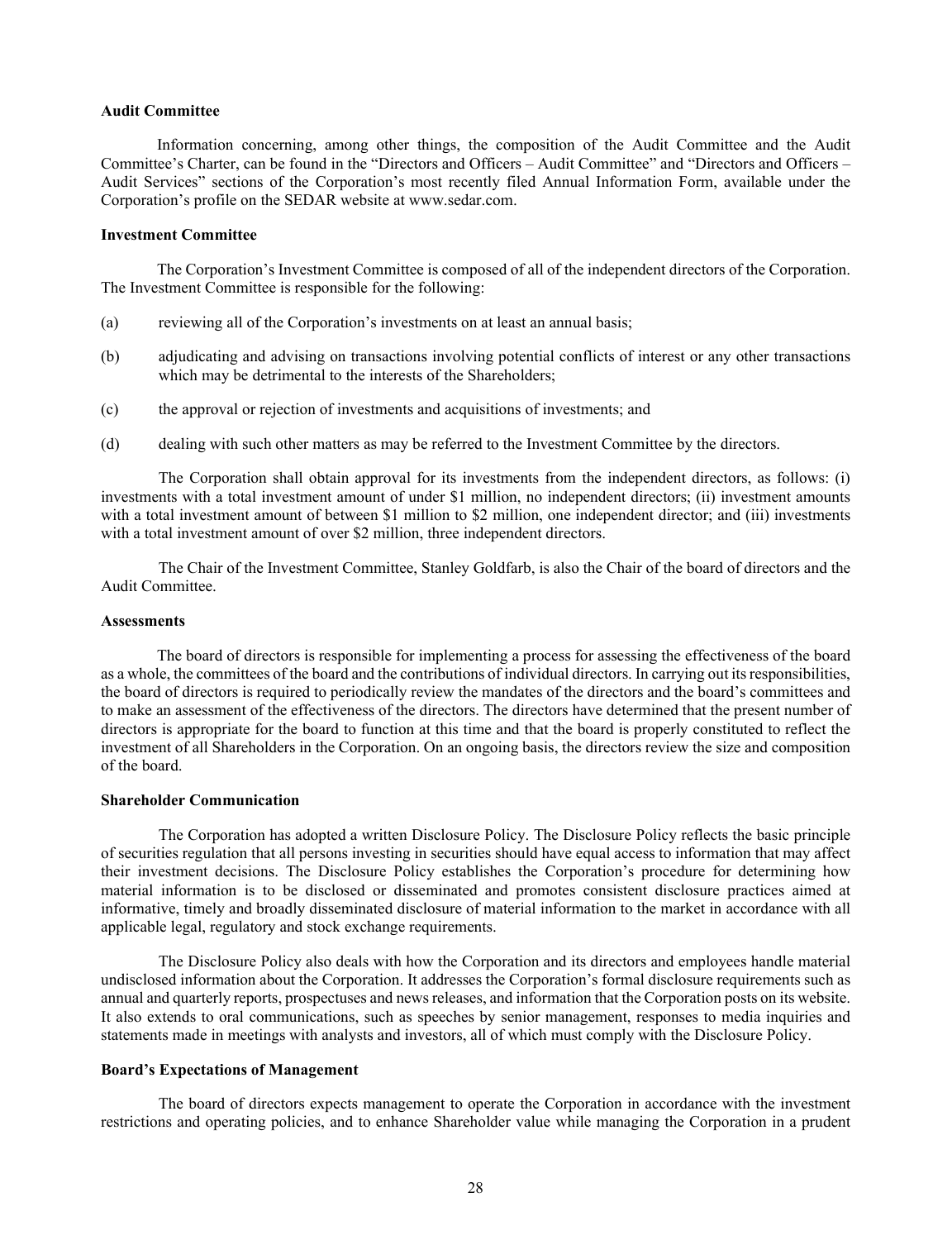**Audit Committee**

Information concerning, among other things, the composition of the Audit Committee and the Audit Committee's Charter, can be found in the "Directors and Officers – Audit Committee" and "Directors and Officers – Audit Services" sections of the Corporation's most recently filed Annual Information Form, available under the Corporation's profile on the SEDAR website at www.sedar.com.

**Investment Committee**

The Corporation's Investment Committee is composed of all of the independent directors of the Corporation. The Investment Committee is responsible for the following:

(a) reviewing all of the Corporation's investments on at least an annual basis;

(b) adjudicating and advising on transactions involving potential conflicts of interest or any other transactions which may be detrimental to the interests of the Shareholders;

(c) the approval or rejection of investments and acquisitions of investments; and

(d) dealing with such other matters as may be referred to the Investment Committee by the directors.

The Corporation shall obtain approval for its investments from the independent directors, as follows: (i) investments with a total investment amount of under $1 million, no independent directors; (ii) investment amounts with a total investment amount of between $1 million to $2 million, one independent director; and (iii) investments with a total investment amount of over $2 million, three independent directors.

The Chair of the Investment Committee, Stanley Goldfarb, is also the Chair of the board of directors and the Audit Committee.

**Assessments**

The board of directors is responsible for implementing a process for assessing the effectiveness of the board as a whole, the committees of the board and the contributions of individual directors. In carrying out its responsibilities, the board of directors is required to periodically review the mandates of the directors and the board's committees and to make an assessment of the effectiveness of the directors. The directors have determined that the present number of directors is appropriate for the board to function at this time and that the board is properly constituted to reflect the investment of all Shareholders in the Corporation. On an ongoing basis, the directors review the size and composition of the board.

**Shareholder Communication**

The Corporation has adopted a written Disclosure Policy. The Disclosure Policy reflects the basic principle of securities regulation that all persons investing in securities should have equal access to information that may affect their investment decisions. The Disclosure Policy establishes the Corporation's procedure for determining how material information is to be disclosed or disseminated and promotes consistent disclosure practices aimed at informative, timely and broadly disseminated disclosure of material information to the market in accordance with all applicable legal, regulatory and stock exchange requirements.

The Disclosure Policy also deals with how the Corporation and its directors and employees handle material undisclosed information about the Corporation. It addresses the Corporation's formal disclosure requirements such as annual and quarterly reports, prospectuses and news releases, and information that the Corporation posts on its website. It also extends to oral communications, such as speeches by senior management, responses to media inquiries and statements made in meetings with analysts and investors, all of which must comply with the Disclosure Policy.

**Board's Expectations of Management**

The board of directors expects management to operate the Corporation in accordance with the investment restrictions and operating policies, and to enhance Shareholder value while managing the Corporation in a prudent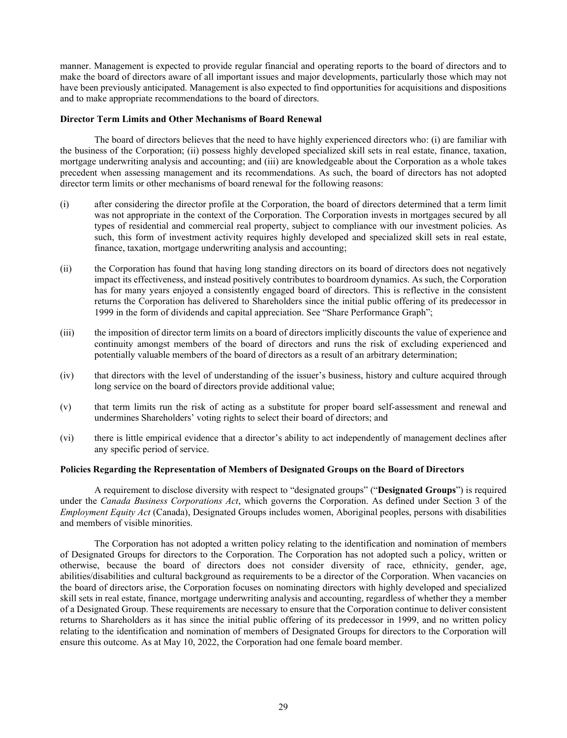manner. Management is expected to provide regular financial and operating reports to the board of directors and to make the board of directors aware of all important issues and major developments, particularly those which may not have been previously anticipated. Management is also expected to find opportunities for acquisitions and dispositions and to make appropriate recommendations to the board of directors.

**Director Term Limits and Other Mechanisms of Board Renewal**

The board of directors believes that the need to have highly experienced directors who: (i) are familiar with the business of the Corporation; (ii) possess highly developed specialized skill sets in real estate, finance, taxation, mortgage underwriting analysis and accounting; and (iii) are knowledgeable about the Corporation as a whole takes precedent when assessing management and its recommendations. As such, the board of directors has not adopted director term limits or other mechanisms of board renewal for the following reasons:

(i) after considering the director profile at the Corporation, the board of directors determined that a term limit was not appropriate in the context of the Corporation. The Corporation invests in mortgages secured by all types of residential and commercial real property, subject to compliance with our investment policies. As such, this form of investment activity requires highly developed and specialized skill sets in real estate, finance, taxation, mortgage underwriting analysis and accounting;

(ii) the Corporation has found that having long standing directors on its board of directors does not negatively impact its effectiveness, and instead positively contributes to boardroom dynamics. As such, the Corporation has for many years enjoyed a consistently engaged board of directors. This is reflective in the consistent returns the Corporation has delivered to Shareholders since the initial public offering of its predecessor in 1999 in the form of dividends and capital appreciation. See "Share Performance Graph";

(iii) the imposition of director term limits on a board of directors implicitly discounts the value of experience and continuity amongst members of the board of directors and runs the risk of excluding experienced and potentially valuable members of the board of directors as a result of an arbitrary determination;

(iv) that directors with the level of understanding of the issuer's business, history and culture acquired through long service on the board of directors provide additional value;

(v) that term limits run the risk of acting as a substitute for proper board self-assessment and renewal and undermines Shareholders' voting rights to select their board of directors; and

(vi) there is little empirical evidence that a director's ability to act independently of management declines after any specific period of service.

**Policies Regarding the Representation of Members of Designated Groups on the Board of Directors**

A requirement to disclose diversity with respect to "designated groups" ("**Designated Groups**") is required under the *Canada Business Corporations Act*, which governs the Corporation. As defined under Section 3 of the *Employment Equity Act* (Canada), Designated Groups includes women, Aboriginal peoples, persons with disabilities and members of visible minorities.

The Corporation has not adopted a written policy relating to the identification and nomination of members of Designated Groups for directors to the Corporation. The Corporation has not adopted such a policy, written or otherwise, because the board of directors does not consider diversity of race, ethnicity, gender, age, abilities/disabilities and cultural background as requirements to be a director of the Corporation. When vacancies on the board of directors arise, the Corporation focuses on nominating directors with highly developed and specialized skill sets in real estate, finance, mortgage underwriting analysis and accounting, regardless of whether they a member of a Designated Group. These requirements are necessary to ensure that the Corporation continue to deliver consistent returns to Shareholders as it has since the initial public offering of its predecessor in 1999, and no written policy relating to the identification and nomination of members of Designated Groups for directors to the Corporation will ensure this outcome. As at May 10, 2022, the Corporation had one female board member.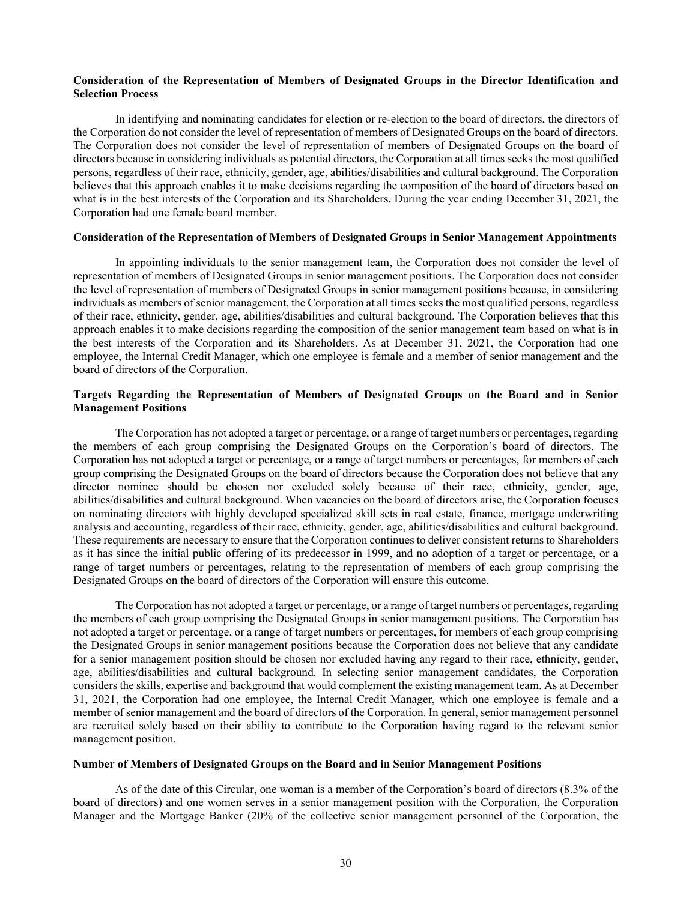**Consideration of the Representation of Members of Designated Groups in the Director Identification and Selection Process**

In identifying and nominating candidates for election or re-election to the board of directors, the directors of the Corporation do not consider the level of representation of members of Designated Groups on the board of directors. The Corporation does not consider the level of representation of members of Designated Groups on the board of directors because in considering individuals as potential directors, the Corporation at all times seeks the most qualified persons, regardless of their race, ethnicity, gender, age, abilities/disabilities and cultural background. The Corporation believes that this approach enables it to make decisions regarding the composition of the board of directors based on what is in the best interests of the Corporation and its Shareholders**.** During the year ending December 31, 2021, the Corporation had one female board member.

**Consideration of the Representation of Members of Designated Groups in Senior Management Appointments**

In appointing individuals to the senior management team, the Corporation does not consider the level of representation of members of Designated Groups in senior management positions. The Corporation does not consider the level of representation of members of Designated Groups in senior management positions because, in considering individuals as members of senior management, the Corporation at all times seeks the most qualified persons, regardless of their race, ethnicity, gender, age, abilities/disabilities and cultural background. The Corporation believes that this approach enables it to make decisions regarding the composition of the senior management team based on what is in the best interests of the Corporation and its Shareholders. As at December 31, 2021, the Corporation had one employee, the Internal Credit Manager, which one employee is female and a member of senior management and the board of directors of the Corporation.

**Targets Regarding the Representation of Members of Designated Groups on the Board and in Senior Management Positions**

The Corporation has not adopted a target or percentage, or a range of target numbers or percentages, regarding the members of each group comprising the Designated Groups on the Corporation's board of directors. The Corporation has not adopted a target or percentage, or a range of target numbers or percentages, for members of each group comprising the Designated Groups on the board of directors because the Corporation does not believe that any director nominee should be chosen nor excluded solely because of their race, ethnicity, gender, age, abilities/disabilities and cultural background. When vacancies on the board of directors arise, the Corporation focuses on nominating directors with highly developed specialized skill sets in real estate, finance, mortgage underwriting analysis and accounting, regardless of their race, ethnicity, gender, age, abilities/disabilities and cultural background. These requirements are necessary to ensure that the Corporation continues to deliver consistent returns to Shareholders as it has since the initial public offering of its predecessor in 1999, and no adoption of a target or percentage, or a range of target numbers or percentages, relating to the representation of members of each group comprising the Designated Groups on the board of directors of the Corporation will ensure this outcome.

The Corporation has not adopted a target or percentage, or a range of target numbers or percentages, regarding the members of each group comprising the Designated Groups in senior management positions. The Corporation has not adopted a target or percentage, or a range of target numbers or percentages, for members of each group comprising the Designated Groups in senior management positions because the Corporation does not believe that any candidate for a senior management position should be chosen nor excluded having any regard to their race, ethnicity, gender, age, abilities/disabilities and cultural background. In selecting senior management candidates, the Corporation considers the skills, expertise and background that would complement the existing management team. As at December 31, 2021, the Corporation had one employee, the Internal Credit Manager, which one employee is female and a member of senior management and the board of directors of the Corporation. In general, senior management personnel are recruited solely based on their ability to contribute to the Corporation having regard to the relevant senior management position.

**Number of Members of Designated Groups on the Board and in Senior Management Positions**

As of the date of this Circular, one woman is a member of the Corporation's board of directors (8.3% of the board of directors) and one women serves in a senior management position with the Corporation, the Corporation Manager and the Mortgage Banker (20% of the collective senior management personnel of the Corporation, the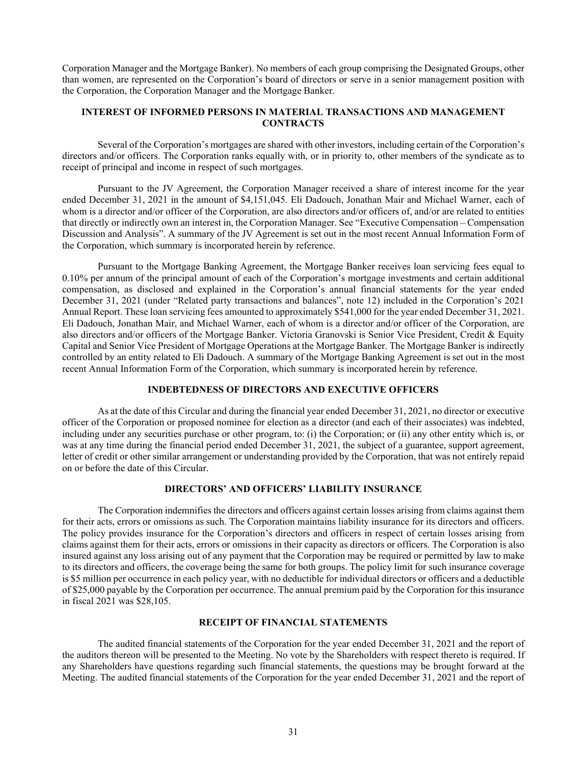Corporation Manager and the Mortgage Banker). No members of each group comprising the Designated Groups, other than women, are represented on the Corporation's board of directors or serve in a senior management position with the Corporation, the Corporation Manager and the Mortgage Banker.

## INTEREST OF INFORMED PERSONS IN MATERIAL TRANSACTIONS AND MANAGEMENT CONTRACTS

Several of the Corporation's mortgages are shared with other investors, including certain of the Corporation's directors and/or officers. The Corporation ranks equally with, or in priority to, other members of the syndicate as to receipt of principal and income in respect of such mortgages.

Pursuant to the JV Agreement, the Corporation Manager received a share of interest income for the year ended December 31, 2021 in the amount of $4,151,045. Eli Dadouch, Jonathan Mair and Michael Warner, each of whom is a director and/or officer of the Corporation, are also directors and/or officers of, and/or are related to entities that directly or indirectly own an interest in, the Corporation Manager. See "Executive Compensation – Compensation Discussion and Analysis". A summary of the JV Agreement is set out in the most recent Annual Information Form of the Corporation, which summary is incorporated herein by reference.

Pursuant to the Mortgage Banking Agreement, the Mortgage Banker receives loan servicing fees equal to 0.10% per annum of the principal amount of each of the Corporation's mortgage investments and certain additional compensation, as disclosed and explained in the Corporation's annual financial statements for the year ended December 31, 2021 (under "Related party transactions and balances", note 12) included in the Corporation's 2021 Annual Report. These loan servicing fees amounted to approximately $541,000 for the year ended December 31, 2021. Eli Dadouch, Jonathan Mair, and Michael Warner, each of whom is a director and/or officer of the Corporation, are also directors and/or officers of the Mortgage Banker. Victoria Granovski is Senior Vice President, Credit & Equity Capital and Senior Vice President of Mortgage Operations at the Mortgage Banker. The Mortgage Banker is indirectly controlled by an entity related to Eli Dadouch. A summary of the Mortgage Banking Agreement is set out in the most recent Annual Information Form of the Corporation, which summary is incorporated herein by reference.

## INDEBTEDNESS OF DIRECTORS AND EXECUTIVE OFFICERS

As at the date of this Circular and during the financial year ended December 31, 2021, no director or executive officer of the Corporation or proposed nominee for election as a director (and each of their associates) was indebted, including under any securities purchase or other program, to: (i) the Corporation; or (ii) any other entity which is, or was at any time during the financial period ended December 31, 2021, the subject of a guarantee, support agreement, letter of credit or other similar arrangement or understanding provided by the Corporation, that was not entirely repaid on or before the date of this Circular.

## DIRECTORS' AND OFFICERS' LIABILITY INSURANCE

The Corporation indemnifies the directors and officers against certain losses arising from claims against them for their acts, errors or omissions as such. The Corporation maintains liability insurance for its directors and officers. The policy provides insurance for the Corporation's directors and officers in respect of certain losses arising from claims against them for their acts, errors or omissions in their capacity as directors or officers. The Corporation is also insured against any loss arising out of any payment that the Corporation may be required or permitted by law to make to its directors and officers, the coverage being the same for both groups. The policy limit for such insurance coverage is $5 million per occurrence in each policy year, with no deductible for individual directors or officers and a deductible of $25,000 payable by the Corporation per occurrence. The annual premium paid by the Corporation for this insurance in fiscal 2021 was $28,105.

## RECEIPT OF FINANCIAL STATEMENTS

The audited financial statements of the Corporation for the year ended December 31, 2021 and the report of the auditors thereon will be presented to the Meeting. No vote by the Shareholders with respect thereto is required. If any Shareholders have questions regarding such financial statements, the questions may be brought forward at the Meeting. The audited financial statements of the Corporation for the year ended December 31, 2021 and the report of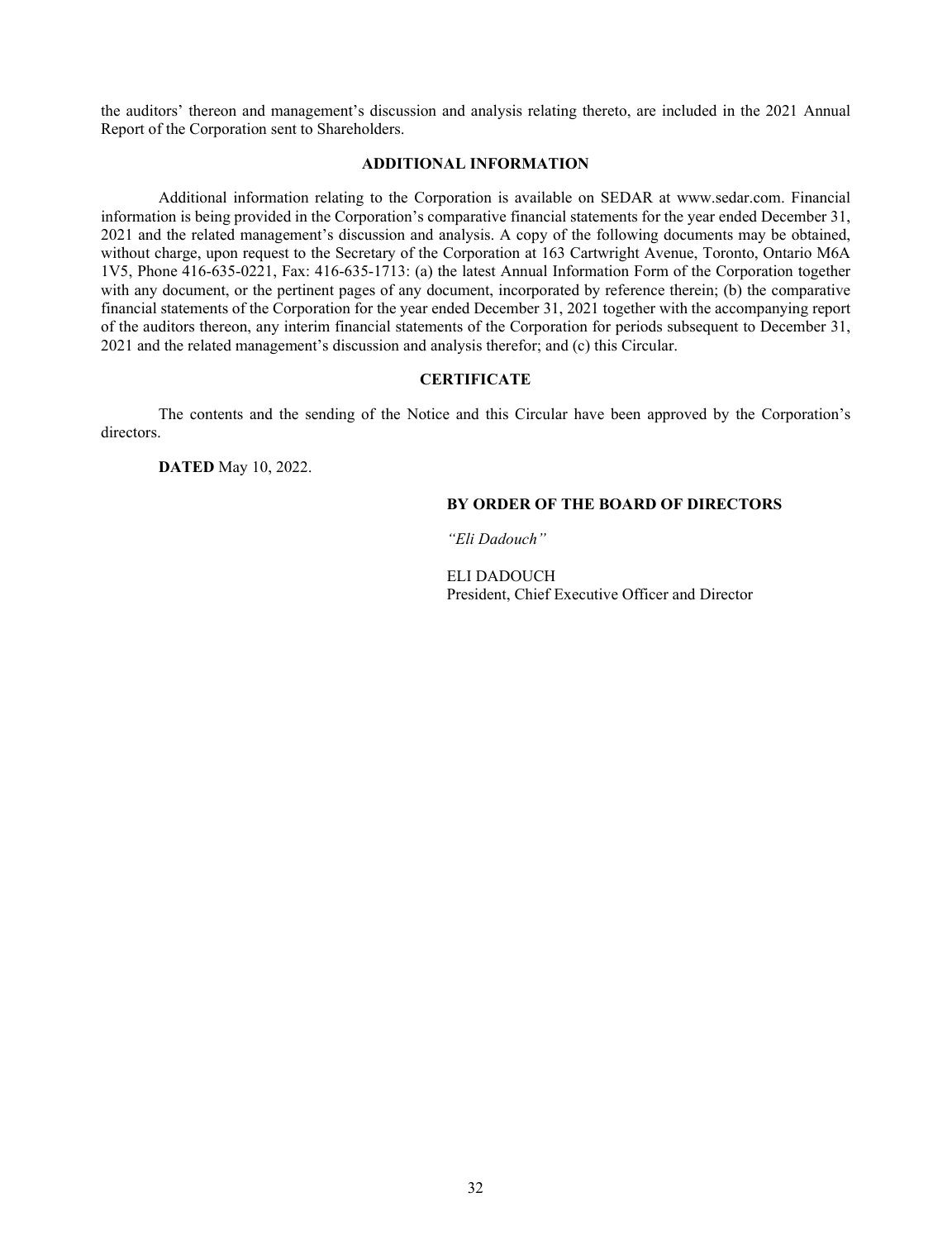the auditors' thereon and management's discussion and analysis relating thereto, are included in the 2021 Annual Report of the Corporation sent to Shareholders.

## ADDITIONAL INFORMATION

Additional information relating to the Corporation is available on SEDAR at www.sedar.com. Financial information is being provided in the Corporation's comparative financial statements for the year ended December 31, 2021 and the related management's discussion and analysis. A copy of the following documents may be obtained, without charge, upon request to the Secretary of the Corporation at 163 Cartwright Avenue, Toronto, Ontario M6A 1V5, Phone 416-635-0221, Fax: 416-635-1713: (a) the latest Annual Information Form of the Corporation together with any document, or the pertinent pages of any document, incorporated by reference therein; (b) the comparative financial statements of the Corporation for the year ended December 31, 2021 together with the accompanying report of the auditors thereon, any interim financial statements of the Corporation for periods subsequent to December 31, 2021 and the related management's discussion and analysis therefor; and (c) this Circular.

## CERTIFICATE

The contents and the sending of the Notice and this Circular have been approved by the Corporation's directors.

**DATED** May 10, 2022.

**BY ORDER OF THE BOARD OF DIRECTORS**

*"Eli Dadouch"*

ELI DADOUCH
President, Chief Executive Officer and Director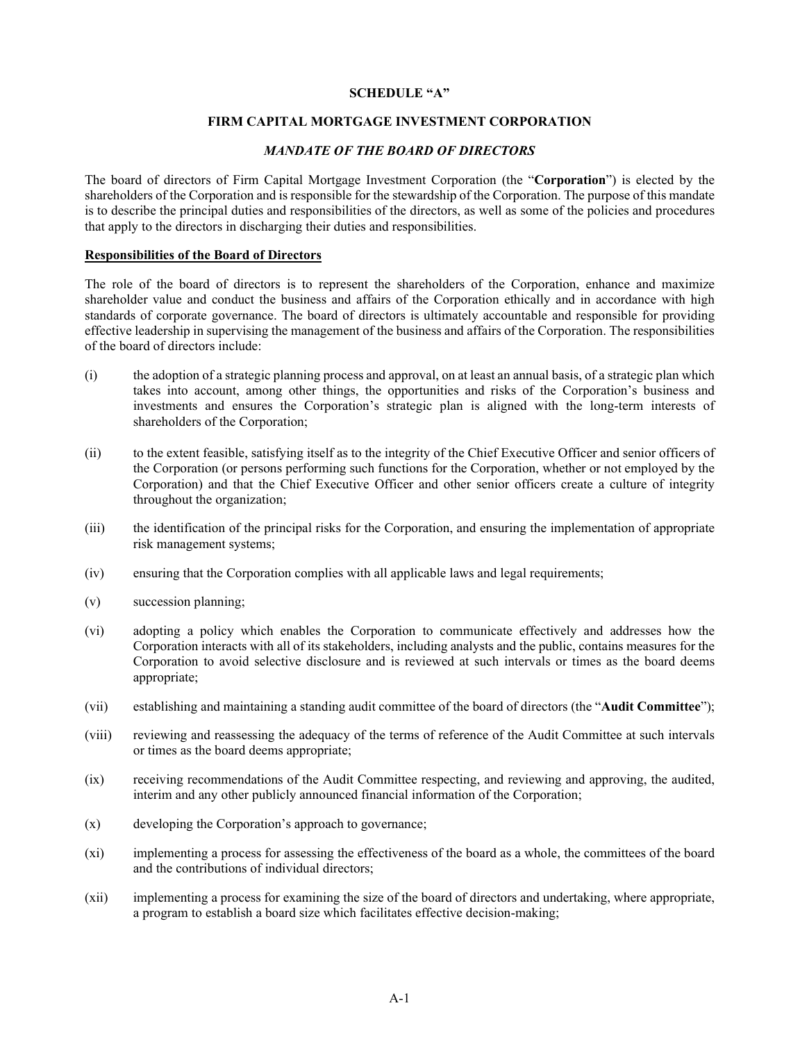**SCHEDULE "A"**

**FIRM CAPITAL MORTGAGE INVESTMENT CORPORATION**

***MANDATE OF THE BOARD OF DIRECTORS***

The board of directors of Firm Capital Mortgage Investment Corporation (the "**Corporation**") is elected by the shareholders of the Corporation and is responsible for the stewardship of the Corporation. The purpose of this mandate is to describe the principal duties and responsibilities of the directors, as well as some of the policies and procedures that apply to the directors in discharging their duties and responsibilities.

**Responsibilities of the Board of Directors**

The role of the board of directors is to represent the shareholders of the Corporation, enhance and maximize shareholder value and conduct the business and affairs of the Corporation ethically and in accordance with high standards of corporate governance. The board of directors is ultimately accountable and responsible for providing effective leadership in supervising the management of the business and affairs of the Corporation. The responsibilities of the board of directors include:

(i) the adoption of a strategic planning process and approval, on at least an annual basis, of a strategic plan which takes into account, among other things, the opportunities and risks of the Corporation's business and investments and ensures the Corporation's strategic plan is aligned with the long-term interests of shareholders of the Corporation;

(ii) to the extent feasible, satisfying itself as to the integrity of the Chief Executive Officer and senior officers of the Corporation (or persons performing such functions for the Corporation, whether or not employed by the Corporation) and that the Chief Executive Officer and other senior officers create a culture of integrity throughout the organization;

(iii) the identification of the principal risks for the Corporation, and ensuring the implementation of appropriate risk management systems;

(iv) ensuring that the Corporation complies with all applicable laws and legal requirements;

(v) succession planning;

(vi) adopting a policy which enables the Corporation to communicate effectively and addresses how the Corporation interacts with all of its stakeholders, including analysts and the public, contains measures for the Corporation to avoid selective disclosure and is reviewed at such intervals or times as the board deems appropriate;

(vii) establishing and maintaining a standing audit committee of the board of directors (the "**Audit Committee**");

(viii) reviewing and reassessing the adequacy of the terms of reference of the Audit Committee at such intervals or times as the board deems appropriate;

(ix) receiving recommendations of the Audit Committee respecting, and reviewing and approving, the audited, interim and any other publicly announced financial information of the Corporation;

(x) developing the Corporation's approach to governance;

(xi) implementing a process for assessing the effectiveness of the board as a whole, the committees of the board and the contributions of individual directors;

(xii) implementing a process for examining the size of the board of directors and undertaking, where appropriate, a program to establish a board size which facilitates effective decision-making;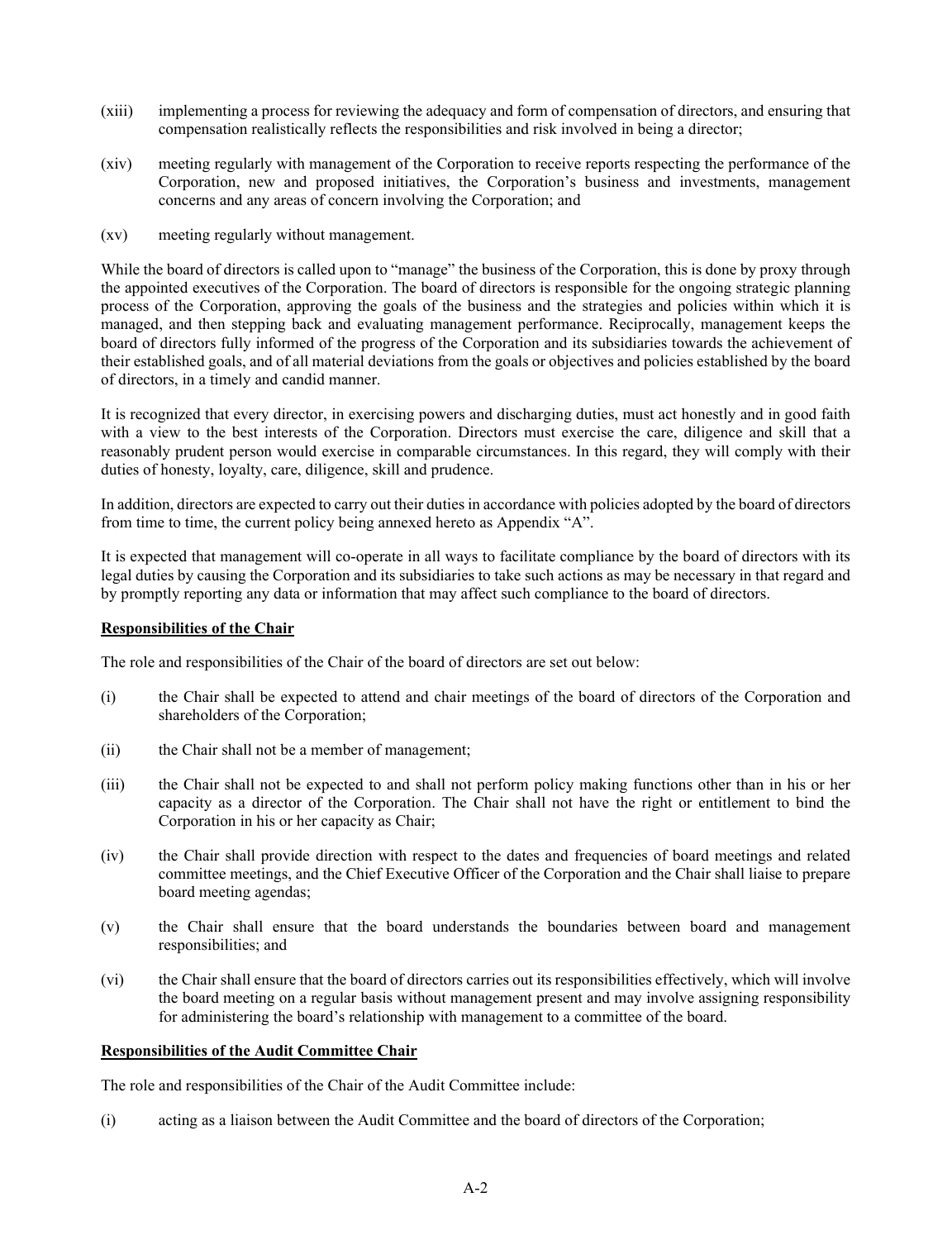(xiii) implementing a process for reviewing the adequacy and form of compensation of directors, and ensuring that compensation realistically reflects the responsibilities and risk involved in being a director;

(xiv) meeting regularly with management of the Corporation to receive reports respecting the performance of the Corporation, new and proposed initiatives, the Corporation's business and investments, management concerns and any areas of concern involving the Corporation; and

(xv) meeting regularly without management.

While the board of directors is called upon to "manage" the business of the Corporation, this is done by proxy through the appointed executives of the Corporation. The board of directors is responsible for the ongoing strategic planning process of the Corporation, approving the goals of the business and the strategies and policies within which it is managed, and then stepping back and evaluating management performance. Reciprocally, management keeps the board of directors fully informed of the progress of the Corporation and its subsidiaries towards the achievement of their established goals, and of all material deviations from the goals or objectives and policies established by the board of directors, in a timely and candid manner.

It is recognized that every director, in exercising powers and discharging duties, must act honestly and in good faith with a view to the best interests of the Corporation. Directors must exercise the care, diligence and skill that a reasonably prudent person would exercise in comparable circumstances. In this regard, they will comply with their duties of honesty, loyalty, care, diligence, skill and prudence.

In addition, directors are expected to carry out their duties in accordance with policies adopted by the board of directors from time to time, the current policy being annexed hereto as Appendix "A".

It is expected that management will co-operate in all ways to facilitate compliance by the board of directors with its legal duties by causing the Corporation and its subsidiaries to take such actions as may be necessary in that regard and by promptly reporting any data or information that may affect such compliance to the board of directors.

**Responsibilities of the Chair**

The role and responsibilities of the Chair of the board of directors are set out below:

(i) the Chair shall be expected to attend and chair meetings of the board of directors of the Corporation and shareholders of the Corporation;

(ii) the Chair shall not be a member of management;

(iii) the Chair shall not be expected to and shall not perform policy making functions other than in his or her capacity as a director of the Corporation. The Chair shall not have the right or entitlement to bind the Corporation in his or her capacity as Chair;

(iv) the Chair shall provide direction with respect to the dates and frequencies of board meetings and related committee meetings, and the Chief Executive Officer of the Corporation and the Chair shall liaise to prepare board meeting agendas;

(v) the Chair shall ensure that the board understands the boundaries between board and management responsibilities; and

(vi) the Chair shall ensure that the board of directors carries out its responsibilities effectively, which will involve the board meeting on a regular basis without management present and may involve assigning responsibility for administering the board's relationship with management to a committee of the board.

**Responsibilities of the Audit Committee Chair**

The role and responsibilities of the Chair of the Audit Committee include:

(i) acting as a liaison between the Audit Committee and the board of directors of the Corporation;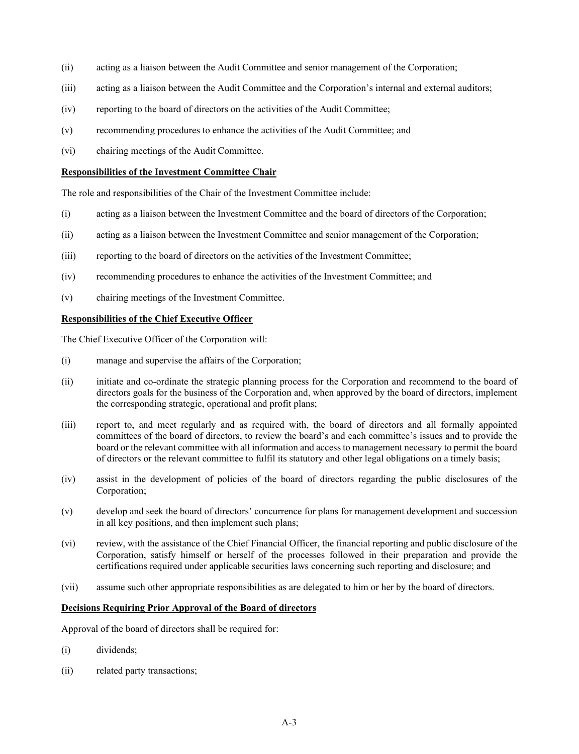(ii) acting as a liaison between the Audit Committee and senior management of the Corporation;

(iii) acting as a liaison between the Audit Committee and the Corporation's internal and external auditors;

(iv) reporting to the board of directors on the activities of the Audit Committee;

(v) recommending procedures to enhance the activities of the Audit Committee; and

(vi) chairing meetings of the Audit Committee.

**Responsibilities of the Investment Committee Chair**

The role and responsibilities of the Chair of the Investment Committee include:

(i) acting as a liaison between the Investment Committee and the board of directors of the Corporation;

(ii) acting as a liaison between the Investment Committee and senior management of the Corporation;

(iii) reporting to the board of directors on the activities of the Investment Committee;

(iv) recommending procedures to enhance the activities of the Investment Committee; and

(v) chairing meetings of the Investment Committee.

**Responsibilities of the Chief Executive Officer**

The Chief Executive Officer of the Corporation will:

(i) manage and supervise the affairs of the Corporation;

(ii) initiate and co-ordinate the strategic planning process for the Corporation and recommend to the board of directors goals for the business of the Corporation and, when approved by the board of directors, implement the corresponding strategic, operational and profit plans;

(iii) report to, and meet regularly and as required with, the board of directors and all formally appointed committees of the board of directors, to review the board's and each committee's issues and to provide the board or the relevant committee with all information and access to management necessary to permit the board of directors or the relevant committee to fulfil its statutory and other legal obligations on a timely basis;

(iv) assist in the development of policies of the board of directors regarding the public disclosures of the Corporation;

(v) develop and seek the board of directors' concurrence for plans for management development and succession in all key positions, and then implement such plans;

(vi) review, with the assistance of the Chief Financial Officer, the financial reporting and public disclosure of the Corporation, satisfy himself or herself of the processes followed in their preparation and provide the certifications required under applicable securities laws concerning such reporting and disclosure; and

(vii) assume such other appropriate responsibilities as are delegated to him or her by the board of directors.

**Decisions Requiring Prior Approval of the Board of directors**

Approval of the board of directors shall be required for:

(i) dividends;

(ii) related party transactions;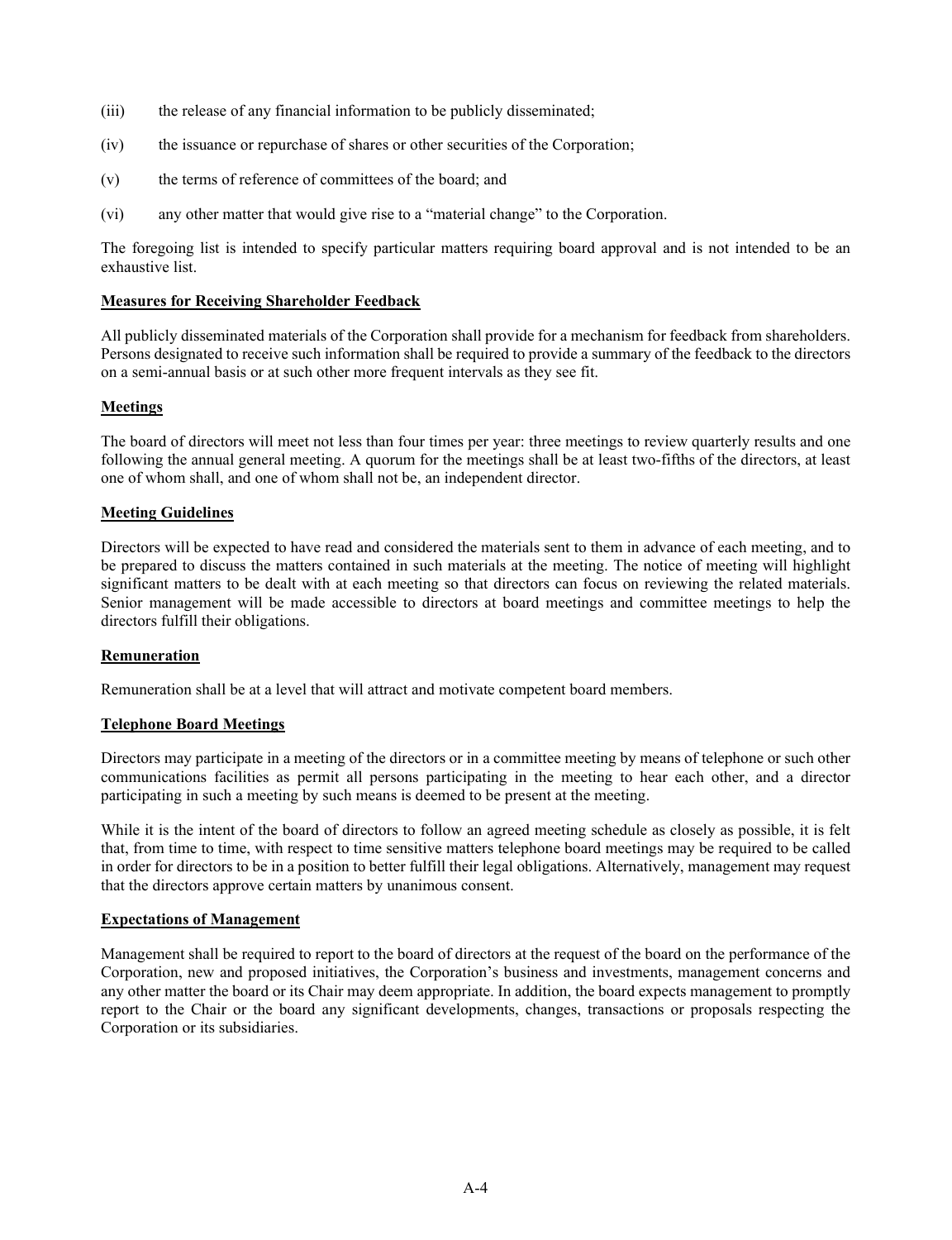(iii) the release of any financial information to be publicly disseminated;

(iv) the issuance or repurchase of shares or other securities of the Corporation;

(v) the terms of reference of committees of the board; and

(vi) any other matter that would give rise to a "material change" to the Corporation.

The foregoing list is intended to specify particular matters requiring board approval and is not intended to be an exhaustive list.

**Measures for Receiving Shareholder Feedback**

All publicly disseminated materials of the Corporation shall provide for a mechanism for feedback from shareholders. Persons designated to receive such information shall be required to provide a summary of the feedback to the directors on a semi-annual basis or at such other more frequent intervals as they see fit.

**Meetings**

The board of directors will meet not less than four times per year: three meetings to review quarterly results and one following the annual general meeting. A quorum for the meetings shall be at least two-fifths of the directors, at least one of whom shall, and one of whom shall not be, an independent director.

**Meeting Guidelines**

Directors will be expected to have read and considered the materials sent to them in advance of each meeting, and to be prepared to discuss the matters contained in such materials at the meeting. The notice of meeting will highlight significant matters to be dealt with at each meeting so that directors can focus on reviewing the related materials. Senior management will be made accessible to directors at board meetings and committee meetings to help the directors fulfill their obligations.

**Remuneration**

Remuneration shall be at a level that will attract and motivate competent board members.

**Telephone Board Meetings**

Directors may participate in a meeting of the directors or in a committee meeting by means of telephone or such other communications facilities as permit all persons participating in the meeting to hear each other, and a director participating in such a meeting by such means is deemed to be present at the meeting.

While it is the intent of the board of directors to follow an agreed meeting schedule as closely as possible, it is felt that, from time to time, with respect to time sensitive matters telephone board meetings may be required to be called in order for directors to be in a position to better fulfill their legal obligations. Alternatively, management may request that the directors approve certain matters by unanimous consent.

**Expectations of Management**

Management shall be required to report to the board of directors at the request of the board on the performance of the Corporation, new and proposed initiatives, the Corporation's business and investments, management concerns and any other matter the board or its Chair may deem appropriate. In addition, the board expects management to promptly report to the Chair or the board any significant developments, changes, transactions or proposals respecting the Corporation or its subsidiaries.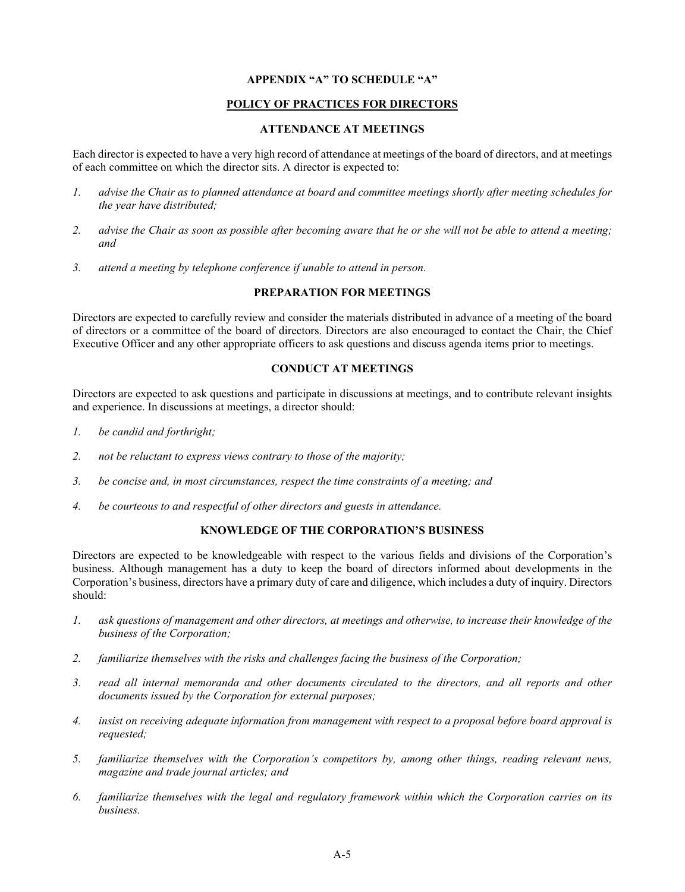## APPENDIX "A" TO SCHEDULE "A"

## POLICY OF PRACTICES FOR DIRECTORS

### ATTENDANCE AT MEETINGS

Each director is expected to have a very high record of attendance at meetings of the board of directors, and at meetings of each committee on which the director sits. A director is expected to:

1. *advise the Chair as to planned attendance at board and committee meetings shortly after meeting schedules for the year have distributed;*
2. *advise the Chair as soon as possible after becoming aware that he or she will not be able to attend a meeting; and*
3. *attend a meeting by telephone conference if unable to attend in person.*

### PREPARATION FOR MEETINGS

Directors are expected to carefully review and consider the materials distributed in advance of a meeting of the board of directors or a committee of the board of directors. Directors are also encouraged to contact the Chair, the Chief Executive Officer and any other appropriate officers to ask questions and discuss agenda items prior to meetings.

### CONDUCT AT MEETINGS

Directors are expected to ask questions and participate in discussions at meetings, and to contribute relevant insights and experience. In discussions at meetings, a director should:

1. *be candid and forthright;*
2. *not be reluctant to express views contrary to those of the majority;*
3. *be concise and, in most circumstances, respect the time constraints of a meeting; and*
4. *be courteous to and respectful of other directors and guests in attendance.*

### KNOWLEDGE OF THE CORPORATION'S BUSINESS

Directors are expected to be knowledgeable with respect to the various fields and divisions of the Corporation's business. Although management has a duty to keep the board of directors informed about developments in the Corporation's business, directors have a primary duty of care and diligence, which includes a duty of inquiry. Directors should:

1. *ask questions of management and other directors, at meetings and otherwise, to increase their knowledge of the business of the Corporation;*
2. *familiarize themselves with the risks and challenges facing the business of the Corporation;*
3. *read all internal memoranda and other documents circulated to the directors, and all reports and other documents issued by the Corporation for external purposes;*
4. *insist on receiving adequate information from management with respect to a proposal before board approval is requested;*
5. *familiarize themselves with the Corporation's competitors by, among other things, reading relevant news, magazine and trade journal articles; and*
6. *familiarize themselves with the legal and regulatory framework within which the Corporation carries on its business.*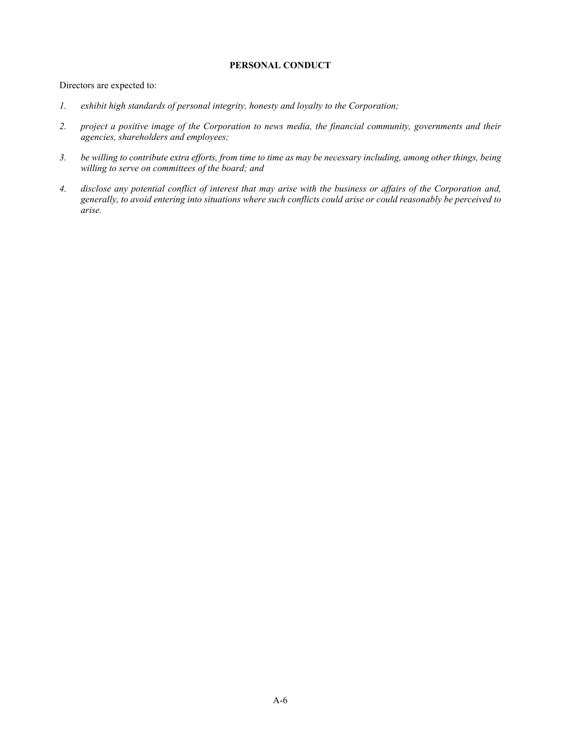**PERSONAL CONDUCT**

Directors are expected to:

1. *exhibit high standards of personal integrity, honesty and loyalty to the Corporation;*

2. *project a positive image of the Corporation to news media, the financial community, governments and their agencies, shareholders and employees;*

3. *be willing to contribute extra efforts, from time to time as may be necessary including, among other things, being willing to serve on committees of the board; and*

4. *disclose any potential conflict of interest that may arise with the business or affairs of the Corporation and, generally, to avoid entering into situations where such conflicts could arise or could reasonably be perceived to arise.*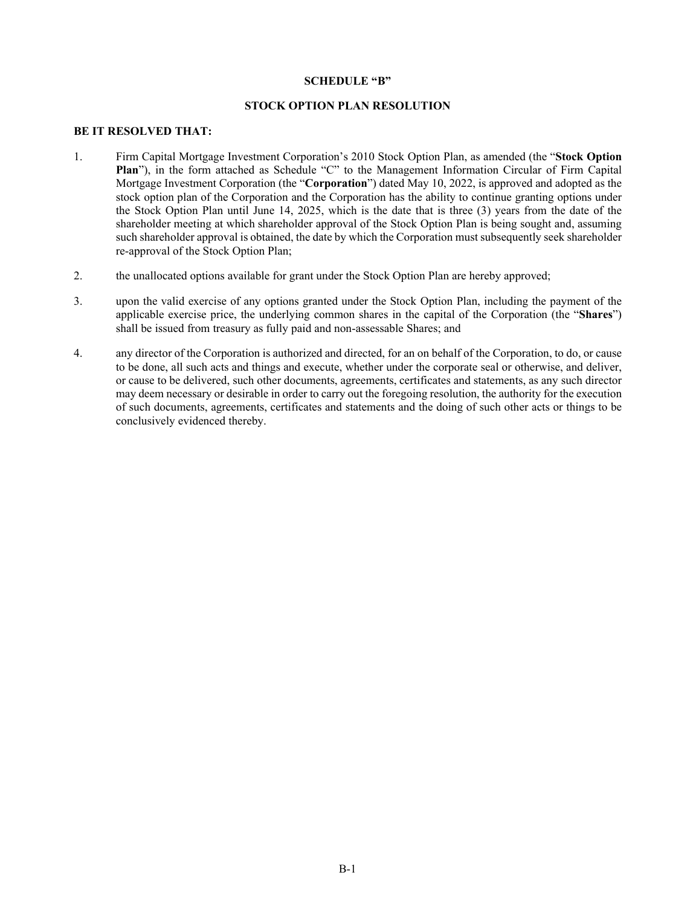**SCHEDULE "B"**

**STOCK OPTION PLAN RESOLUTION**

**BE IT RESOLVED THAT:**

1. Firm Capital Mortgage Investment Corporation's 2010 Stock Option Plan, as amended (the "**Stock Option Plan**"), in the form attached as Schedule "C" to the Management Information Circular of Firm Capital Mortgage Investment Corporation (the "**Corporation**") dated May 10, 2022, is approved and adopted as the stock option plan of the Corporation and the Corporation has the ability to continue granting options under the Stock Option Plan until June 14, 2025, which is the date that is three (3) years from the date of the shareholder meeting at which shareholder approval of the Stock Option Plan is being sought and, assuming such shareholder approval is obtained, the date by which the Corporation must subsequently seek shareholder re-approval of the Stock Option Plan;

2. the unallocated options available for grant under the Stock Option Plan are hereby approved;

3. upon the valid exercise of any options granted under the Stock Option Plan, including the payment of the applicable exercise price, the underlying common shares in the capital of the Corporation (the "**Shares**") shall be issued from treasury as fully paid and non-assessable Shares; and

4. any director of the Corporation is authorized and directed, for an on behalf of the Corporation, to do, or cause to be done, all such acts and things and execute, whether under the corporate seal or otherwise, and deliver, or cause to be delivered, such other documents, agreements, certificates and statements, as any such director may deem necessary or desirable in order to carry out the foregoing resolution, the authority for the execution of such documents, agreements, certificates and statements and the doing of such other acts or things to be conclusively evidenced thereby.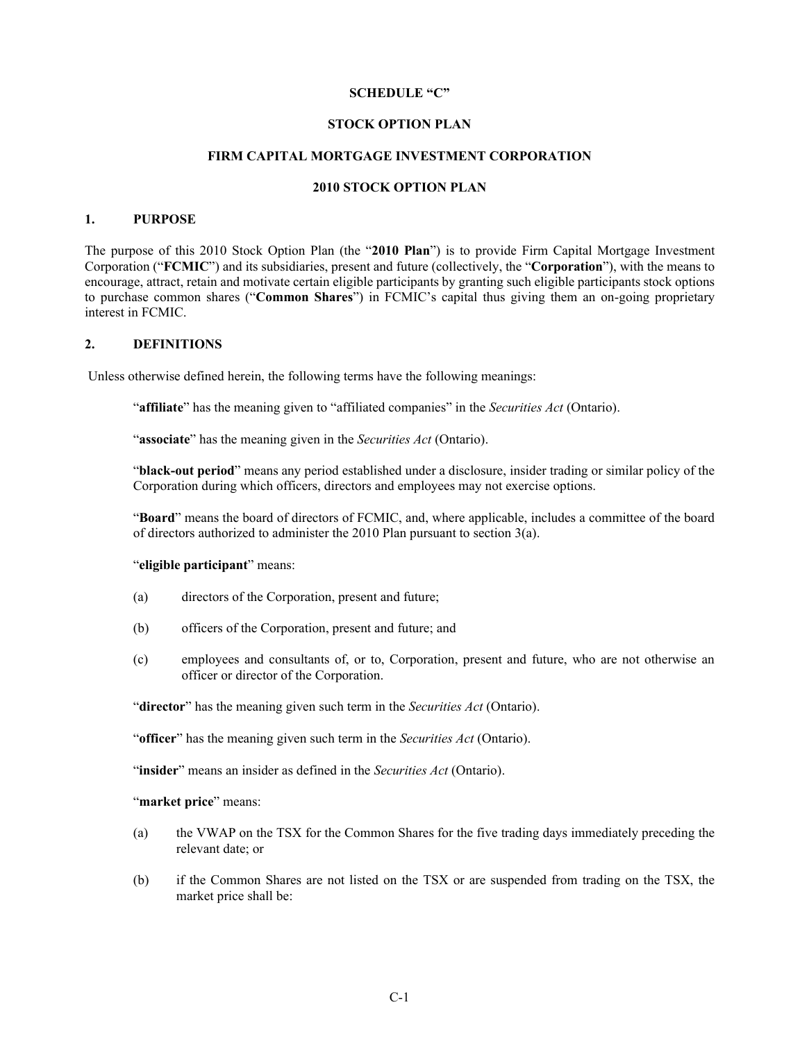**SCHEDULE "C"**

**STOCK OPTION PLAN**

**FIRM CAPITAL MORTGAGE INVESTMENT CORPORATION**

**2010 STOCK OPTION PLAN**

## 1. PURPOSE

The purpose of this 2010 Stock Option Plan (the "**2010 Plan**") is to provide Firm Capital Mortgage Investment Corporation ("**FCMIC**") and its subsidiaries, present and future (collectively, the "**Corporation**"), with the means to encourage, attract, retain and motivate certain eligible participants by granting such eligible participants stock options to purchase common shares ("**Common Shares**") in FCMIC's capital thus giving them an on-going proprietary interest in FCMIC.

## 2. DEFINITIONS

Unless otherwise defined herein, the following terms have the following meanings:

"**affiliate**" has the meaning given to "affiliated companies" in the *Securities Act* (Ontario).

"**associate**" has the meaning given in the *Securities Act* (Ontario).

"**black-out period**" means any period established under a disclosure, insider trading or similar policy of the Corporation during which officers, directors and employees may not exercise options.

"**Board**" means the board of directors of FCMIC, and, where applicable, includes a committee of the board of directors authorized to administer the 2010 Plan pursuant to section 3(a).

"**eligible participant**" means:

(a) directors of the Corporation, present and future;

(b) officers of the Corporation, present and future; and

(c) employees and consultants of, or to, Corporation, present and future, who are not otherwise an officer or director of the Corporation.

"**director**" has the meaning given such term in the *Securities Act* (Ontario).

"**officer**" has the meaning given such term in the *Securities Act* (Ontario).

"**insider**" means an insider as defined in the *Securities Act* (Ontario).

"**market price**" means:

(a) the VWAP on the TSX for the Common Shares for the five trading days immediately preceding the relevant date; or

(b) if the Common Shares are not listed on the TSX or are suspended from trading on the TSX, the market price shall be: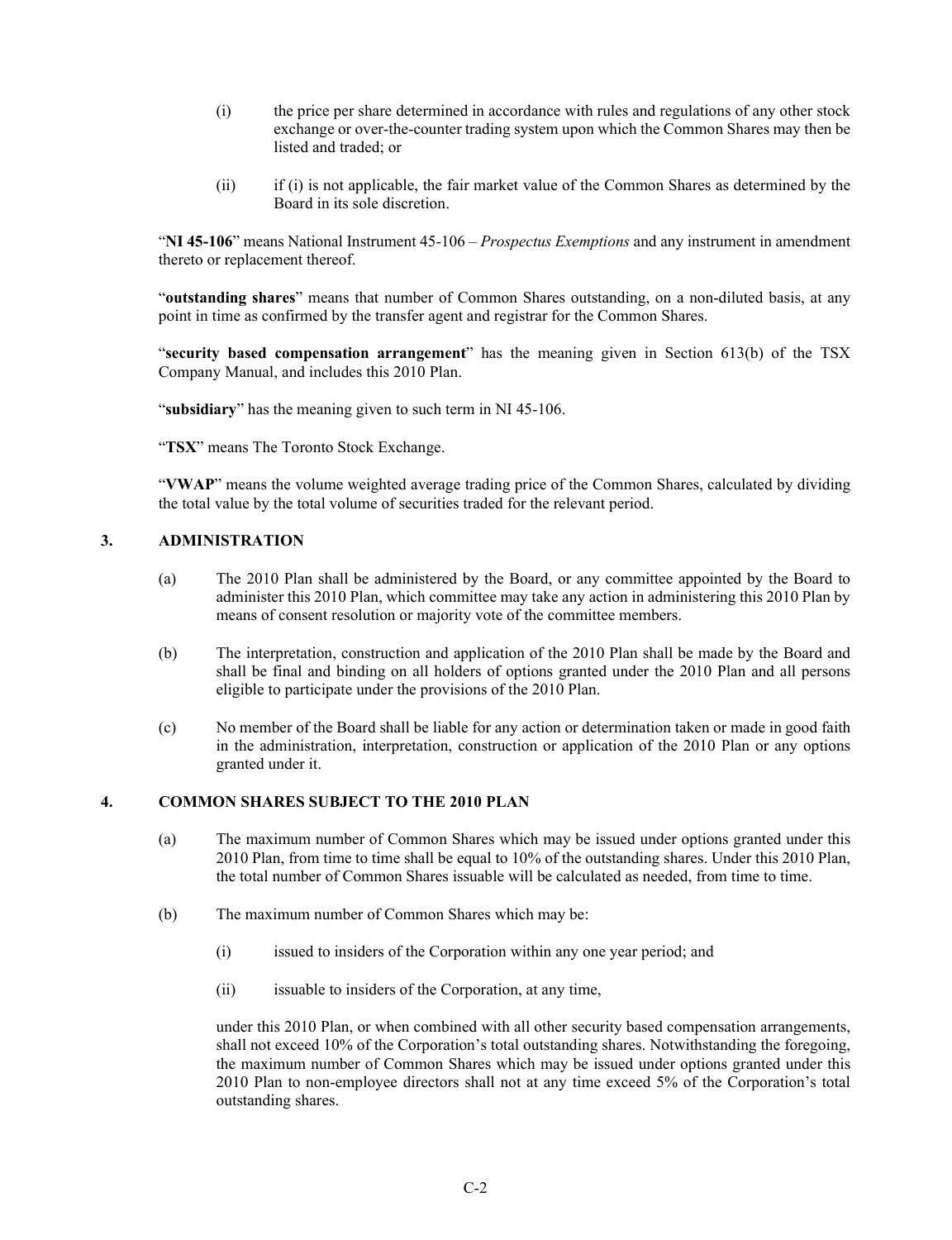(i) the price per share determined in accordance with rules and regulations of any other stock exchange or over-the-counter trading system upon which the Common Shares may then be listed and traded; or

(ii) if (i) is not applicable, the fair market value of the Common Shares as determined by the Board in its sole discretion.

"**NI 45-106**" means National Instrument 45-106 – *Prospectus Exemptions* and any instrument in amendment thereto or replacement thereof.

"**outstanding shares**" means that number of Common Shares outstanding, on a non-diluted basis, at any point in time as confirmed by the transfer agent and registrar for the Common Shares.

"**security based compensation arrangement**" has the meaning given in Section 613(b) of the TSX Company Manual, and includes this 2010 Plan.

"**subsidiary**" has the meaning given to such term in NI 45-106.

"**TSX**" means The Toronto Stock Exchange.

"**VWAP**" means the volume weighted average trading price of the Common Shares, calculated by dividing the total value by the total volume of securities traded for the relevant period.

## 3. ADMINISTRATION

(a) The 2010 Plan shall be administered by the Board, or any committee appointed by the Board to administer this 2010 Plan, which committee may take any action in administering this 2010 Plan by means of consent resolution or majority vote of the committee members.

(b) The interpretation, construction and application of the 2010 Plan shall be made by the Board and shall be final and binding on all holders of options granted under the 2010 Plan and all persons eligible to participate under the provisions of the 2010 Plan.

(c) No member of the Board shall be liable for any action or determination taken or made in good faith in the administration, interpretation, construction or application of the 2010 Plan or any options granted under it.

## 4. COMMON SHARES SUBJECT TO THE 2010 PLAN

(a) The maximum number of Common Shares which may be issued under options granted under this 2010 Plan, from time to time shall be equal to 10% of the outstanding shares. Under this 2010 Plan, the total number of Common Shares issuable will be calculated as needed, from time to time.

(b) The maximum number of Common Shares which may be:

(i) issued to insiders of the Corporation within any one year period; and

(ii) issuable to insiders of the Corporation, at any time,

under this 2010 Plan, or when combined with all other security based compensation arrangements, shall not exceed 10% of the Corporation's total outstanding shares. Notwithstanding the foregoing, the maximum number of Common Shares which may be issued under options granted under this 2010 Plan to non-employee directors shall not at any time exceed 5% of the Corporation's total outstanding shares.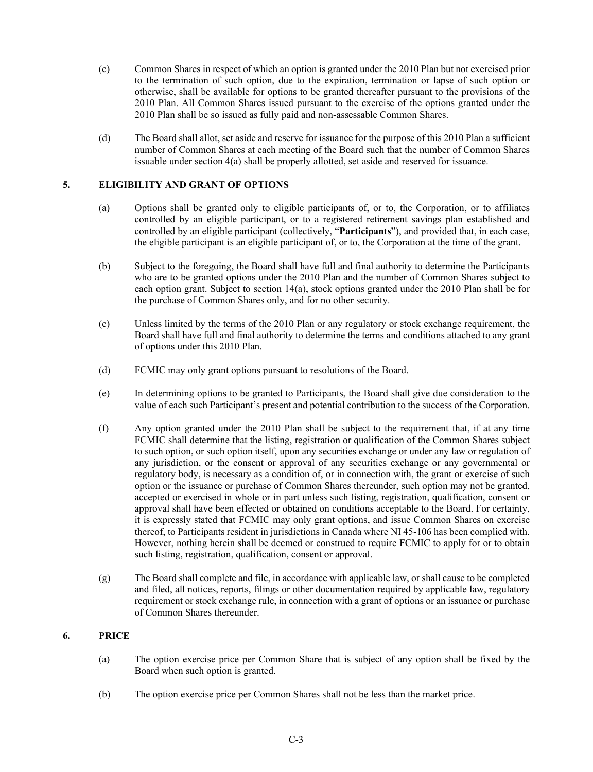(c) Common Shares in respect of which an option is granted under the 2010 Plan but not exercised prior to the termination of such option, due to the expiration, termination or lapse of such option or otherwise, shall be available for options to be granted thereafter pursuant to the provisions of the 2010 Plan. All Common Shares issued pursuant to the exercise of the options granted under the 2010 Plan shall be so issued as fully paid and non-assessable Common Shares.

(d) The Board shall allot, set aside and reserve for issuance for the purpose of this 2010 Plan a sufficient number of Common Shares at each meeting of the Board such that the number of Common Shares issuable under section 4(a) shall be properly allotted, set aside and reserved for issuance.

## 5. ELIGIBILITY AND GRANT OF OPTIONS

(a) Options shall be granted only to eligible participants of, or to, the Corporation, or to affiliates controlled by an eligible participant, or to a registered retirement savings plan established and controlled by an eligible participant (collectively, "**Participants**"), and provided that, in each case, the eligible participant is an eligible participant of, or to, the Corporation at the time of the grant.

(b) Subject to the foregoing, the Board shall have full and final authority to determine the Participants who are to be granted options under the 2010 Plan and the number of Common Shares subject to each option grant. Subject to section 14(a), stock options granted under the 2010 Plan shall be for the purchase of Common Shares only, and for no other security.

(c) Unless limited by the terms of the 2010 Plan or any regulatory or stock exchange requirement, the Board shall have full and final authority to determine the terms and conditions attached to any grant of options under this 2010 Plan.

(d) FCMIC may only grant options pursuant to resolutions of the Board.

(e) In determining options to be granted to Participants, the Board shall give due consideration to the value of each such Participant's present and potential contribution to the success of the Corporation.

(f) Any option granted under the 2010 Plan shall be subject to the requirement that, if at any time FCMIC shall determine that the listing, registration or qualification of the Common Shares subject to such option, or such option itself, upon any securities exchange or under any law or regulation of any jurisdiction, or the consent or approval of any securities exchange or any governmental or regulatory body, is necessary as a condition of, or in connection with, the grant or exercise of such option or the issuance or purchase of Common Shares thereunder, such option may not be granted, accepted or exercised in whole or in part unless such listing, registration, qualification, consent or approval shall have been effected or obtained on conditions acceptable to the Board. For certainty, it is expressly stated that FCMIC may only grant options, and issue Common Shares on exercise thereof, to Participants resident in jurisdictions in Canada where NI 45-106 has been complied with. However, nothing herein shall be deemed or construed to require FCMIC to apply for or to obtain such listing, registration, qualification, consent or approval.

(g) The Board shall complete and file, in accordance with applicable law, or shall cause to be completed and filed, all notices, reports, filings or other documentation required by applicable law, regulatory requirement or stock exchange rule, in connection with a grant of options or an issuance or purchase of Common Shares thereunder.

## 6. PRICE

(a) The option exercise price per Common Share that is subject of any option shall be fixed by the Board when such option is granted.

(b) The option exercise price per Common Shares shall not be less than the market price.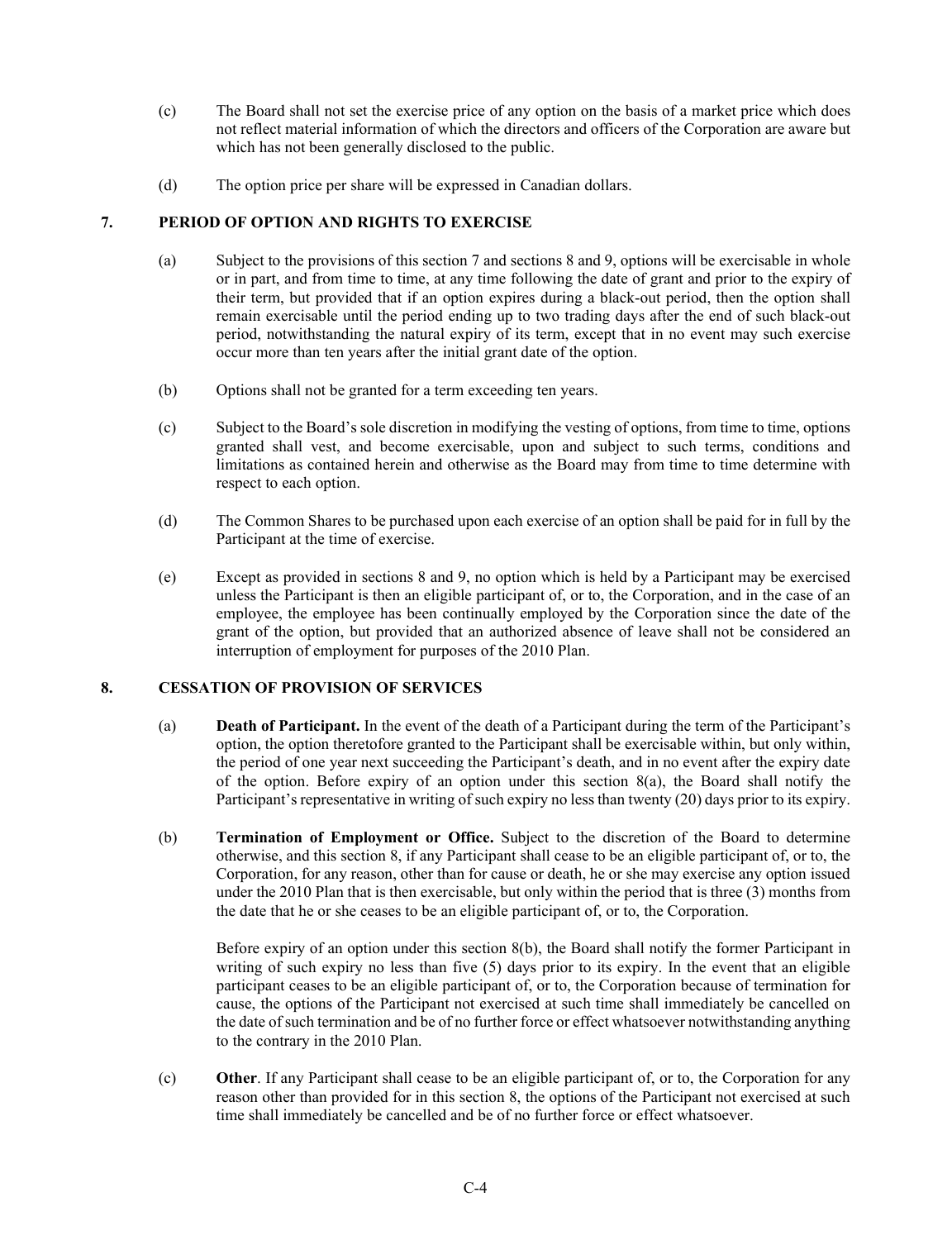(c) The Board shall not set the exercise price of any option on the basis of a market price which does not reflect material information of which the directors and officers of the Corporation are aware but which has not been generally disclosed to the public.

(d) The option price per share will be expressed in Canadian dollars.

## 7. PERIOD OF OPTION AND RIGHTS TO EXERCISE

(a) Subject to the provisions of this section 7 and sections 8 and 9, options will be exercisable in whole or in part, and from time to time, at any time following the date of grant and prior to the expiry of their term, but provided that if an option expires during a black-out period, then the option shall remain exercisable until the period ending up to two trading days after the end of such black-out period, notwithstanding the natural expiry of its term, except that in no event may such exercise occur more than ten years after the initial grant date of the option.

(b) Options shall not be granted for a term exceeding ten years.

(c) Subject to the Board's sole discretion in modifying the vesting of options, from time to time, options granted shall vest, and become exercisable, upon and subject to such terms, conditions and limitations as contained herein and otherwise as the Board may from time to time determine with respect to each option.

(d) The Common Shares to be purchased upon each exercise of an option shall be paid for in full by the Participant at the time of exercise.

(e) Except as provided in sections 8 and 9, no option which is held by a Participant may be exercised unless the Participant is then an eligible participant of, or to, the Corporation, and in the case of an employee, the employee has been continually employed by the Corporation since the date of the grant of the option, but provided that an authorized absence of leave shall not be considered an interruption of employment for purposes of the 2010 Plan.

## 8. CESSATION OF PROVISION OF SERVICES

(a) **Death of Participant.** In the event of the death of a Participant during the term of the Participant's option, the option theretofore granted to the Participant shall be exercisable within, but only within, the period of one year next succeeding the Participant's death, and in no event after the expiry date of the option. Before expiry of an option under this section 8(a), the Board shall notify the Participant's representative in writing of such expiry no less than twenty (20) days prior to its expiry.

(b) **Termination of Employment or Office.** Subject to the discretion of the Board to determine otherwise, and this section 8, if any Participant shall cease to be an eligible participant of, or to, the Corporation, for any reason, other than for cause or death, he or she may exercise any option issued under the 2010 Plan that is then exercisable, but only within the period that is three (3) months from the date that he or she ceases to be an eligible participant of, or to, the Corporation.

Before expiry of an option under this section 8(b), the Board shall notify the former Participant in writing of such expiry no less than five (5) days prior to its expiry. In the event that an eligible participant ceases to be an eligible participant of, or to, the Corporation because of termination for cause, the options of the Participant not exercised at such time shall immediately be cancelled on the date of such termination and be of no further force or effect whatsoever notwithstanding anything to the contrary in the 2010 Plan.

(c) **Other**. If any Participant shall cease to be an eligible participant of, or to, the Corporation for any reason other than provided for in this section 8, the options of the Participant not exercised at such time shall immediately be cancelled and be of no further force or effect whatsoever.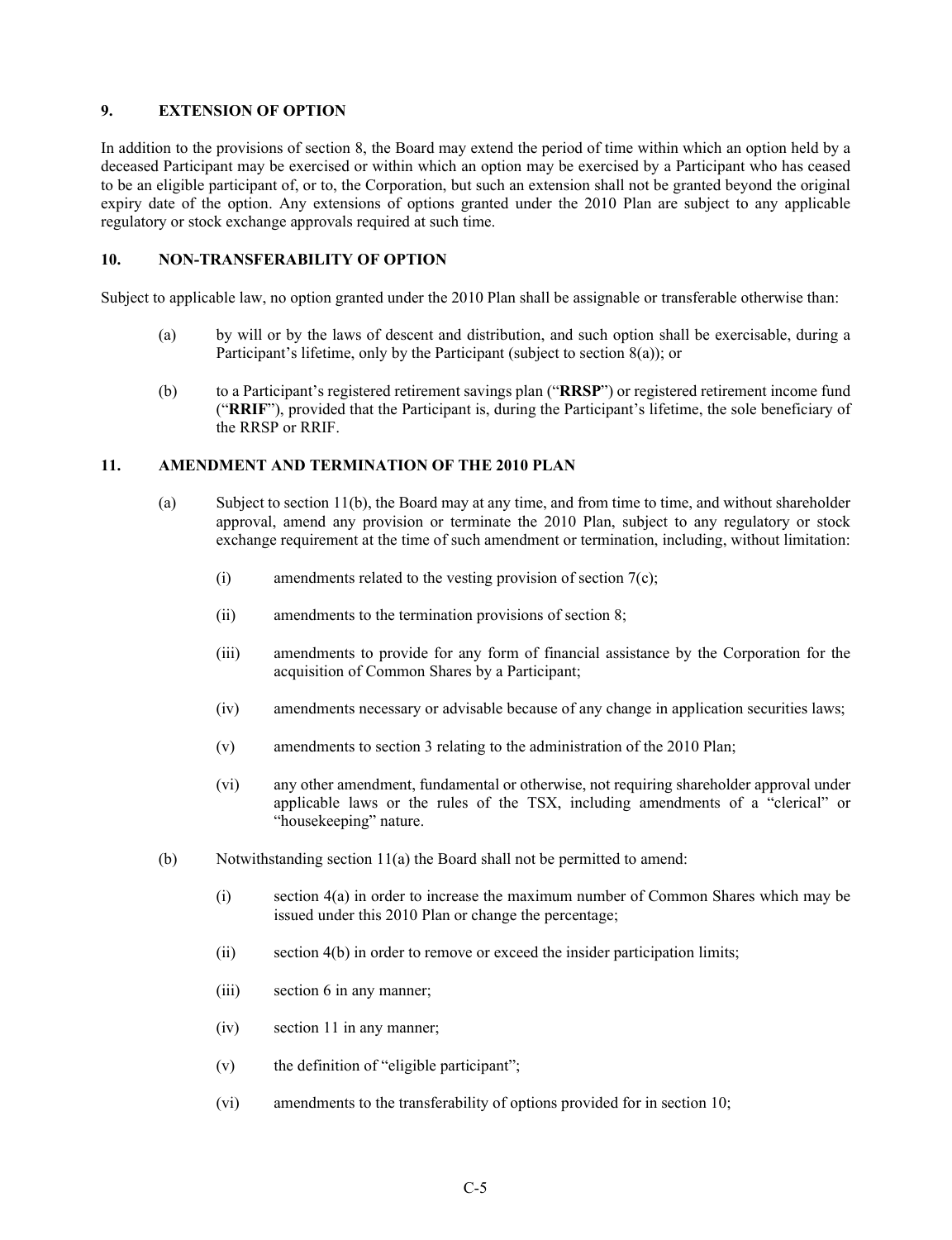## 9. EXTENSION OF OPTION

In addition to the provisions of section 8, the Board may extend the period of time within which an option held by a deceased Participant may be exercised or within which an option may be exercised by a Participant who has ceased to be an eligible participant of, or to, the Corporation, but such an extension shall not be granted beyond the original expiry date of the option. Any extensions of options granted under the 2010 Plan are subject to any applicable regulatory or stock exchange approvals required at such time.

## 10. NON-TRANSFERABILITY OF OPTION

Subject to applicable law, no option granted under the 2010 Plan shall be assignable or transferable otherwise than:

(a) by will or by the laws of descent and distribution, and such option shall be exercisable, during a Participant's lifetime, only by the Participant (subject to section 8(a)); or

(b) to a Participant's registered retirement savings plan ("**RRSP**") or registered retirement income fund ("**RRIF**"), provided that the Participant is, during the Participant's lifetime, the sole beneficiary of the RRSP or RRIF.

## 11. AMENDMENT AND TERMINATION OF THE 2010 PLAN

(a) Subject to section 11(b), the Board may at any time, and from time to time, and without shareholder approval, amend any provision or terminate the 2010 Plan, subject to any regulatory or stock exchange requirement at the time of such amendment or termination, including, without limitation:

 (i) amendments related to the vesting provision of section 7(c);

 (ii) amendments to the termination provisions of section 8;

 (iii) amendments to provide for any form of financial assistance by the Corporation for the acquisition of Common Shares by a Participant;

 (iv) amendments necessary or advisable because of any change in application securities laws;

 (v) amendments to section 3 relating to the administration of the 2010 Plan;

 (vi) any other amendment, fundamental or otherwise, not requiring shareholder approval under applicable laws or the rules of the TSX, including amendments of a "clerical" or "housekeeping" nature.

(b) Notwithstanding section 11(a) the Board shall not be permitted to amend:

 (i) section 4(a) in order to increase the maximum number of Common Shares which may be issued under this 2010 Plan or change the percentage;

 (ii) section 4(b) in order to remove or exceed the insider participation limits;

 (iii) section 6 in any manner;

 (iv) section 11 in any manner;

 (v) the definition of "eligible participant";

 (vi) amendments to the transferability of options provided for in section 10;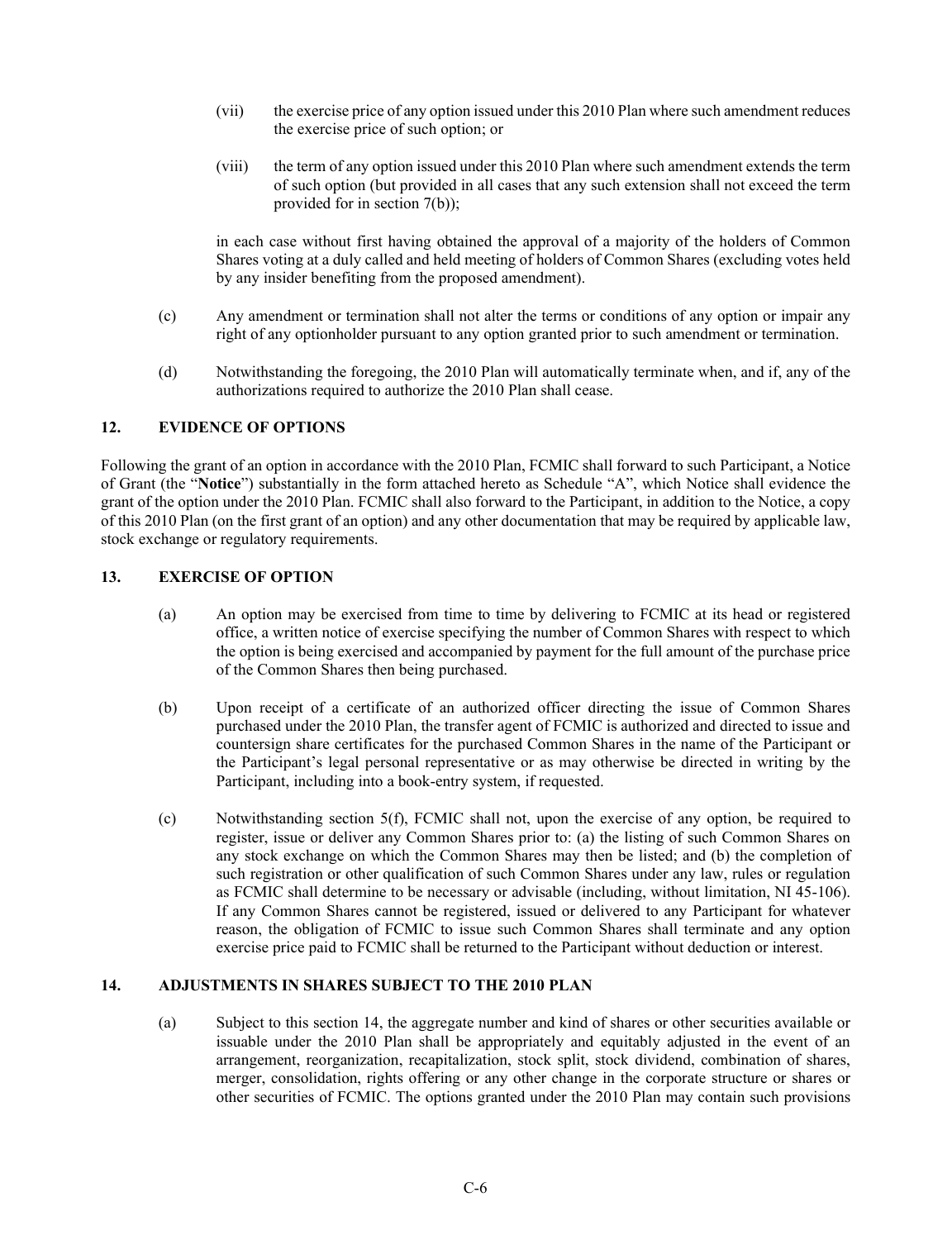(vii) the exercise price of any option issued under this 2010 Plan where such amendment reduces the exercise price of such option; or

(viii) the term of any option issued under this 2010 Plan where such amendment extends the term of such option (but provided in all cases that any such extension shall not exceed the term provided for in section 7(b));

in each case without first having obtained the approval of a majority of the holders of Common Shares voting at a duly called and held meeting of holders of Common Shares (excluding votes held by any insider benefiting from the proposed amendment).

(c) Any amendment or termination shall not alter the terms or conditions of any option or impair any right of any optionholder pursuant to any option granted prior to such amendment or termination.

(d) Notwithstanding the foregoing, the 2010 Plan will automatically terminate when, and if, any of the authorizations required to authorize the 2010 Plan shall cease.

## 12. EVIDENCE OF OPTIONS

Following the grant of an option in accordance with the 2010 Plan, FCMIC shall forward to such Participant, a Notice of Grant (the "**Notice**") substantially in the form attached hereto as Schedule "A", which Notice shall evidence the grant of the option under the 2010 Plan. FCMIC shall also forward to the Participant, in addition to the Notice, a copy of this 2010 Plan (on the first grant of an option) and any other documentation that may be required by applicable law, stock exchange or regulatory requirements.

## 13. EXERCISE OF OPTION

(a) An option may be exercised from time to time by delivering to FCMIC at its head or registered office, a written notice of exercise specifying the number of Common Shares with respect to which the option is being exercised and accompanied by payment for the full amount of the purchase price of the Common Shares then being purchased.

(b) Upon receipt of a certificate of an authorized officer directing the issue of Common Shares purchased under the 2010 Plan, the transfer agent of FCMIC is authorized and directed to issue and countersign share certificates for the purchased Common Shares in the name of the Participant or the Participant's legal personal representative or as may otherwise be directed in writing by the Participant, including into a book-entry system, if requested.

(c) Notwithstanding section 5(f), FCMIC shall not, upon the exercise of any option, be required to register, issue or deliver any Common Shares prior to: (a) the listing of such Common Shares on any stock exchange on which the Common Shares may then be listed; and (b) the completion of such registration or other qualification of such Common Shares under any law, rules or regulation as FCMIC shall determine to be necessary or advisable (including, without limitation, NI 45-106). If any Common Shares cannot be registered, issued or delivered to any Participant for whatever reason, the obligation of FCMIC to issue such Common Shares shall terminate and any option exercise price paid to FCMIC shall be returned to the Participant without deduction or interest.

## 14. ADJUSTMENTS IN SHARES SUBJECT TO THE 2010 PLAN

(a) Subject to this section 14, the aggregate number and kind of shares or other securities available or issuable under the 2010 Plan shall be appropriately and equitably adjusted in the event of an arrangement, reorganization, recapitalization, stock split, stock dividend, combination of shares, merger, consolidation, rights offering or any other change in the corporate structure or shares or other securities of FCMIC. The options granted under the 2010 Plan may contain such provisions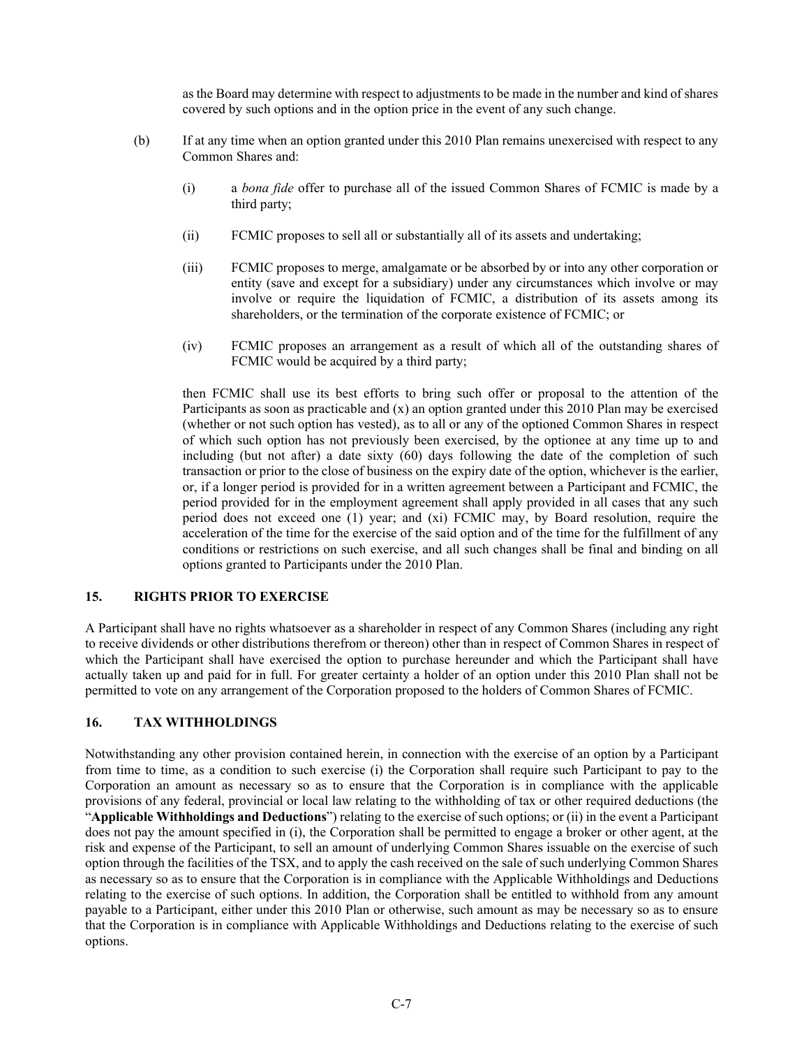as the Board may determine with respect to adjustments to be made in the number and kind of shares covered by such options and in the option price in the event of any such change.

(b) If at any time when an option granted under this 2010 Plan remains unexercised with respect to any Common Shares and:

(i) a *bona fide* offer to purchase all of the issued Common Shares of FCMIC is made by a third party;

(ii) FCMIC proposes to sell all or substantially all of its assets and undertaking;

(iii) FCMIC proposes to merge, amalgamate or be absorbed by or into any other corporation or entity (save and except for a subsidiary) under any circumstances which involve or may involve or require the liquidation of FCMIC, a distribution of its assets among its shareholders, or the termination of the corporate existence of FCMIC; or

(iv) FCMIC proposes an arrangement as a result of which all of the outstanding shares of FCMIC would be acquired by a third party;

then FCMIC shall use its best efforts to bring such offer or proposal to the attention of the Participants as soon as practicable and (x) an option granted under this 2010 Plan may be exercised (whether or not such option has vested), as to all or any of the optioned Common Shares in respect of which such option has not previously been exercised, by the optionee at any time up to and including (but not after) a date sixty (60) days following the date of the completion of such transaction or prior to the close of business on the expiry date of the option, whichever is the earlier, or, if a longer period is provided for in a written agreement between a Participant and FCMIC, the period provided for in the employment agreement shall apply provided in all cases that any such period does not exceed one (1) year; and (xi) FCMIC may, by Board resolution, require the acceleration of the time for the exercise of the said option and of the time for the fulfillment of any conditions or restrictions on such exercise, and all such changes shall be final and binding on all options granted to Participants under the 2010 Plan.

## 15. RIGHTS PRIOR TO EXERCISE

A Participant shall have no rights whatsoever as a shareholder in respect of any Common Shares (including any right to receive dividends or other distributions therefrom or thereon) other than in respect of Common Shares in respect of which the Participant shall have exercised the option to purchase hereunder and which the Participant shall have actually taken up and paid for in full. For greater certainty a holder of an option under this 2010 Plan shall not be permitted to vote on any arrangement of the Corporation proposed to the holders of Common Shares of FCMIC.

## 16. TAX WITHHOLDINGS

Notwithstanding any other provision contained herein, in connection with the exercise of an option by a Participant from time to time, as a condition to such exercise (i) the Corporation shall require such Participant to pay to the Corporation an amount as necessary so as to ensure that the Corporation is in compliance with the applicable provisions of any federal, provincial or local law relating to the withholding of tax or other required deductions (the "**Applicable Withholdings and Deductions**") relating to the exercise of such options; or (ii) in the event a Participant does not pay the amount specified in (i), the Corporation shall be permitted to engage a broker or other agent, at the risk and expense of the Participant, to sell an amount of underlying Common Shares issuable on the exercise of such option through the facilities of the TSX, and to apply the cash received on the sale of such underlying Common Shares as necessary so as to ensure that the Corporation is in compliance with the Applicable Withholdings and Deductions relating to the exercise of such options. In addition, the Corporation shall be entitled to withhold from any amount payable to a Participant, either under this 2010 Plan or otherwise, such amount as may be necessary so as to ensure that the Corporation is in compliance with Applicable Withholdings and Deductions relating to the exercise of such options.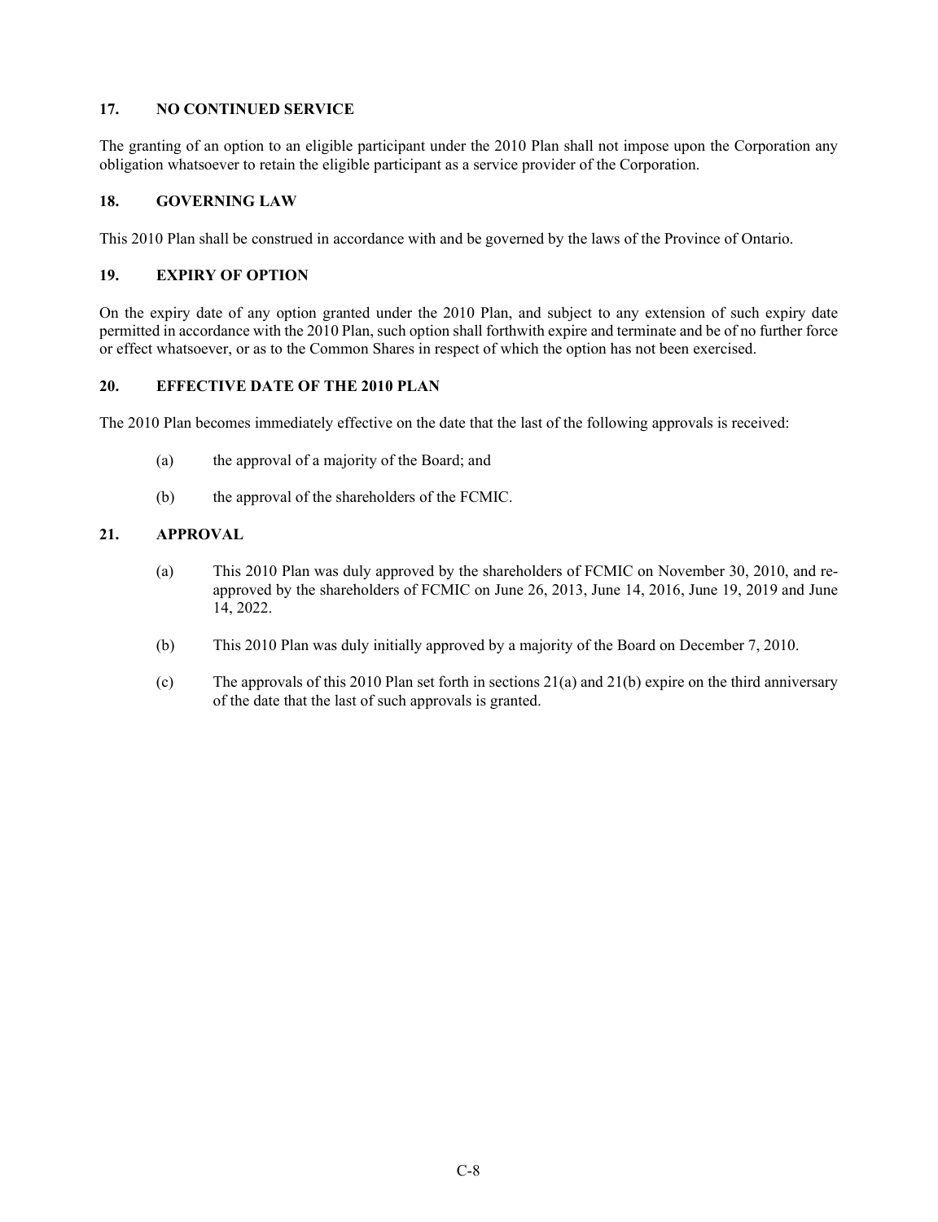### 17. NO CONTINUED SERVICE

The granting of an option to an eligible participant under the 2010 Plan shall not impose upon the Corporation any obligation whatsoever to retain the eligible participant as a service provider of the Corporation.

### 18. GOVERNING LAW

This 2010 Plan shall be construed in accordance with and be governed by the laws of the Province of Ontario.

### 19. EXPIRY OF OPTION

On the expiry date of any option granted under the 2010 Plan, and subject to any extension of such expiry date permitted in accordance with the 2010 Plan, such option shall forthwith expire and terminate and be of no further force or effect whatsoever, or as to the Common Shares in respect of which the option has not been exercised.

### 20. EFFECTIVE DATE OF THE 2010 PLAN

The 2010 Plan becomes immediately effective on the date that the last of the following approvals is received:

(a) the approval of a majority of the Board; and

(b) the approval of the shareholders of the FCMIC.

### 21. APPROVAL

(a) This 2010 Plan was duly approved by the shareholders of FCMIC on November 30, 2010, and re-approved by the shareholders of FCMIC on June 26, 2013, June 14, 2016, June 19, 2019 and June 14, 2022.

(b) This 2010 Plan was duly initially approved by a majority of the Board on December 7, 2010.

(c) The approvals of this 2010 Plan set forth in sections 21(a) and 21(b) expire on the third anniversary of the date that the last of such approvals is granted.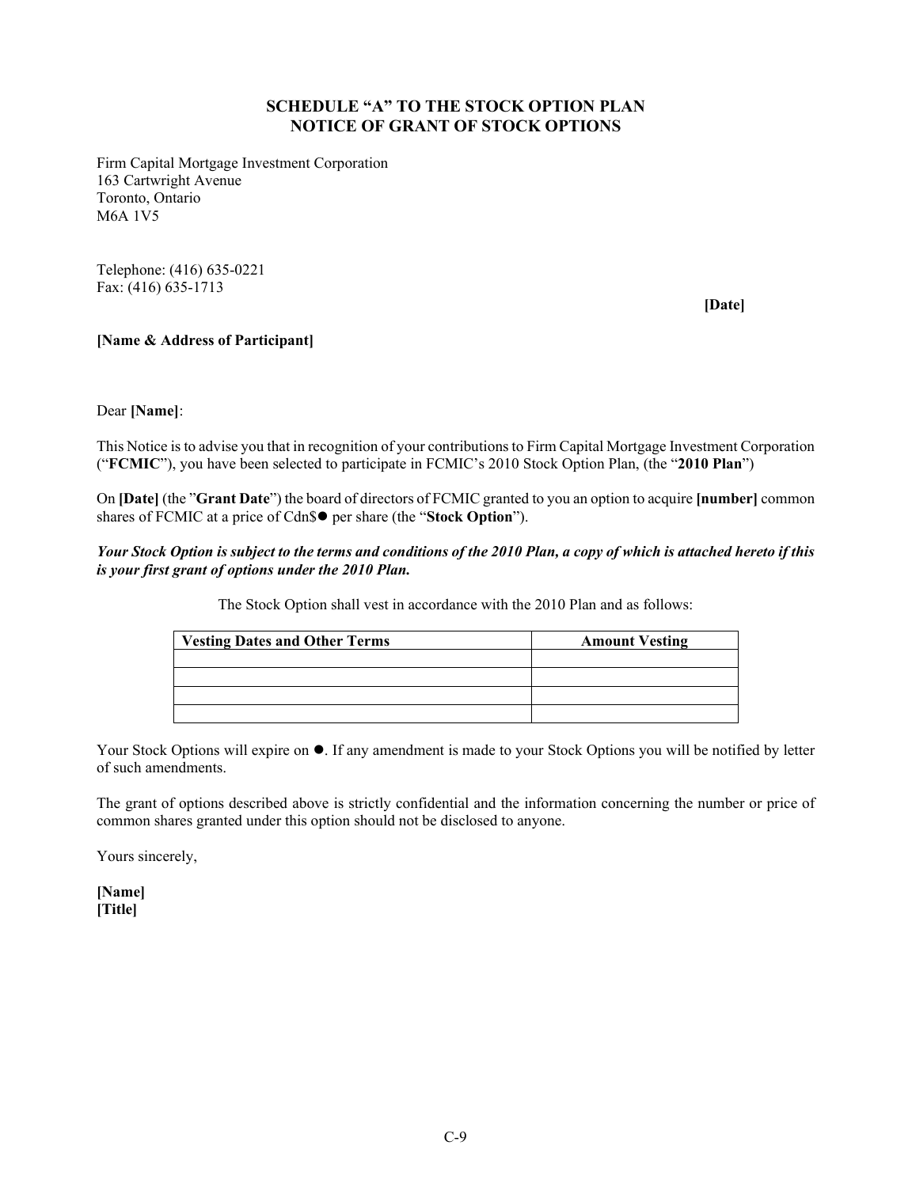# SCHEDULE "A" TO THE STOCK OPTION PLAN
# NOTICE OF GRANT OF STOCK OPTIONS

Firm Capital Mortgage Investment Corporation
163 Cartwright Avenue
Toronto, Ontario
M6A 1V5

Telephone: (416) 635-0221
Fax: (416) 635-1713

**[Date]**

**[Name & Address of Participant]**

Dear **[Name]**:

This Notice is to advise you that in recognition of your contributions to Firm Capital Mortgage Investment Corporation ("**FCMIC**"), you have been selected to participate in FCMIC's 2010 Stock Option Plan, (the "**2010 Plan**")

On **[Date]** (the "**Grant Date**") the board of directors of FCMIC granted to you an option to acquire **[number]** common shares of FCMIC at a price of Cdn$● per share (the "**Stock Option**").

***Your Stock Option is subject to the terms and conditions of the 2010 Plan, a copy of which is attached hereto if this is your first grant of options under the 2010 Plan.***

The Stock Option shall vest in accordance with the 2010 Plan and as follows:

| Vesting Dates and Other Terms | Amount Vesting |
| --- | --- |
| | |
| | |
| | |
| | |

Your Stock Options will expire on ●. If any amendment is made to your Stock Options you will be notified by letter of such amendments.

The grant of options described above is strictly confidential and the information concerning the number or price of common shares granted under this option should not be disclosed to anyone.

Yours sincerely,

**[Name]**
**[Title]**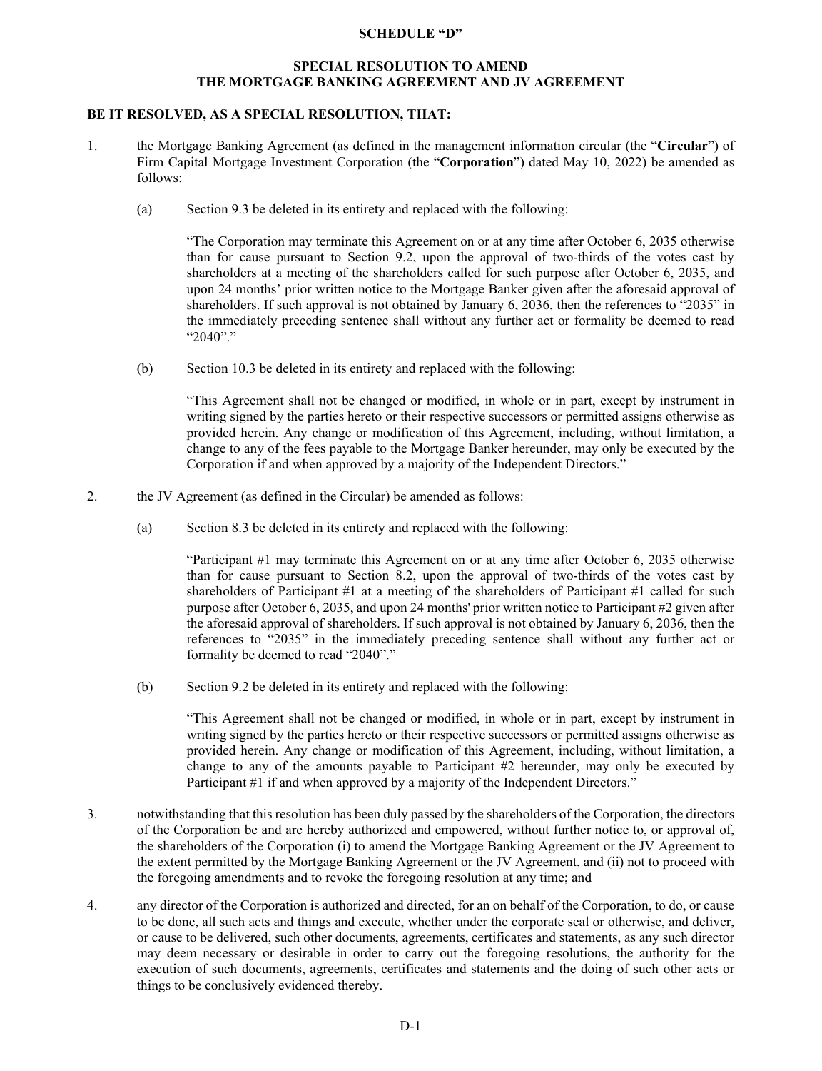**SCHEDULE "D"**

**SPECIAL RESOLUTION TO AMEND THE MORTGAGE BANKING AGREEMENT AND JV AGREEMENT**

**BE IT RESOLVED, AS A SPECIAL RESOLUTION, THAT:**

1. the Mortgage Banking Agreement (as defined in the management information circular (the "**Circular**") of Firm Capital Mortgage Investment Corporation (the "**Corporation**") dated May 10, 2022) be amended as follows:

   (a) Section 9.3 be deleted in its entirety and replaced with the following:

   "The Corporation may terminate this Agreement on or at any time after October 6, 2035 otherwise than for cause pursuant to Section 9.2, upon the approval of two-thirds of the votes cast by shareholders at a meeting of the shareholders called for such purpose after October 6, 2035, and upon 24 months' prior written notice to the Mortgage Banker given after the aforesaid approval of shareholders. If such approval is not obtained by January 6, 2036, then the references to "2035" in the immediately preceding sentence shall without any further act or formality be deemed to read "2040"."

   (b) Section 10.3 be deleted in its entirety and replaced with the following:

   "This Agreement shall not be changed or modified, in whole or in part, except by instrument in writing signed by the parties hereto or their respective successors or permitted assigns otherwise as provided herein. Any change or modification of this Agreement, including, without limitation, a change to any of the fees payable to the Mortgage Banker hereunder, may only be executed by the Corporation if and when approved by a majority of the Independent Directors."

2. the JV Agreement (as defined in the Circular) be amended as follows:

   (a) Section 8.3 be deleted in its entirety and replaced with the following:

   "Participant #1 may terminate this Agreement on or at any time after October 6, 2035 otherwise than for cause pursuant to Section 8.2, upon the approval of two-thirds of the votes cast by shareholders of Participant #1 at a meeting of the shareholders of Participant #1 called for such purpose after October 6, 2035, and upon 24 months' prior written notice to Participant #2 given after the aforesaid approval of shareholders. If such approval is not obtained by January 6, 2036, then the references to "2035" in the immediately preceding sentence shall without any further act or formality be deemed to read "2040"."

   (b) Section 9.2 be deleted in its entirety and replaced with the following:

   "This Agreement shall not be changed or modified, in whole or in part, except by instrument in writing signed by the parties hereto or their respective successors or permitted assigns otherwise as provided herein. Any change or modification of this Agreement, including, without limitation, a change to any of the amounts payable to Participant #2 hereunder, may only be executed by Participant #1 if and when approved by a majority of the Independent Directors."

3. notwithstanding that this resolution has been duly passed by the shareholders of the Corporation, the directors of the Corporation be and are hereby authorized and empowered, without further notice to, or approval of, the shareholders of the Corporation (i) to amend the Mortgage Banking Agreement or the JV Agreement to the extent permitted by the Mortgage Banking Agreement or the JV Agreement, and (ii) not to proceed with the foregoing amendments and to revoke the foregoing resolution at any time; and

4. any director of the Corporation is authorized and directed, for an on behalf of the Corporation, to do, or cause to be done, all such acts and things and execute, whether under the corporate seal or otherwise, and deliver, or cause to be delivered, such other documents, agreements, certificates and statements, as any such director may deem necessary or desirable in order to carry out the foregoing resolutions, the authority for the execution of such documents, agreements, certificates and statements and the doing of such other acts or things to be conclusively evidenced thereby.